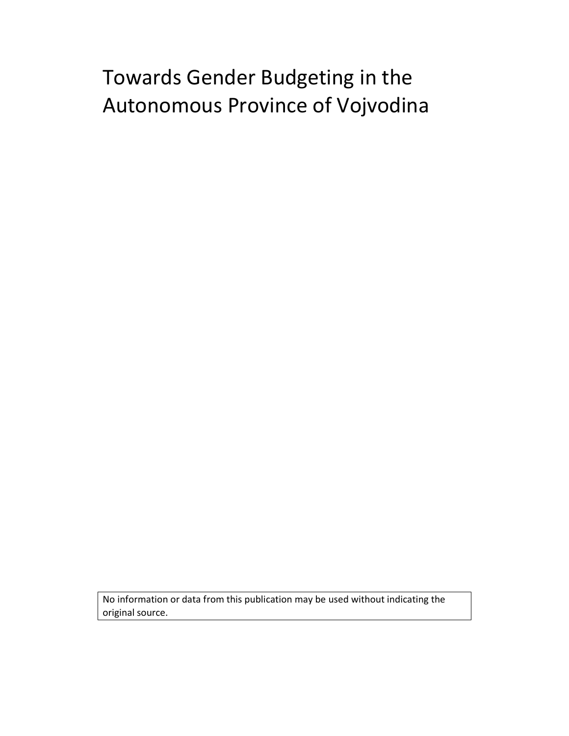# Towards Gender Budgeting in the Autonomous Province of Vojvodina

No information or data from this publication may be used without indicating the original source.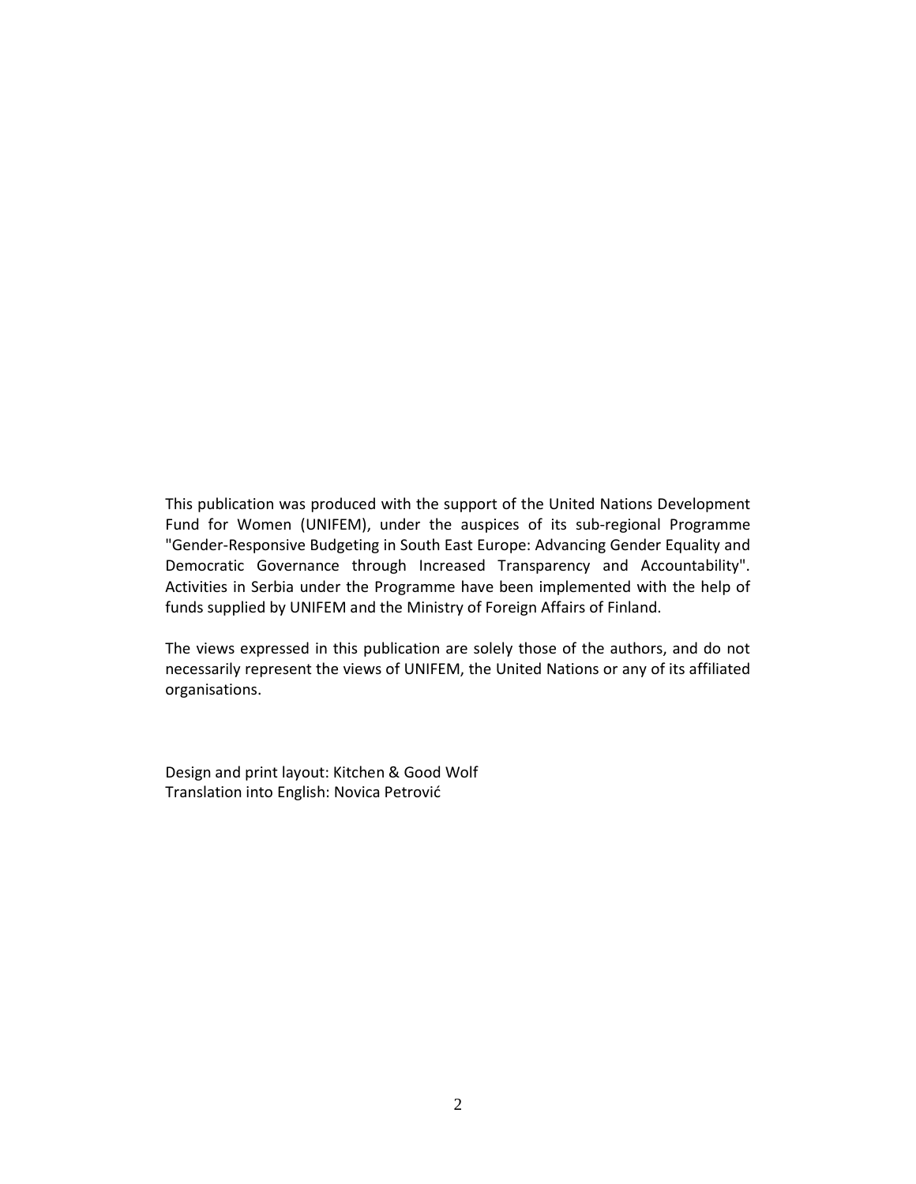This publication was produced with the support of the United Nations Development Fund for Women (UNIFEM), under the auspices of its sub-regional Programme "Gender-Responsive Budgeting in South East Europe: Advancing Gender Equality and Democratic Governance through Increased Transparency and Accountability". Activities in Serbia under the Programme have been implemented with the help of funds supplied by UNIFEM and the Ministry of Foreign Affairs of Finland.

The views expressed in this publication are solely those of the authors, and do not necessarily represent the views of UNIFEM, the United Nations or any of its affiliated organisations.

Design and print layout: Kitchen & Good Wolf
Translation into English: Novica Petrović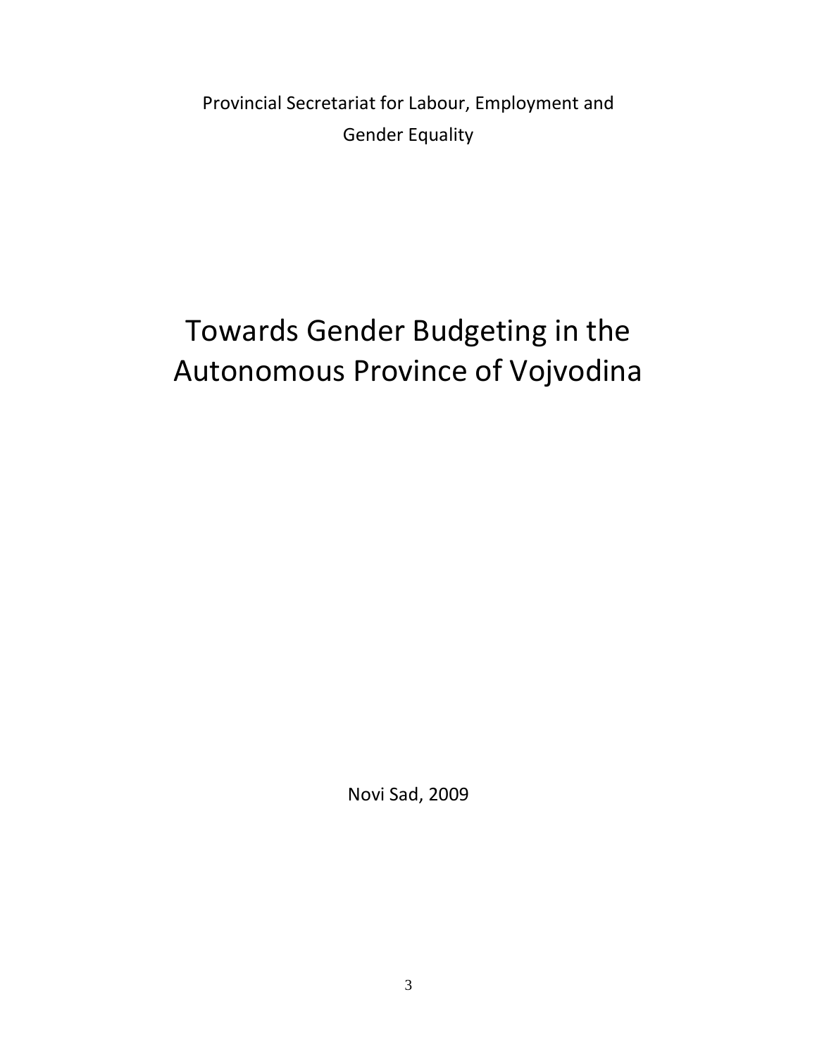Provincial Secretariat for Labour, Employment and Gender Equality

# Towards Gender Budgeting in the Autonomous Province of Vojvodina

Novi Sad, 2009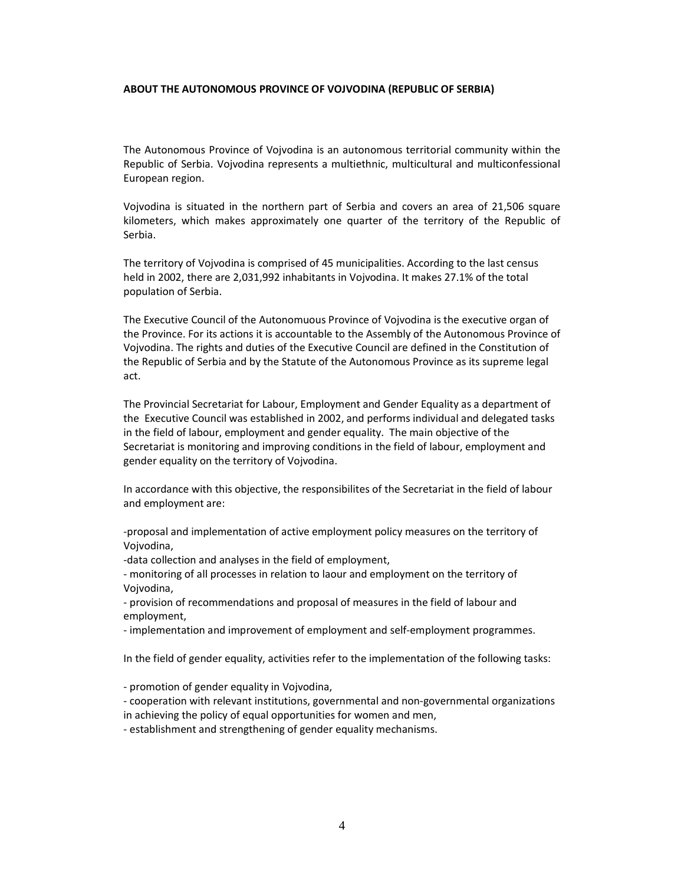**ABOUT THE AUTONOMOUS PROVINCE OF VOJVODINA (REPUBLIC OF SERBIA)**

The Autonomous Province of Vojvodina is an autonomous territorial community within the Republic of Serbia. Vojvodina represents a multiethnic, multicultural and multiconfessional European region.

Vojvodina is situated in the northern part of Serbia and covers an area of 21,506 square kilometers, which makes approximately one quarter of the territory of the Republic of Serbia.

The territory of Vojvodina is comprised of 45 municipalities. According to the last census held in 2002, there are 2,031,992 inhabitants in Vojvodina. It makes 27.1% of the total population of Serbia.

The Executive Council of the Autonomuous Province of Vojvodina is the executive organ of the Province. For its actions it is accountable to the Assembly of the Autonomous Province of Vojvodina. The rights and duties of the Executive Council are defined in the Constitution of the Republic of Serbia and by the Statute of the Autonomous Province as its supreme legal act.

The Provincial Secretariat for Labour, Employment and Gender Equality as a department of the Executive Council was established in 2002, and performs individual and delegated tasks in the field of labour, employment and gender equality. The main objective of the Secretariat is monitoring and improving conditions in the field of labour, employment and gender equality on the territory of Vojvodina.

In accordance with this objective, the responsibilites of the Secretariat in the field of labour and employment are:

-proposal and implementation of active employment policy measures on the territory of Vojvodina,
-data collection and analyses in the field of employment,
- monitoring of all processes in relation to laour and employment on the territory of Vojvodina,
- provision of recommendations and proposal of measures in the field of labour and employment,
- implementation and improvement of employment and self-employment programmes.

In the field of gender equality, activities refer to the implementation of the following tasks:

- promotion of gender equality in Vojvodina,
- cooperation with relevant institutions, governmental and non-governmental organizations in achieving the policy of equal opportunities for women and men,
- establishment and strengthening of gender equality mechanisms.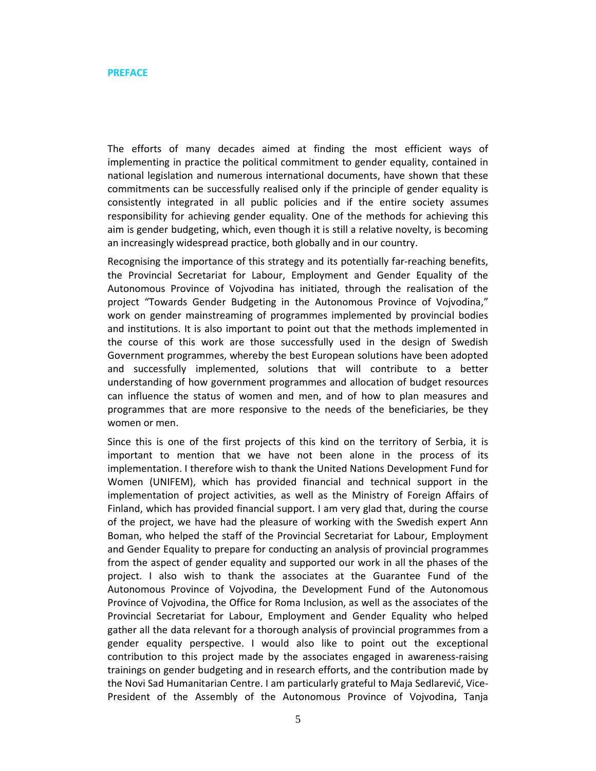## PREFACE

The efforts of many decades aimed at finding the most efficient ways of implementing in practice the political commitment to gender equality, contained in national legislation and numerous international documents, have shown that these commitments can be successfully realised only if the principle of gender equality is consistently integrated in all public policies and if the entire society assumes responsibility for achieving gender equality. One of the methods for achieving this aim is gender budgeting, which, even though it is still a relative novelty, is becoming an increasingly widespread practice, both globally and in our country.

Recognising the importance of this strategy and its potentially far-reaching benefits, the Provincial Secretariat for Labour, Employment and Gender Equality of the Autonomous Province of Vojvodina has initiated, through the realisation of the project "Towards Gender Budgeting in the Autonomous Province of Vojvodina," work on gender mainstreaming of programmes implemented by provincial bodies and institutions. It is also important to point out that the methods implemented in the course of this work are those successfully used in the design of Swedish Government programmes, whereby the best European solutions have been adopted and successfully implemented, solutions that will contribute to a better understanding of how government programmes and allocation of budget resources can influence the status of women and men, and of how to plan measures and programmes that are more responsive to the needs of the beneficiaries, be they women or men.

Since this is one of the first projects of this kind on the territory of Serbia, it is important to mention that we have not been alone in the process of its implementation. I therefore wish to thank the United Nations Development Fund for Women (UNIFEM), which has provided financial and technical support in the implementation of project activities, as well as the Ministry of Foreign Affairs of Finland, which has provided financial support. I am very glad that, during the course of the project, we have had the pleasure of working with the Swedish expert Ann Boman, who helped the staff of the Provincial Secretariat for Labour, Employment and Gender Equality to prepare for conducting an analysis of provincial programmes from the aspect of gender equality and supported our work in all the phases of the project. I also wish to thank the associates at the Guarantee Fund of the Autonomous Province of Vojvodina, the Development Fund of the Autonomous Province of Vojvodina, the Office for Roma Inclusion, as well as the associates of the Provincial Secretariat for Labour, Employment and Gender Equality who helped gather all the data relevant for a thorough analysis of provincial programmes from a gender equality perspective. I would also like to point out the exceptional contribution to this project made by the associates engaged in awareness-raising trainings on gender budgeting and in research efforts, and the contribution made by the Novi Sad Humanitarian Centre. I am particularly grateful to Maja Sedlarević, Vice-President of the Assembly of the Autonomous Province of Vojvodina, Tanja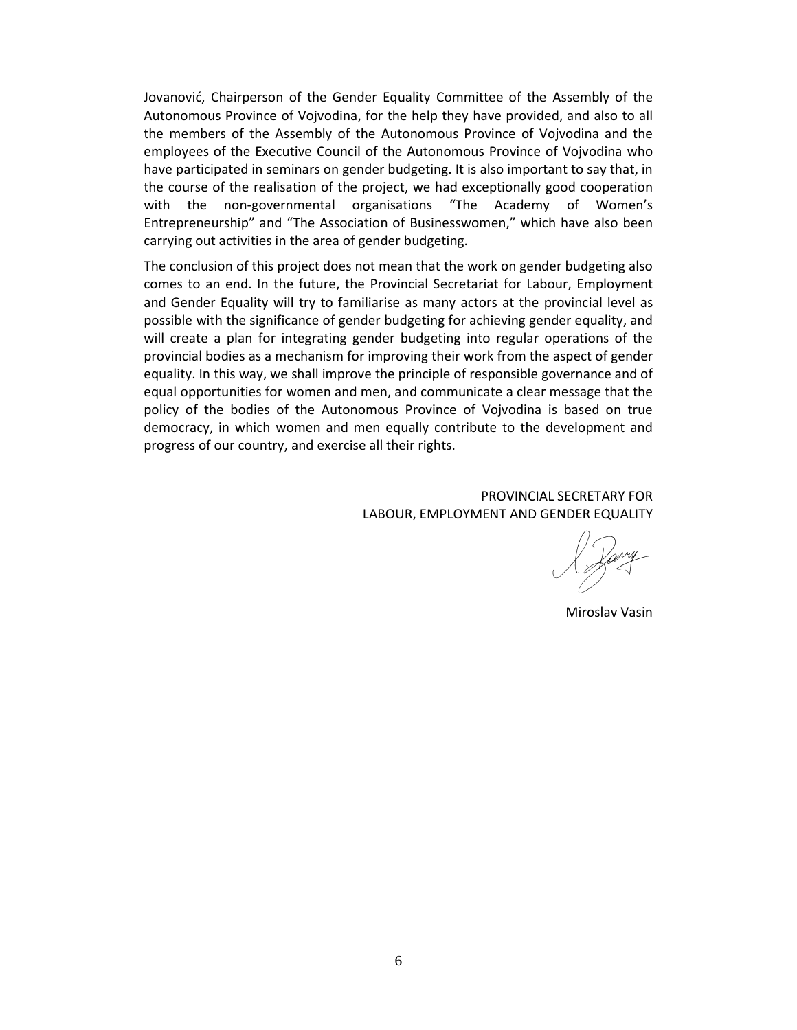Jovanović, Chairperson of the Gender Equality Committee of the Assembly of the Autonomous Province of Vojvodina, for the help they have provided, and also to all the members of the Assembly of the Autonomous Province of Vojvodina and the employees of the Executive Council of the Autonomous Province of Vojvodina who have participated in seminars on gender budgeting. It is also important to say that, in the course of the realisation of the project, we had exceptionally good cooperation with the non-governmental organisations "The Academy of Women's Entrepreneurship" and "The Association of Businesswomen," which have also been carrying out activities in the area of gender budgeting.

The conclusion of this project does not mean that the work on gender budgeting also comes to an end. In the future, the Provincial Secretariat for Labour, Employment and Gender Equality will try to familiarise as many actors at the provincial level as possible with the significance of gender budgeting for achieving gender equality, and will create a plan for integrating gender budgeting into regular operations of the provincial bodies as a mechanism for improving their work from the aspect of gender equality. In this way, we shall improve the principle of responsible governance and of equal opportunities for women and men, and communicate a clear message that the policy of the bodies of the Autonomous Province of Vojvodina is based on true democracy, in which women and men equally contribute to the development and progress of our country, and exercise all their rights.

PROVINCIAL SECRETARY FOR
LABOUR, EMPLOYMENT AND GENDER EQUALITY

Miroslav Vasin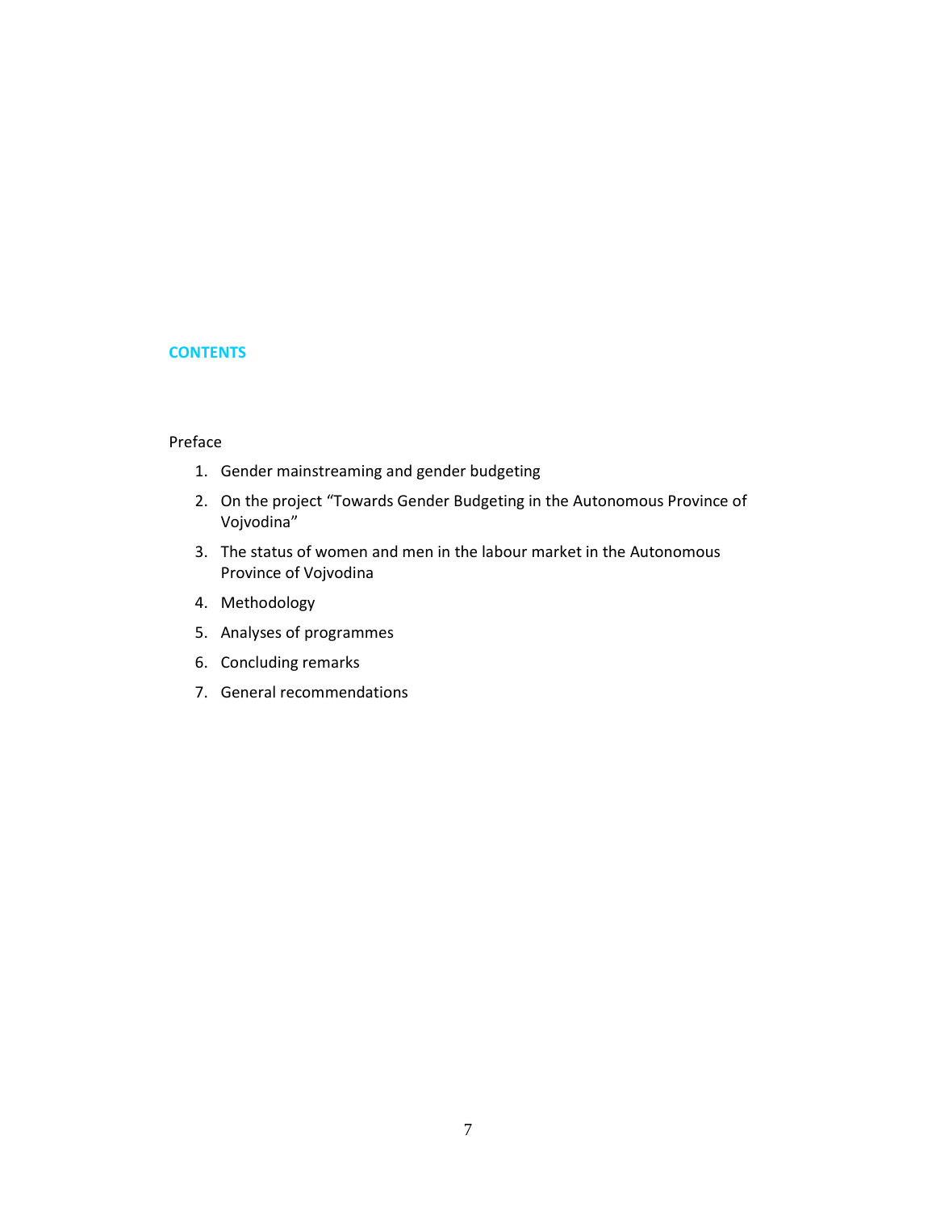# CONTENTS

Preface

1. Gender mainstreaming and gender budgeting
2. On the project “Towards Gender Budgeting in the Autonomous Province of Vojvodina”
3. The status of women and men in the labour market in the Autonomous Province of Vojvodina
4. Methodology
5. Analyses of programmes
6. Concluding remarks
7. General recommendations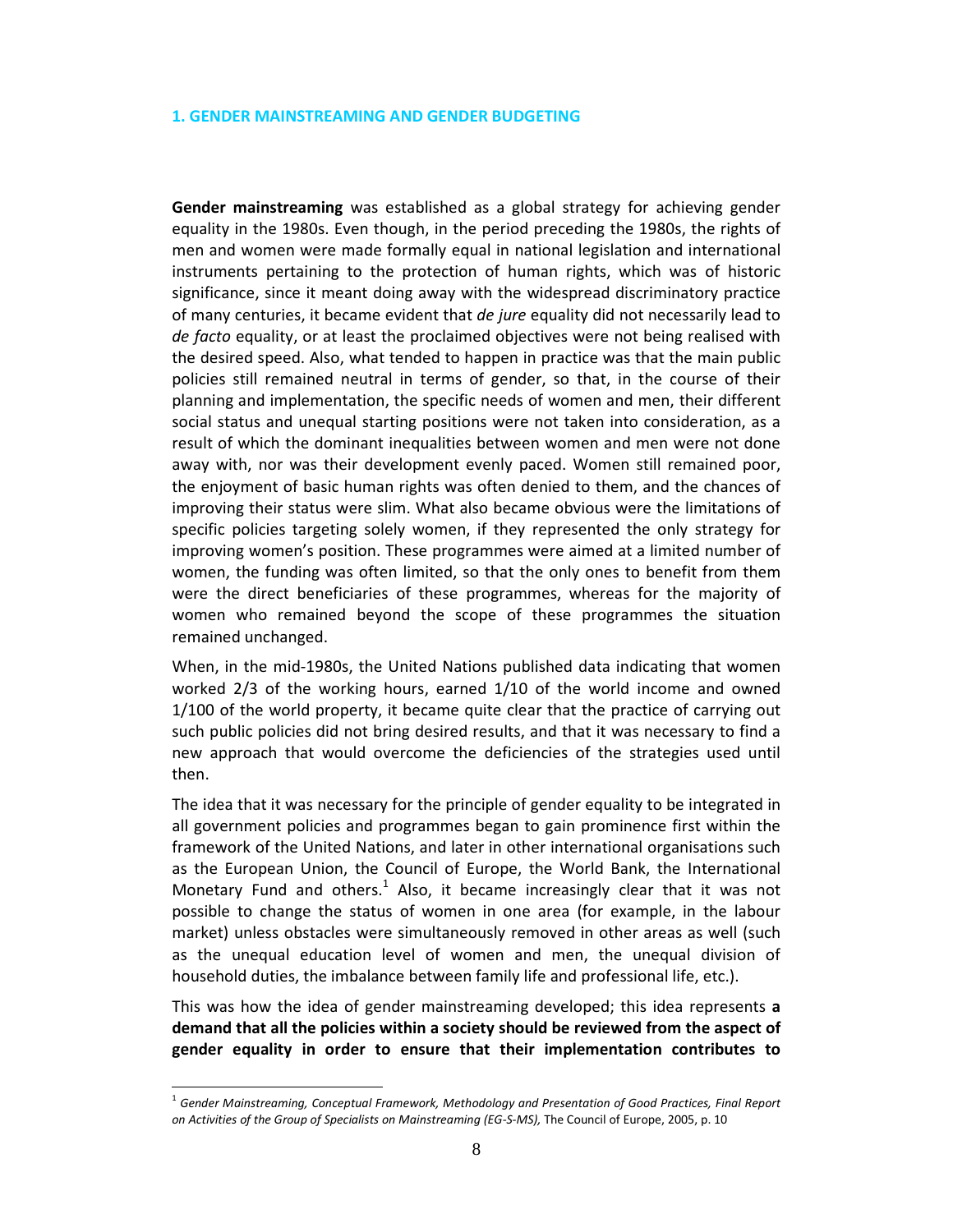# 1. GENDER MAINSTREAMING AND GENDER BUDGETING

**Gender mainstreaming** was established as a global strategy for achieving gender equality in the 1980s. Even though, in the period preceding the 1980s, the rights of men and women were made formally equal in national legislation and international instruments pertaining to the protection of human rights, which was of historic significance, since it meant doing away with the widespread discriminatory practice of many centuries, it became evident that *de jure* equality did not necessarily lead to *de facto* equality, or at least the proclaimed objectives were not being realised with the desired speed. Also, what tended to happen in practice was that the main public policies still remained neutral in terms of gender, so that, in the course of their planning and implementation, the specific needs of women and men, their different social status and unequal starting positions were not taken into consideration, as a result of which the dominant inequalities between women and men were not done away with, nor was their development evenly paced. Women still remained poor, the enjoyment of basic human rights was often denied to them, and the chances of improving their status were slim. What also became obvious were the limitations of specific policies targeting solely women, if they represented the only strategy for improving women's position. These programmes were aimed at a limited number of women, the funding was often limited, so that the only ones to benefit from them were the direct beneficiaries of these programmes, whereas for the majority of women who remained beyond the scope of these programmes the situation remained unchanged.

When, in the mid-1980s, the United Nations published data indicating that women worked 2/3 of the working hours, earned 1/10 of the world income and owned 1/100 of the world property, it became quite clear that the practice of carrying out such public policies did not bring desired results, and that it was necessary to find a new approach that would overcome the deficiencies of the strategies used until then.

The idea that it was necessary for the principle of gender equality to be integrated in all government policies and programmes began to gain prominence first within the framework of the United Nations, and later in other international organisations such as the European Union, the Council of Europe, the World Bank, the International Monetary Fund and others.[1] Also, it became increasingly clear that it was not possible to change the status of women in one area (for example, in the labour market) unless obstacles were simultaneously removed in other areas as well (such as the unequal education level of women and men, the unequal division of household duties, the imbalance between family life and professional life, etc.).

This was how the idea of gender mainstreaming developed; this idea represents **a demand that all the policies within a society should be reviewed from the aspect of gender equality in order to ensure that their implementation contributes to**

[1] *Gender Mainstreaming, Conceptual Framework, Methodology and Presentation of Good Practices, Final Report on Activities of the Group of Specialists on Mainstreaming (EG-S-MS),* The Council of Europe, 2005, p. 10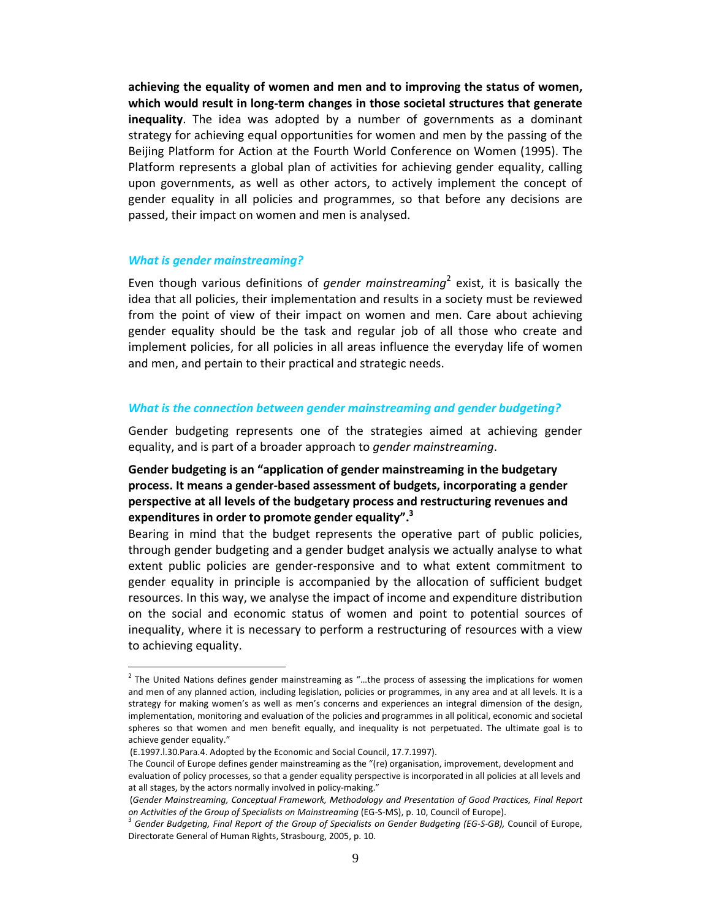**achieving the equality of women and men and to improving the status of women, which would result in long-term changes in those societal structures that generate inequality**. The idea was adopted by a number of governments as a dominant strategy for achieving equal opportunities for women and men by the passing of the Beijing Platform for Action at the Fourth World Conference on Women (1995). The Platform represents a global plan of activities for achieving gender equality, calling upon governments, as well as other actors, to actively implement the concept of gender equality in all policies and programmes, so that before any decisions are passed, their impact on women and men is analysed.

### *What is gender mainstreaming?*

Even though various definitions of *gender mainstreaming*[2] exist, it is basically the idea that all policies, their implementation and results in a society must be reviewed from the point of view of their impact on women and men. Care about achieving gender equality should be the task and regular job of all those who create and implement policies, for all policies in all areas influence the everyday life of women and men, and pertain to their practical and strategic needs.

### *What is the connection between gender mainstreaming and gender budgeting?*

Gender budgeting represents one of the strategies aimed at achieving gender equality, and is part of a broader approach to *gender mainstreaming*.

**Gender budgeting is an "application of gender mainstreaming in the budgetary process. It means a gender-based assessment of budgets, incorporating a gender perspective at all levels of the budgetary process and restructuring revenues and expenditures in order to promote gender equality".[3]**

Bearing in mind that the budget represents the operative part of public policies, through gender budgeting and a gender budget analysis we actually analyse to what extent public policies are gender-responsive and to what extent commitment to gender equality in principle is accompanied by the allocation of sufficient budget resources. In this way, we analyse the impact of income and expenditure distribution on the social and economic status of women and point to potential sources of inequality, where it is necessary to perform a restructuring of resources with a view to achieving equality.

---

[2] The United Nations defines gender mainstreaming as "…the process of assessing the implications for women and men of any planned action, including legislation, policies or programmes, in any area and at all levels. It is a strategy for making women's as well as men's concerns and experiences an integral dimension of the design, implementation, monitoring and evaluation of the policies and programmes in all political, economic and societal spheres so that women and men benefit equally, and inequality is not perpetuated. The ultimate goal is to achieve gender equality."

(E.1997.l.30.Para.4. Adopted by the Economic and Social Council, 17.7.1997).

The Council of Europe defines gender mainstreaming as the "(re) organisation, improvement, development and evaluation of policy processes, so that a gender equality perspective is incorporated in all policies at all levels and at all stages, by the actors normally involved in policy-making."

(*Gender Mainstreaming, Conceptual Framework, Methodology and Presentation of Good Practices, Final Report on Activities of the Group of Specialists on Mainstreaming* (EG-S-MS), p. 10, Council of Europe).

[3] *Gender Budgeting, Final Report of the Group of Specialists on Gender Budgeting (EG-S-GB),* Council of Europe, Directorate General of Human Rights, Strasbourg, 2005, p. 10.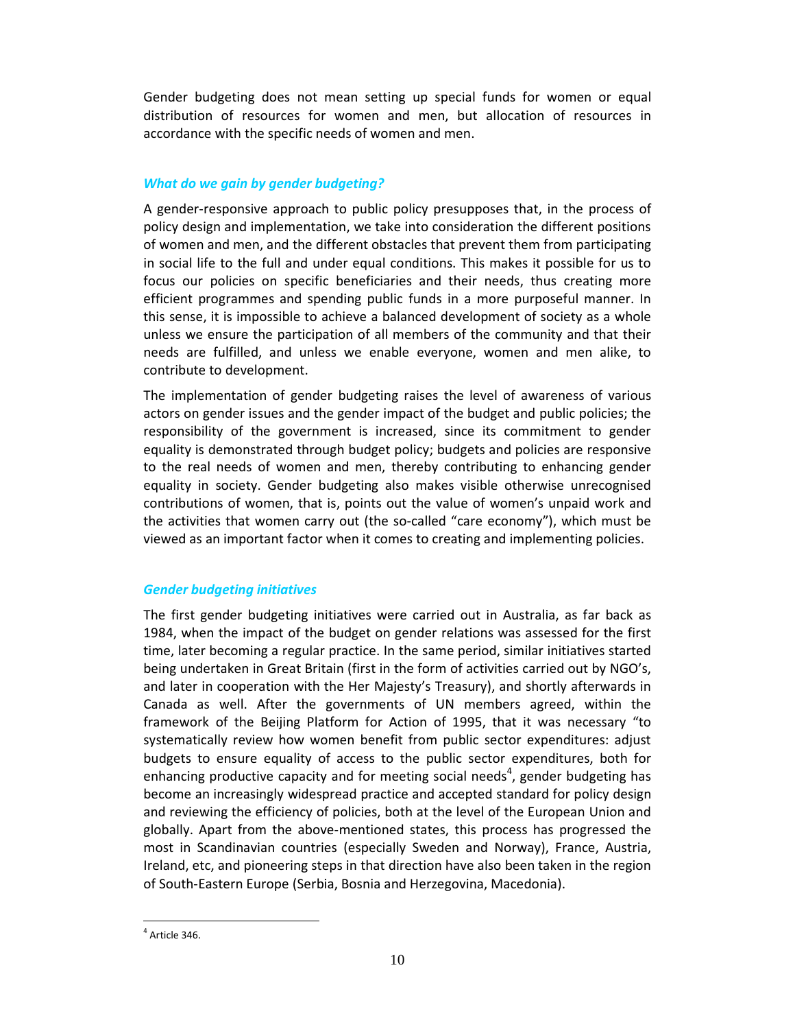Gender budgeting does not mean setting up special funds for women or equal distribution of resources for women and men, but allocation of resources in accordance with the specific needs of women and men.

### *What do we gain by gender budgeting?*

A gender-responsive approach to public policy presupposes that, in the process of policy design and implementation, we take into consideration the different positions of women and men, and the different obstacles that prevent them from participating in social life to the full and under equal conditions. This makes it possible for us to focus our policies on specific beneficiaries and their needs, thus creating more efficient programmes and spending public funds in a more purposeful manner. In this sense, it is impossible to achieve a balanced development of society as a whole unless we ensure the participation of all members of the community and that their needs are fulfilled, and unless we enable everyone, women and men alike, to contribute to development.

The implementation of gender budgeting raises the level of awareness of various actors on gender issues and the gender impact of the budget and public policies; the responsibility of the government is increased, since its commitment to gender equality is demonstrated through budget policy; budgets and policies are responsive to the real needs of women and men, thereby contributing to enhancing gender equality in society. Gender budgeting also makes visible otherwise unrecognised contributions of women, that is, points out the value of women's unpaid work and the activities that women carry out (the so-called "care economy"), which must be viewed as an important factor when it comes to creating and implementing policies.

### *Gender budgeting initiatives*

The first gender budgeting initiatives were carried out in Australia, as far back as 1984, when the impact of the budget on gender relations was assessed for the first time, later becoming a regular practice. In the same period, similar initiatives started being undertaken in Great Britain (first in the form of activities carried out by NGO's, and later in cooperation with the Her Majesty's Treasury), and shortly afterwards in Canada as well. After the governments of UN members agreed, within the framework of the Beijing Platform for Action of 1995, that it was necessary "to systematically review how women benefit from public sector expenditures: adjust budgets to ensure equality of access to the public sector expenditures, both for enhancing productive capacity and for meeting social needs[4], gender budgeting has become an increasingly widespread practice and accepted standard for policy design and reviewing the efficiency of policies, both at the level of the European Union and globally. Apart from the above-mentioned states, this process has progressed the most in Scandinavian countries (especially Sweden and Norway), France, Austria, Ireland, etc, and pioneering steps in that direction have also been taken in the region of South-Eastern Europe (Serbia, Bosnia and Herzegovina, Macedonia).

---

[4] Article 346.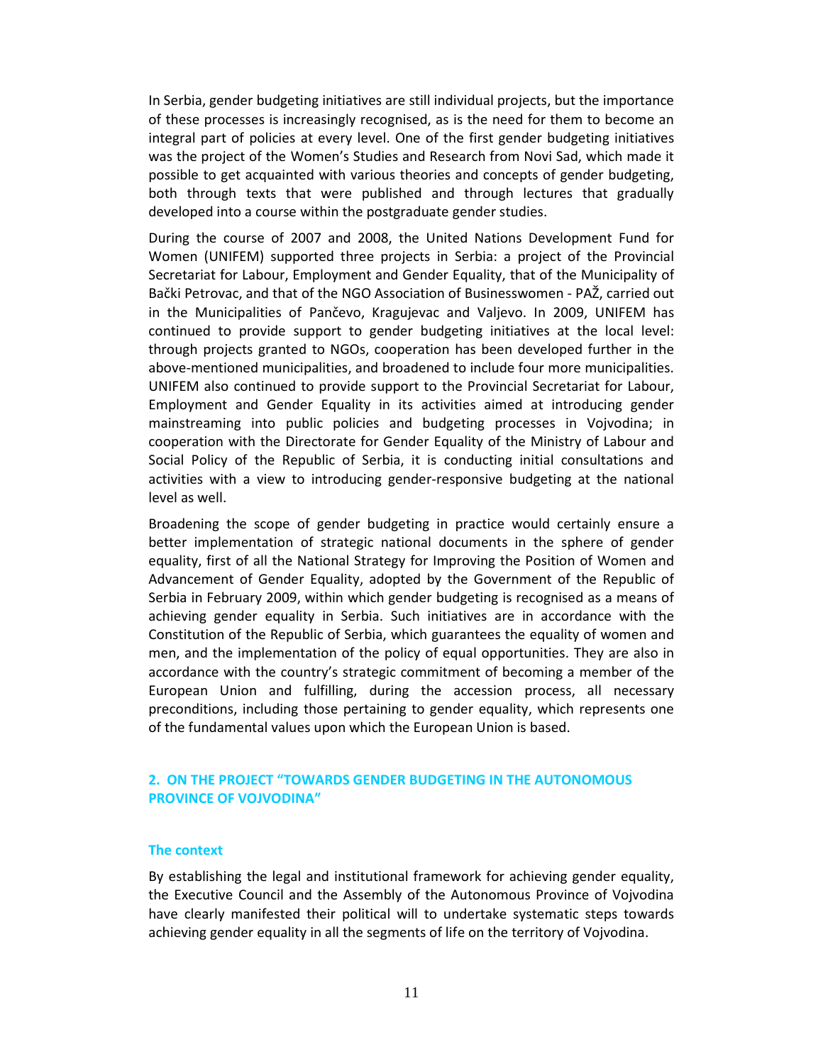In Serbia, gender budgeting initiatives are still individual projects, but the importance of these processes is increasingly recognised, as is the need for them to become an integral part of policies at every level. One of the first gender budgeting initiatives was the project of the Women's Studies and Research from Novi Sad, which made it possible to get acquainted with various theories and concepts of gender budgeting, both through texts that were published and through lectures that gradually developed into a course within the postgraduate gender studies.

During the course of 2007 and 2008, the United Nations Development Fund for Women (UNIFEM) supported three projects in Serbia: a project of the Provincial Secretariat for Labour, Employment and Gender Equality, that of the Municipality of Bački Petrovac, and that of the NGO Association of Businesswomen - PAŽ, carried out in the Municipalities of Pančevo, Kragujevac and Valjevo. In 2009, UNIFEM has continued to provide support to gender budgeting initiatives at the local level: through projects granted to NGOs, cooperation has been developed further in the above-mentioned municipalities, and broadened to include four more municipalities. UNIFEM also continued to provide support to the Provincial Secretariat for Labour, Employment and Gender Equality in its activities aimed at introducing gender mainstreaming into public policies and budgeting processes in Vojvodina; in cooperation with the Directorate for Gender Equality of the Ministry of Labour and Social Policy of the Republic of Serbia, it is conducting initial consultations and activities with a view to introducing gender-responsive budgeting at the national level as well.

Broadening the scope of gender budgeting in practice would certainly ensure a better implementation of strategic national documents in the sphere of gender equality, first of all the National Strategy for Improving the Position of Women and Advancement of Gender Equality, adopted by the Government of the Republic of Serbia in February 2009, within which gender budgeting is recognised as a means of achieving gender equality in Serbia. Such initiatives are in accordance with the Constitution of the Republic of Serbia, which guarantees the equality of women and men, and the implementation of the policy of equal opportunities. They are also in accordance with the country's strategic commitment of becoming a member of the European Union and fulfilling, during the accession process, all necessary preconditions, including those pertaining to gender equality, which represents one of the fundamental values upon which the European Union is based.

## 2. ON THE PROJECT "TOWARDS GENDER BUDGETING IN THE AUTONOMOUS PROVINCE OF VOJVODINA"

### The context

By establishing the legal and institutional framework for achieving gender equality, the Executive Council and the Assembly of the Autonomous Province of Vojvodina have clearly manifested their political will to undertake systematic steps towards achieving gender equality in all the segments of life on the territory of Vojvodina.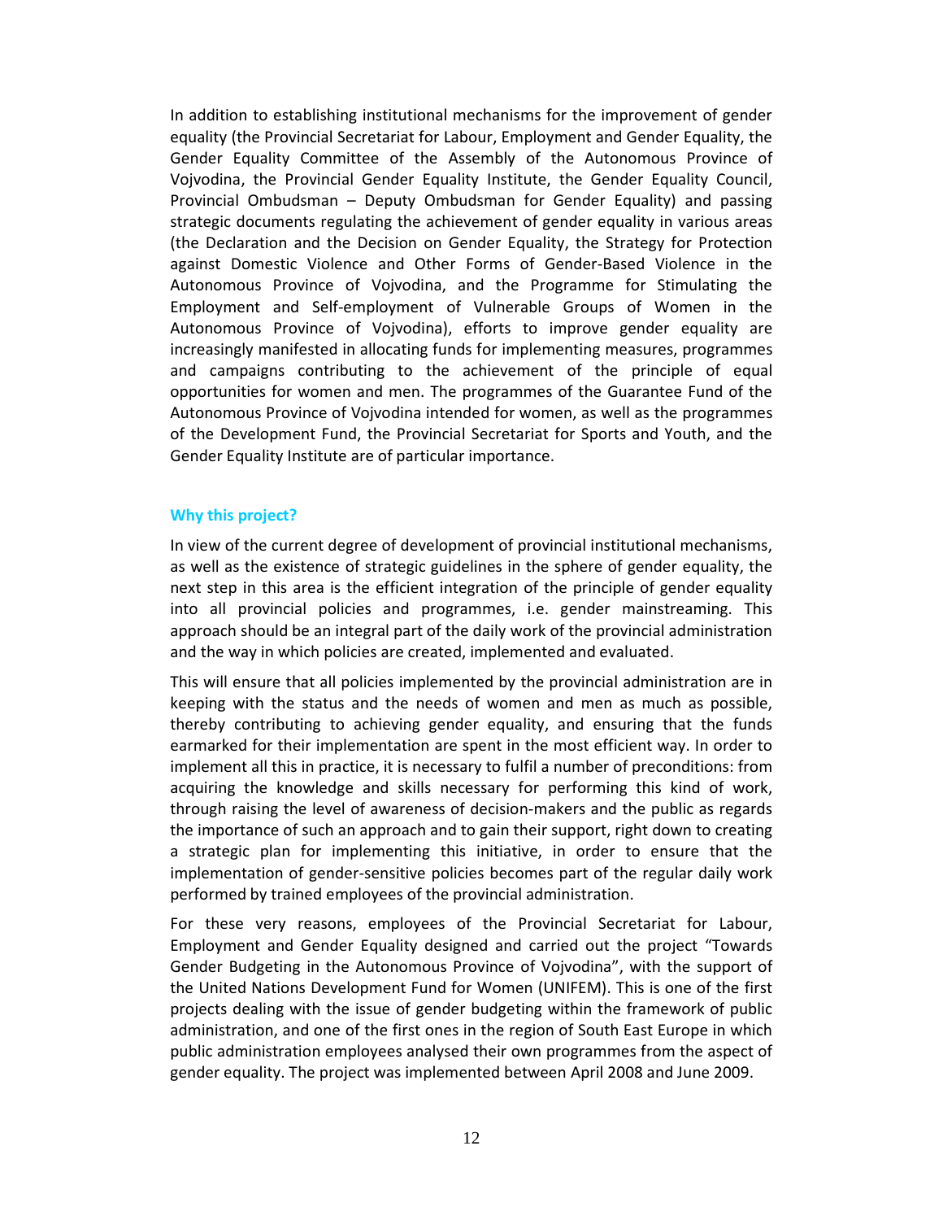In addition to establishing institutional mechanisms for the improvement of gender equality (the Provincial Secretariat for Labour, Employment and Gender Equality, the Gender Equality Committee of the Assembly of the Autonomous Province of Vojvodina, the Provincial Gender Equality Institute, the Gender Equality Council, Provincial Ombudsman – Deputy Ombudsman for Gender Equality) and passing strategic documents regulating the achievement of gender equality in various areas (the Declaration and the Decision on Gender Equality, the Strategy for Protection against Domestic Violence and Other Forms of Gender-Based Violence in the Autonomous Province of Vojvodina, and the Programme for Stimulating the Employment and Self-employment of Vulnerable Groups of Women in the Autonomous Province of Vojvodina), efforts to improve gender equality are increasingly manifested in allocating funds for implementing measures, programmes and campaigns contributing to the achievement of the principle of equal opportunities for women and men. The programmes of the Guarantee Fund of the Autonomous Province of Vojvodina intended for women, as well as the programmes of the Development Fund, the Provincial Secretariat for Sports and Youth, and the Gender Equality Institute are of particular importance.

### Why this project?

In view of the current degree of development of provincial institutional mechanisms, as well as the existence of strategic guidelines in the sphere of gender equality, the next step in this area is the efficient integration of the principle of gender equality into all provincial policies and programmes, i.e. gender mainstreaming. This approach should be an integral part of the daily work of the provincial administration and the way in which policies are created, implemented and evaluated.

This will ensure that all policies implemented by the provincial administration are in keeping with the status and the needs of women and men as much as possible, thereby contributing to achieving gender equality, and ensuring that the funds earmarked for their implementation are spent in the most efficient way. In order to implement all this in practice, it is necessary to fulfil a number of preconditions: from acquiring the knowledge and skills necessary for performing this kind of work, through raising the level of awareness of decision-makers and the public as regards the importance of such an approach and to gain their support, right down to creating a strategic plan for implementing this initiative, in order to ensure that the implementation of gender-sensitive policies becomes part of the regular daily work performed by trained employees of the provincial administration.

For these very reasons, employees of the Provincial Secretariat for Labour, Employment and Gender Equality designed and carried out the project “Towards Gender Budgeting in the Autonomous Province of Vojvodina”, with the support of the United Nations Development Fund for Women (UNIFEM). This is one of the first projects dealing with the issue of gender budgeting within the framework of public administration, and one of the first ones in the region of South East Europe in which public administration employees analysed their own programmes from the aspect of gender equality. The project was implemented between April 2008 and June 2009.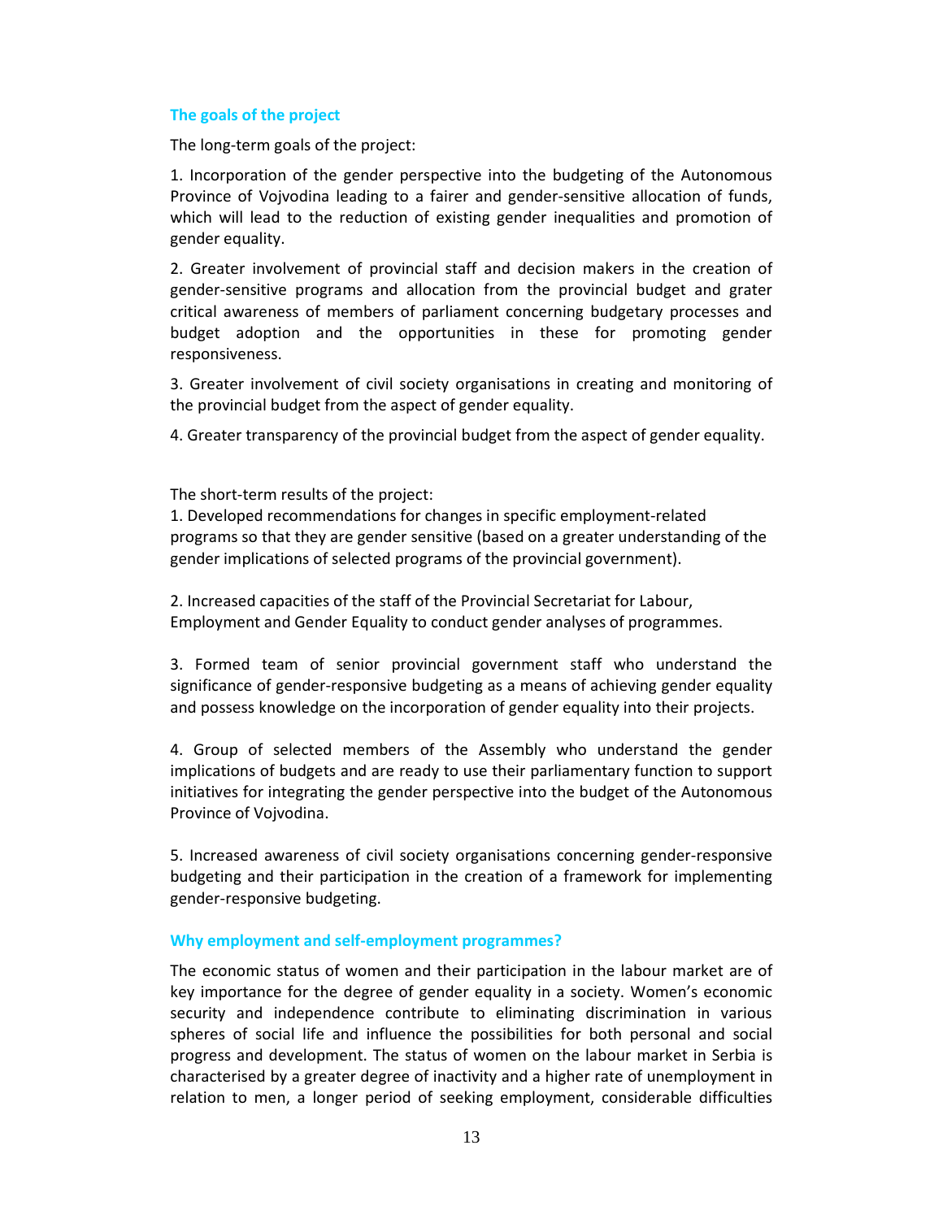### The goals of the project

The long-term goals of the project:

1. Incorporation of the gender perspective into the budgeting of the Autonomous Province of Vojvodina leading to a fairer and gender-sensitive allocation of funds, which will lead to the reduction of existing gender inequalities and promotion of gender equality.

2. Greater involvement of provincial staff and decision makers in the creation of gender-sensitive programs and allocation from the provincial budget and grater critical awareness of members of parliament concerning budgetary processes and budget adoption and the opportunities in these for promoting gender responsiveness.

3. Greater involvement of civil society organisations in creating and monitoring of the provincial budget from the aspect of gender equality.

4. Greater transparency of the provincial budget from the aspect of gender equality.

The short-term results of the project:

1. Developed recommendations for changes in specific employment-related programs so that they are gender sensitive (based on a greater understanding of the gender implications of selected programs of the provincial government).

2. Increased capacities of the staff of the Provincial Secretariat for Labour, Employment and Gender Equality to conduct gender analyses of programmes.

3. Formed team of senior provincial government staff who understand the significance of gender-responsive budgeting as a means of achieving gender equality and possess knowledge on the incorporation of gender equality into their projects.

4. Group of selected members of the Assembly who understand the gender implications of budgets and are ready to use their parliamentary function to support initiatives for integrating the gender perspective into the budget of the Autonomous Province of Vojvodina.

5. Increased awareness of civil society organisations concerning gender-responsive budgeting and their participation in the creation of a framework for implementing gender-responsive budgeting.

### Why employment and self-employment programmes?

The economic status of women and their participation in the labour market are of key importance for the degree of gender equality in a society. Women's economic security and independence contribute to eliminating discrimination in various spheres of social life and influence the possibilities for both personal and social progress and development. The status of women on the labour market in Serbia is characterised by a greater degree of inactivity and a higher rate of unemployment in relation to men, a longer period of seeking employment, considerable difficulties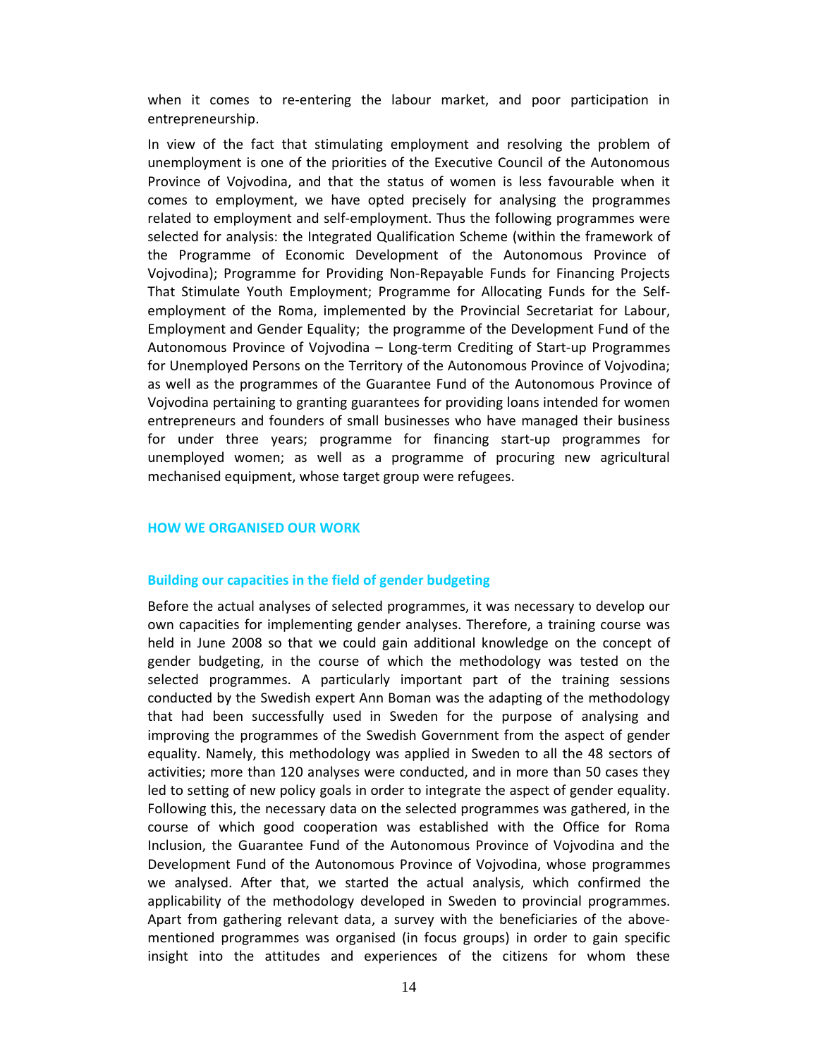when it comes to re-entering the labour market, and poor participation in entrepreneurship.

In view of the fact that stimulating employment and resolving the problem of unemployment is one of the priorities of the Executive Council of the Autonomous Province of Vojvodina, and that the status of women is less favourable when it comes to employment, we have opted precisely for analysing the programmes related to employment and self-employment. Thus the following programmes were selected for analysis: the Integrated Qualification Scheme (within the framework of the Programme of Economic Development of the Autonomous Province of Vojvodina); Programme for Providing Non-Repayable Funds for Financing Projects That Stimulate Youth Employment; Programme for Allocating Funds for the Self-employment of the Roma, implemented by the Provincial Secretariat for Labour, Employment and Gender Equality; the programme of the Development Fund of the Autonomous Province of Vojvodina – Long-term Crediting of Start-up Programmes for Unemployed Persons on the Territory of the Autonomous Province of Vojvodina; as well as the programmes of the Guarantee Fund of the Autonomous Province of Vojvodina pertaining to granting guarantees for providing loans intended for women entrepreneurs and founders of small businesses who have managed their business for under three years; programme for financing start-up programmes for unemployed women; as well as a programme of procuring new agricultural mechanised equipment, whose target group were refugees.

## HOW WE ORGANISED OUR WORK

### Building our capacities in the field of gender budgeting

Before the actual analyses of selected programmes, it was necessary to develop our own capacities for implementing gender analyses. Therefore, a training course was held in June 2008 so that we could gain additional knowledge on the concept of gender budgeting, in the course of which the methodology was tested on the selected programmes. A particularly important part of the training sessions conducted by the Swedish expert Ann Boman was the adapting of the methodology that had been successfully used in Sweden for the purpose of analysing and improving the programmes of the Swedish Government from the aspect of gender equality. Namely, this methodology was applied in Sweden to all the 48 sectors of activities; more than 120 analyses were conducted, and in more than 50 cases they led to setting of new policy goals in order to integrate the aspect of gender equality. Following this, the necessary data on the selected programmes was gathered, in the course of which good cooperation was established with the Office for Roma Inclusion, the Guarantee Fund of the Autonomous Province of Vojvodina and the Development Fund of the Autonomous Province of Vojvodina, whose programmes we analysed. After that, we started the actual analysis, which confirmed the applicability of the methodology developed in Sweden to provincial programmes. Apart from gathering relevant data, a survey with the beneficiaries of the above-mentioned programmes was organised (in focus groups) in order to gain specific insight into the attitudes and experiences of the citizens for whom these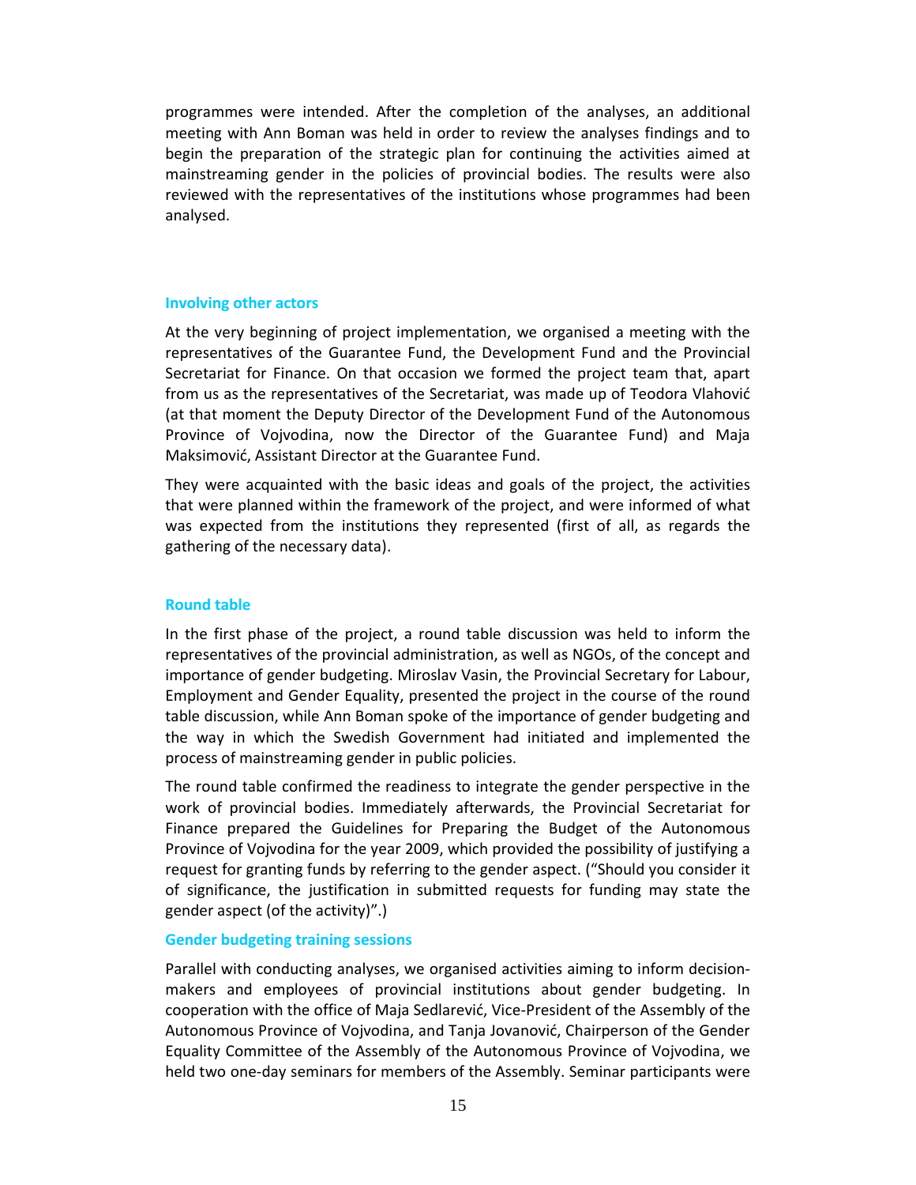programmes were intended. After the completion of the analyses, an additional meeting with Ann Boman was held in order to review the analyses findings and to begin the preparation of the strategic plan for continuing the activities aimed at mainstreaming gender in the policies of provincial bodies. The results were also reviewed with the representatives of the institutions whose programmes had been analysed.

### Involving other actors

At the very beginning of project implementation, we organised a meeting with the representatives of the Guarantee Fund, the Development Fund and the Provincial Secretariat for Finance. On that occasion we formed the project team that, apart from us as the representatives of the Secretariat, was made up of Teodora Vlahović (at that moment the Deputy Director of the Development Fund of the Autonomous Province of Vojvodina, now the Director of the Guarantee Fund) and Maja Maksimović, Assistant Director at the Guarantee Fund.

They were acquainted with the basic ideas and goals of the project, the activities that were planned within the framework of the project, and were informed of what was expected from the institutions they represented (first of all, as regards the gathering of the necessary data).

### Round table

In the first phase of the project, a round table discussion was held to inform the representatives of the provincial administration, as well as NGOs, of the concept and importance of gender budgeting. Miroslav Vasin, the Provincial Secretary for Labour, Employment and Gender Equality, presented the project in the course of the round table discussion, while Ann Boman spoke of the importance of gender budgeting and the way in which the Swedish Government had initiated and implemented the process of mainstreaming gender in public policies.

The round table confirmed the readiness to integrate the gender perspective in the work of provincial bodies. Immediately afterwards, the Provincial Secretariat for Finance prepared the Guidelines for Preparing the Budget of the Autonomous Province of Vojvodina for the year 2009, which provided the possibility of justifying a request for granting funds by referring to the gender aspect. ("Should you consider it of significance, the justification in submitted requests for funding may state the gender aspect (of the activity)".)

### Gender budgeting training sessions

Parallel with conducting analyses, we organised activities aiming to inform decision-makers and employees of provincial institutions about gender budgeting. In cooperation with the office of Maja Sedlarević, Vice-President of the Assembly of the Autonomous Province of Vojvodina, and Tanja Jovanović, Chairperson of the Gender Equality Committee of the Assembly of the Autonomous Province of Vojvodina, we held two one-day seminars for members of the Assembly. Seminar participants were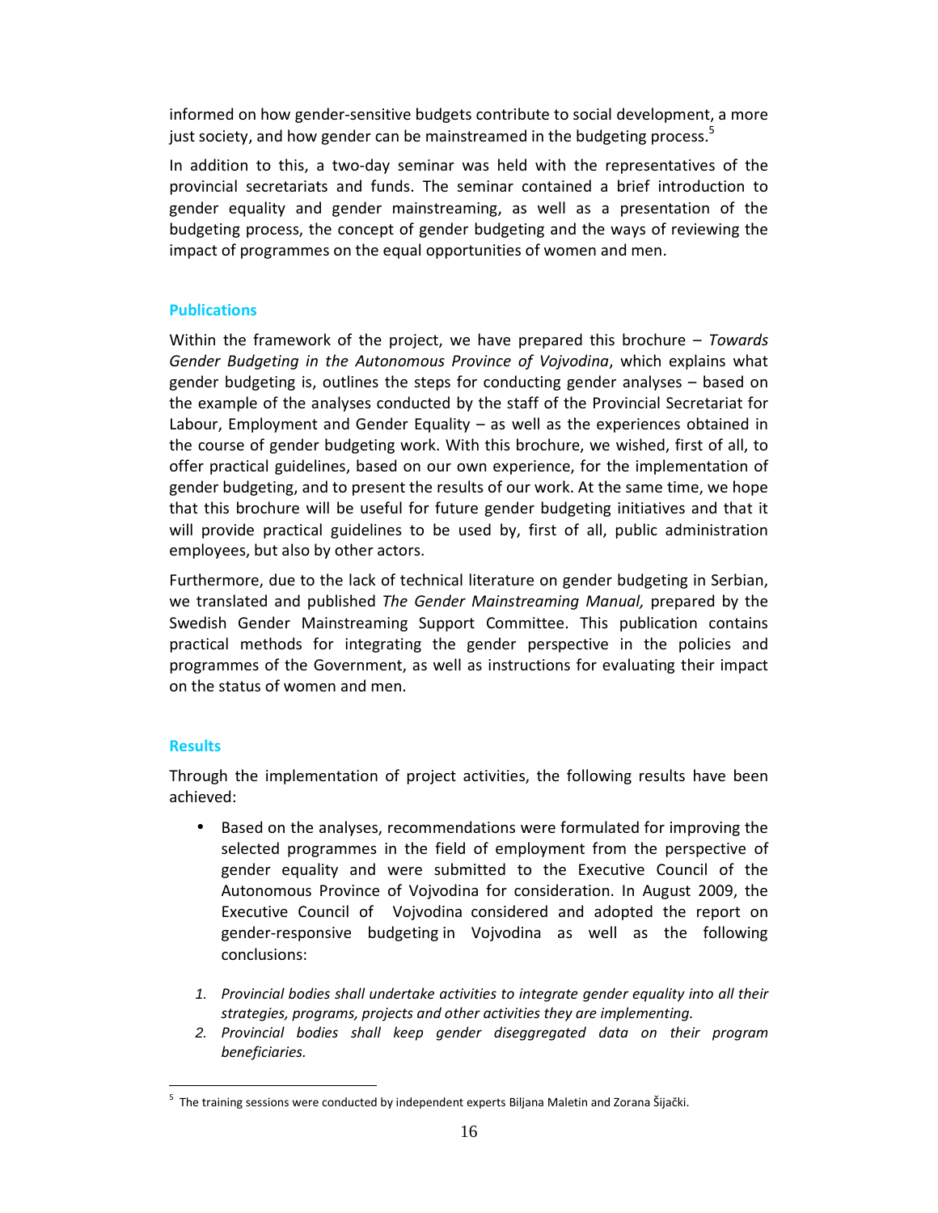informed on how gender-sensitive budgets contribute to social development, a more just society, and how gender can be mainstreamed in the budgeting process.[5]

In addition to this, a two-day seminar was held with the representatives of the provincial secretariats and funds. The seminar contained a brief introduction to gender equality and gender mainstreaming, as well as a presentation of the budgeting process, the concept of gender budgeting and the ways of reviewing the impact of programmes on the equal opportunities of women and men.

### Publications

Within the framework of the project, we have prepared this brochure – *Towards Gender Budgeting in the Autonomous Province of Vojvodina*, which explains what gender budgeting is, outlines the steps for conducting gender analyses – based on the example of the analyses conducted by the staff of the Provincial Secretariat for Labour, Employment and Gender Equality – as well as the experiences obtained in the course of gender budgeting work. With this brochure, we wished, first of all, to offer practical guidelines, based on our own experience, for the implementation of gender budgeting, and to present the results of our work. At the same time, we hope that this brochure will be useful for future gender budgeting initiatives and that it will provide practical guidelines to be used by, first of all, public administration employees, but also by other actors.

Furthermore, due to the lack of technical literature on gender budgeting in Serbian, we translated and published *The Gender Mainstreaming Manual,* prepared by the Swedish Gender Mainstreaming Support Committee. This publication contains practical methods for integrating the gender perspective in the policies and programmes of the Government, as well as instructions for evaluating their impact on the status of women and men.

### Results

Through the implementation of project activities, the following results have been achieved:

- Based on the analyses, recommendations were formulated for improving the selected programmes in the field of employment from the perspective of gender equality and were submitted to the Executive Council of the Autonomous Province of Vojvodina for consideration. In August 2009, the Executive Council of Vojvodina considered and adopted the report on gender-responsive budgeting in Vojvodina as well as the following conclusions:

1. *Provincial bodies shall undertake activities to integrate gender equality into all their strategies, programs, projects and other activities they are implementing.*
2. *Provincial bodies shall keep gender diseggregated data on their program beneficiaries.*

[5] The training sessions were conducted by independent experts Biljana Maletin and Zorana Šijački.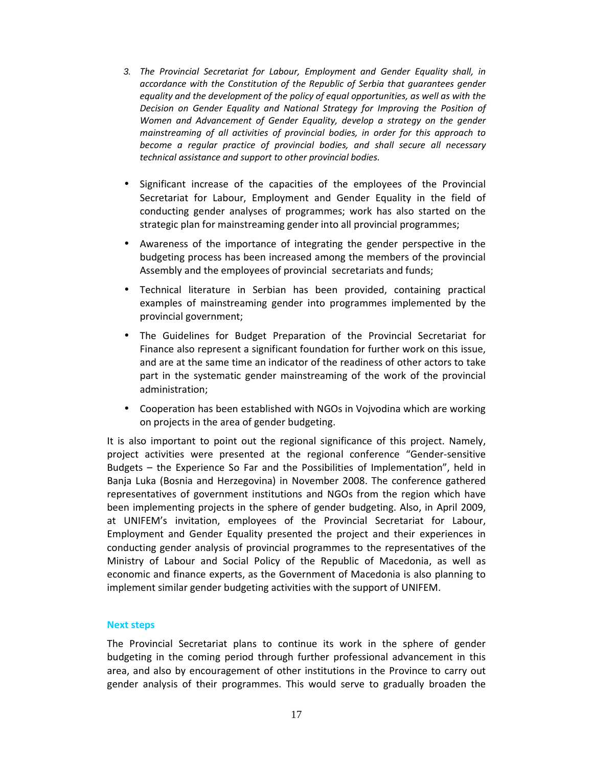3. *The Provincial Secretariat for Labour, Employment and Gender Equality shall, in accordance with the Constitution of the Republic of Serbia that guarantees gender equality and the development of the policy of equal opportunities, as well as with the Decision on Gender Equality and National Strategy for Improving the Position of Women and Advancement of Gender Equality, develop a strategy on the gender mainstreaming of all activities of provincial bodies, in order for this approach to become a regular practice of provincial bodies, and shall secure all necessary technical assistance and support to other provincial bodies.*

- Significant increase of the capacities of the employees of the Provincial Secretariat for Labour, Employment and Gender Equality in the field of conducting gender analyses of programmes; work has also started on the strategic plan for mainstreaming gender into all provincial programmes;
- Awareness of the importance of integrating the gender perspective in the budgeting process has been increased among the members of the provincial Assembly and the employees of provincial secretariats and funds;
- Technical literature in Serbian has been provided, containing practical examples of mainstreaming gender into programmes implemented by the provincial government;
- The Guidelines for Budget Preparation of the Provincial Secretariat for Finance also represent a significant foundation for further work on this issue, and are at the same time an indicator of the readiness of other actors to take part in the systematic gender mainstreaming of the work of the provincial administration;
- Cooperation has been established with NGOs in Vojvodina which are working on projects in the area of gender budgeting.

It is also important to point out the regional significance of this project. Namely, project activities were presented at the regional conference "Gender-sensitive Budgets – the Experience So Far and the Possibilities of Implementation", held in Banja Luka (Bosnia and Herzegovina) in November 2008. The conference gathered representatives of government institutions and NGOs from the region which have been implementing projects in the sphere of gender budgeting. Also, in April 2009, at UNIFEM's invitation, employees of the Provincial Secretariat for Labour, Employment and Gender Equality presented the project and their experiences in conducting gender analysis of provincial programmes to the representatives of the Ministry of Labour and Social Policy of the Republic of Macedonia, as well as economic and finance experts, as the Government of Macedonia is also planning to implement similar gender budgeting activities with the support of UNIFEM.

#### Next steps

The Provincial Secretariat plans to continue its work in the sphere of gender budgeting in the coming period through further professional advancement in this area, and also by encouragement of other institutions in the Province to carry out gender analysis of their programmes. This would serve to gradually broaden the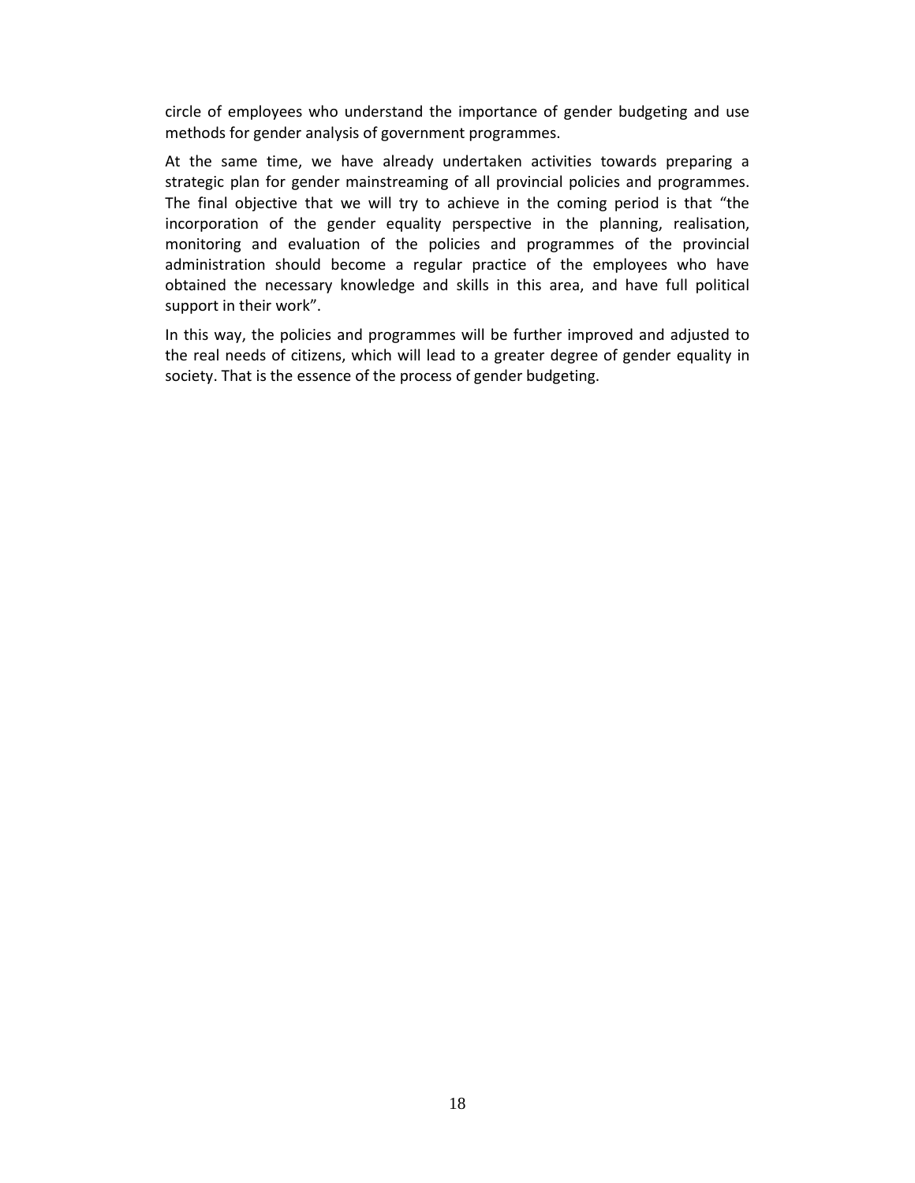circle of employees who understand the importance of gender budgeting and use methods for gender analysis of government programmes.

At the same time, we have already undertaken activities towards preparing a strategic plan for gender mainstreaming of all provincial policies and programmes. The final objective that we will try to achieve in the coming period is that "the incorporation of the gender equality perspective in the planning, realisation, monitoring and evaluation of the policies and programmes of the provincial administration should become a regular practice of the employees who have obtained the necessary knowledge and skills in this area, and have full political support in their work".

In this way, the policies and programmes will be further improved and adjusted to the real needs of citizens, which will lead to a greater degree of gender equality in society. That is the essence of the process of gender budgeting.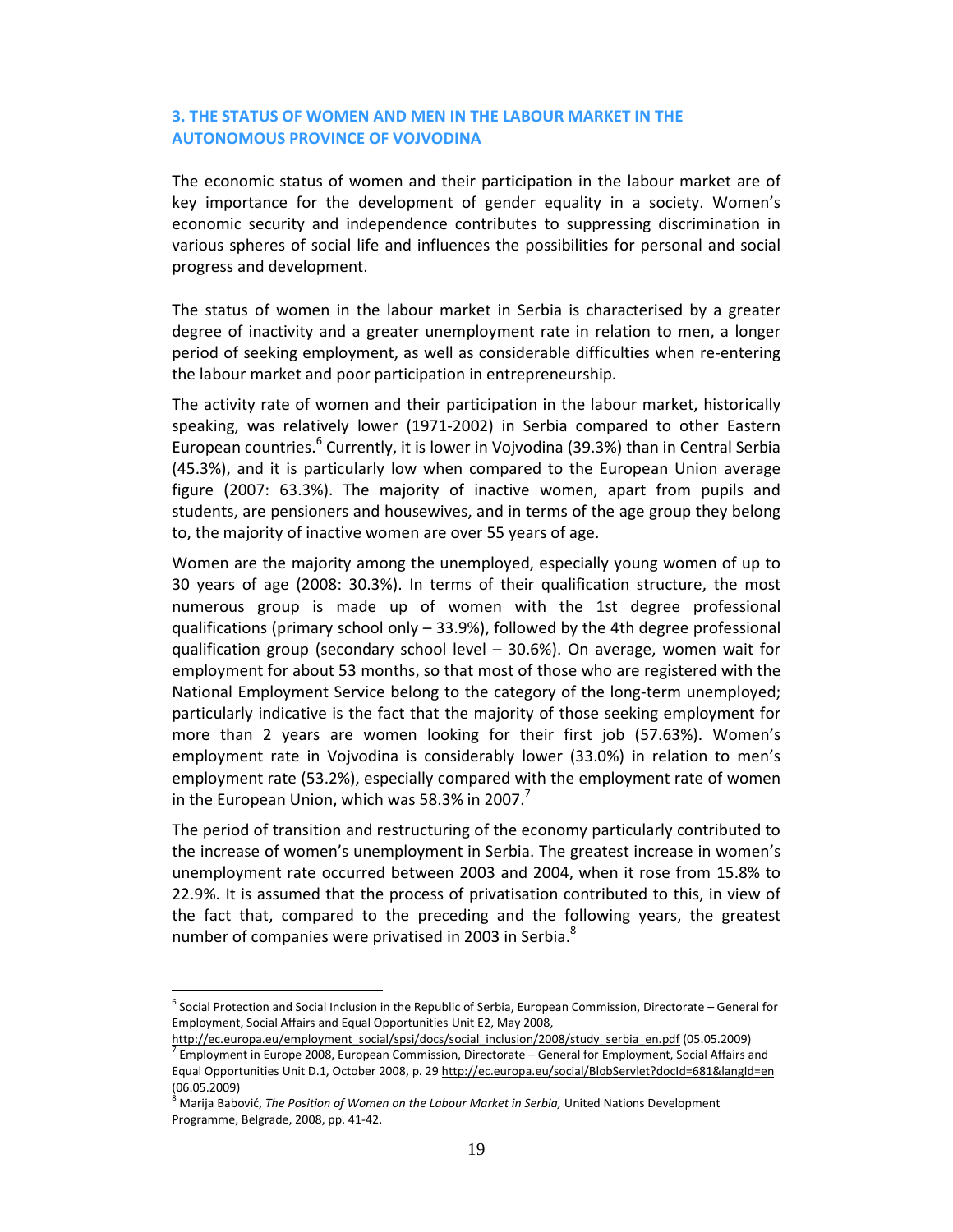## 3. THE STATUS OF WOMEN AND MEN IN THE LABOUR MARKET IN THE AUTONOMOUS PROVINCE OF VOJVODINA

The economic status of women and their participation in the labour market are of key importance for the development of gender equality in a society. Women's economic security and independence contributes to suppressing discrimination in various spheres of social life and influences the possibilities for personal and social progress and development.

The status of women in the labour market in Serbia is characterised by a greater degree of inactivity and a greater unemployment rate in relation to men, a longer period of seeking employment, as well as considerable difficulties when re-entering the labour market and poor participation in entrepreneurship.

The activity rate of women and their participation in the labour market, historically speaking, was relatively lower (1971-2002) in Serbia compared to other Eastern European countries.[6] Currently, it is lower in Vojvodina (39.3%) than in Central Serbia (45.3%), and it is particularly low when compared to the European Union average figure (2007: 63.3%). The majority of inactive women, apart from pupils and students, are pensioners and housewives, and in terms of the age group they belong to, the majority of inactive women are over 55 years of age.

Women are the majority among the unemployed, especially young women of up to 30 years of age (2008: 30.3%). In terms of their qualification structure, the most numerous group is made up of women with the 1st degree professional qualifications (primary school only – 33.9%), followed by the 4th degree professional qualification group (secondary school level – 30.6%). On average, women wait for employment for about 53 months, so that most of those who are registered with the National Employment Service belong to the category of the long-term unemployed; particularly indicative is the fact that the majority of those seeking employment for more than 2 years are women looking for their first job (57.63%). Women's employment rate in Vojvodina is considerably lower (33.0%) in relation to men's employment rate (53.2%), especially compared with the employment rate of women in the European Union, which was 58.3% in 2007.[7]

The period of transition and restructuring of the economy particularly contributed to the increase of women's unemployment in Serbia. The greatest increase in women's unemployment rate occurred between 2003 and 2004, when it rose from 15.8% to 22.9%. It is assumed that the process of privatisation contributed to this, in view of the fact that, compared to the preceding and the following years, the greatest number of companies were privatised in 2003 in Serbia.[8]

---

[6] Social Protection and Social Inclusion in the Republic of Serbia, European Commission, Directorate – General for Employment, Social Affairs and Equal Opportunities Unit E2, May 2008, http://ec.europa.eu/employment_social/spsi/docs/social_inclusion/2008/study_serbia_en.pdf (05.05.2009)

[7] Employment in Europe 2008, European Commission, Directorate – General for Employment, Social Affairs and Equal Opportunities Unit D.1, October 2008, p. 29 http://ec.europa.eu/social/BlobServlet?docId=681&langId=en (06.05.2009)

[8] Marija Babović, *The Position of Women on the Labour Market in Serbia,* United Nations Development Programme, Belgrade, 2008, pp. 41-42.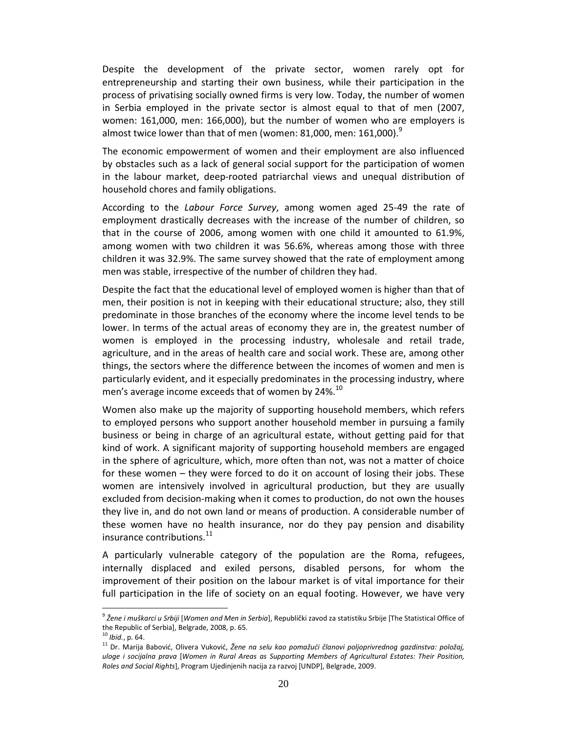Despite the development of the private sector, women rarely opt for entrepreneurship and starting their own business, while their participation in the process of privatising socially owned firms is very low. Today, the number of women in Serbia employed in the private sector is almost equal to that of men (2007, women: 161,000, men: 166,000), but the number of women who are employers is almost twice lower than that of men (women: 81,000, men: 161,000).[9]

The economic empowerment of women and their employment are also influenced by obstacles such as a lack of general social support for the participation of women in the labour market, deep-rooted patriarchal views and unequal distribution of household chores and family obligations.

According to the *Labour Force Survey*, among women aged 25-49 the rate of employment drastically decreases with the increase of the number of children, so that in the course of 2006, among women with one child it amounted to 61.9%, among women with two children it was 56.6%, whereas among those with three children it was 32.9%. The same survey showed that the rate of employment among men was stable, irrespective of the number of children they had.

Despite the fact that the educational level of employed women is higher than that of men, their position is not in keeping with their educational structure; also, they still predominate in those branches of the economy where the income level tends to be lower. In terms of the actual areas of economy they are in, the greatest number of women is employed in the processing industry, wholesale and retail trade, agriculture, and in the areas of health care and social work. These are, among other things, the sectors where the difference between the incomes of women and men is particularly evident, and it especially predominates in the processing industry, where men's average income exceeds that of women by 24%.[10]

Women also make up the majority of supporting household members, which refers to employed persons who support another household member in pursuing a family business or being in charge of an agricultural estate, without getting paid for that kind of work. A significant majority of supporting household members are engaged in the sphere of agriculture, which, more often than not, was not a matter of choice for these women – they were forced to do it on account of losing their jobs. These women are intensively involved in agricultural production, but they are usually excluded from decision-making when it comes to production, do not own the houses they live in, and do not own land or means of production. A considerable number of these women have no health insurance, nor do they pay pension and disability insurance contributions.[11]

A particularly vulnerable category of the population are the Roma, refugees, internally displaced and exiled persons, disabled persons, for whom the improvement of their position on the labour market is of vital importance for their full participation in the life of society on an equal footing. However, we have very

---

[9] *Žene i muškarci u Srbiji* [*Women and Men in Serbia*], Republički zavod za statistiku Srbije [The Statistical Office of the Republic of Serbia], Belgrade, 2008, p. 65.

[10] *Ibid.*, p. 64.

[11] Dr. Marija Babović, Olivera Vuković, *Žene na selu kao pomažući članovi poljoprivrednog gazdinstva: položaj, uloge i socijalna prava* [*Women in Rural Areas as Supporting Members of Agricultural Estates: Their Position, Roles and Social Rights*], Program Ujedinjenih nacija za razvoj [UNDP], Belgrade, 2009.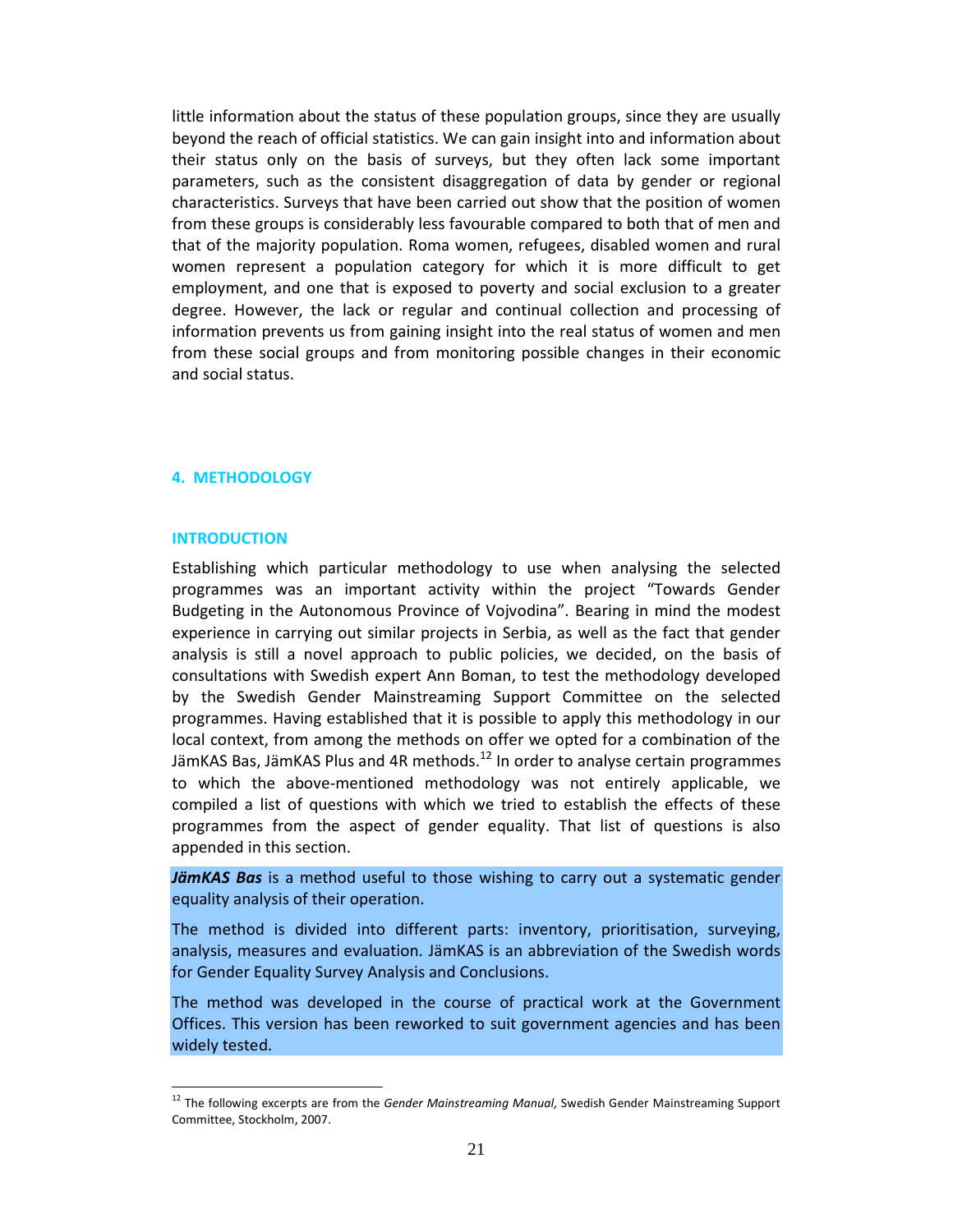little information about the status of these population groups, since they are usually beyond the reach of official statistics. We can gain insight into and information about their status only on the basis of surveys, but they often lack some important parameters, such as the consistent disaggregation of data by gender or regional characteristics. Surveys that have been carried out show that the position of women from these groups is considerably less favourable compared to both that of men and that of the majority population. Roma women, refugees, disabled women and rural women represent a population category for which it is more difficult to get employment, and one that is exposed to poverty and social exclusion to a greater degree. However, the lack or regular and continual collection and processing of information prevents us from gaining insight into the real status of women and men from these social groups and from monitoring possible changes in their economic and social status.

## 4. METHODOLOGY

### INTRODUCTION

Establishing which particular methodology to use when analysing the selected programmes was an important activity within the project "Towards Gender Budgeting in the Autonomous Province of Vojvodina". Bearing in mind the modest experience in carrying out similar projects in Serbia, as well as the fact that gender analysis is still a novel approach to public policies, we decided, on the basis of consultations with Swedish expert Ann Boman, to test the methodology developed by the Swedish Gender Mainstreaming Support Committee on the selected programmes. Having established that it is possible to apply this methodology in our local context, from among the methods on offer we opted for a combination of the JämKAS Bas, JämKAS Plus and 4R methods.[12] In order to analyse certain programmes to which the above-mentioned methodology was not entirely applicable, we compiled a list of questions with which we tried to establish the effects of these programmes from the aspect of gender equality. That list of questions is also appended in this section.

***JämKAS Bas*** is a method useful to those wishing to carry out a systematic gender equality analysis of their operation.

The method is divided into different parts: inventory, prioritisation, surveying, analysis, measures and evaluation. JämKAS is an abbreviation of the Swedish words for Gender Equality Survey Analysis and Conclusions.

The method was developed in the course of practical work at the Government Offices. This version has been reworked to suit government agencies and has been widely tested.

---

[12] The following excerpts are from the *Gender Mainstreaming Manual,* Swedish Gender Mainstreaming Support Committee, Stockholm, 2007.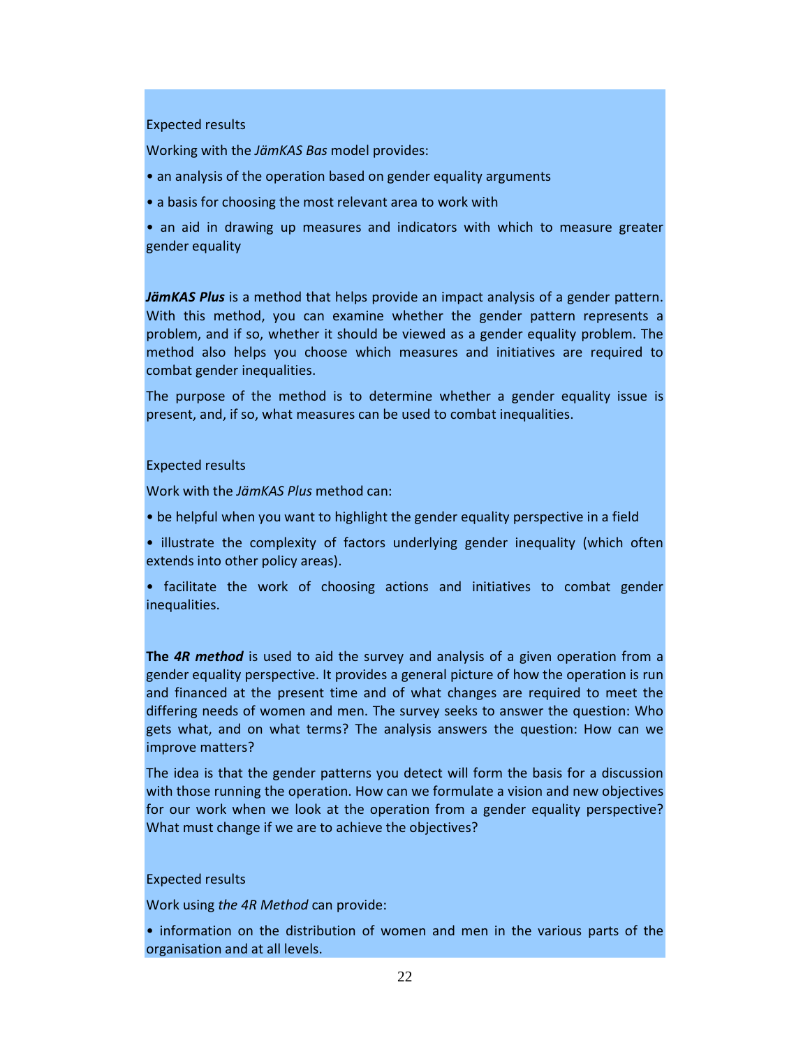Expected results

Working with the *JämKAS Bas* model provides:

• an analysis of the operation based on gender equality arguments

• a basis for choosing the most relevant area to work with

• an aid in drawing up measures and indicators with which to measure greater gender equality

***JämKAS Plus*** is a method that helps provide an impact analysis of a gender pattern. With this method, you can examine whether the gender pattern represents a problem, and if so, whether it should be viewed as a gender equality problem. The method also helps you choose which measures and initiatives are required to combat gender inequalities.

The purpose of the method is to determine whether a gender equality issue is present, and, if so, what measures can be used to combat inequalities.

Expected results

Work with the *JämKAS Plus* method can:

• be helpful when you want to highlight the gender equality perspective in a field

• illustrate the complexity of factors underlying gender inequality (which often extends into other policy areas).

• facilitate the work of choosing actions and initiatives to combat gender inequalities.

**The *4R method*** is used to aid the survey and analysis of a given operation from a gender equality perspective. It provides a general picture of how the operation is run and financed at the present time and of what changes are required to meet the differing needs of women and men. The survey seeks to answer the question: Who gets what, and on what terms? The analysis answers the question: How can we improve matters?

The idea is that the gender patterns you detect will form the basis for a discussion with those running the operation. How can we formulate a vision and new objectives for our work when we look at the operation from a gender equality perspective? What must change if we are to achieve the objectives?

Expected results

Work using *the 4R Method* can provide:

• information on the distribution of women and men in the various parts of the organisation and at all levels.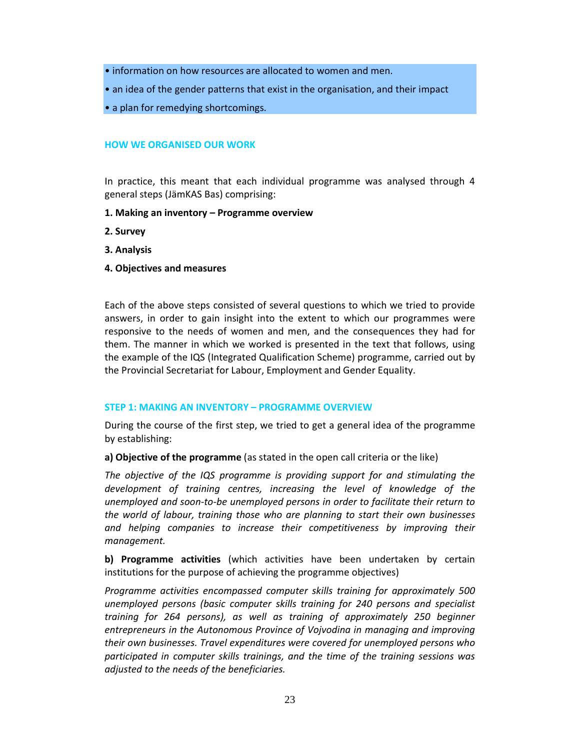- information on how resources are allocated to women and men.
- an idea of the gender patterns that exist in the organisation, and their impact
- a plan for remedying shortcomings.

## HOW WE ORGANISED OUR WORK

In practice, this meant that each individual programme was analysed through 4 general steps (JämKAS Bas) comprising:

**1. Making an inventory – Programme overview**

**2. Survey**

**3. Analysis**

**4. Objectives and measures**

Each of the above steps consisted of several questions to which we tried to provide answers, in order to gain insight into the extent to which our programmes were responsive to the needs of women and men, and the consequences they had for them. The manner in which we worked is presented in the text that follows, using the example of the IQS (Integrated Qualification Scheme) programme, carried out by the Provincial Secretariat for Labour, Employment and Gender Equality.

## STEP 1: MAKING AN INVENTORY – PROGRAMME OVERVIEW

During the course of the first step, we tried to get a general idea of the programme by establishing:

**a) Objective of the programme** (as stated in the open call criteria or the like)

*The objective of the IQS programme is providing support for and stimulating the development of training centres, increasing the level of knowledge of the unemployed and soon-to-be unemployed persons in order to facilitate their return to the world of labour, training those who are planning to start their own businesses and helping companies to increase their competitiveness by improving their management.*

**b) Programme activities** (which activities have been undertaken by certain institutions for the purpose of achieving the programme objectives)

*Programme activities encompassed computer skills training for approximately 500 unemployed persons (basic computer skills training for 240 persons and specialist training for 264 persons), as well as training of approximately 250 beginner entrepreneurs in the Autonomous Province of Vojvodina in managing and improving their own businesses. Travel expenditures were covered for unemployed persons who participated in computer skills trainings, and the time of the training sessions was adjusted to the needs of the beneficiaries.*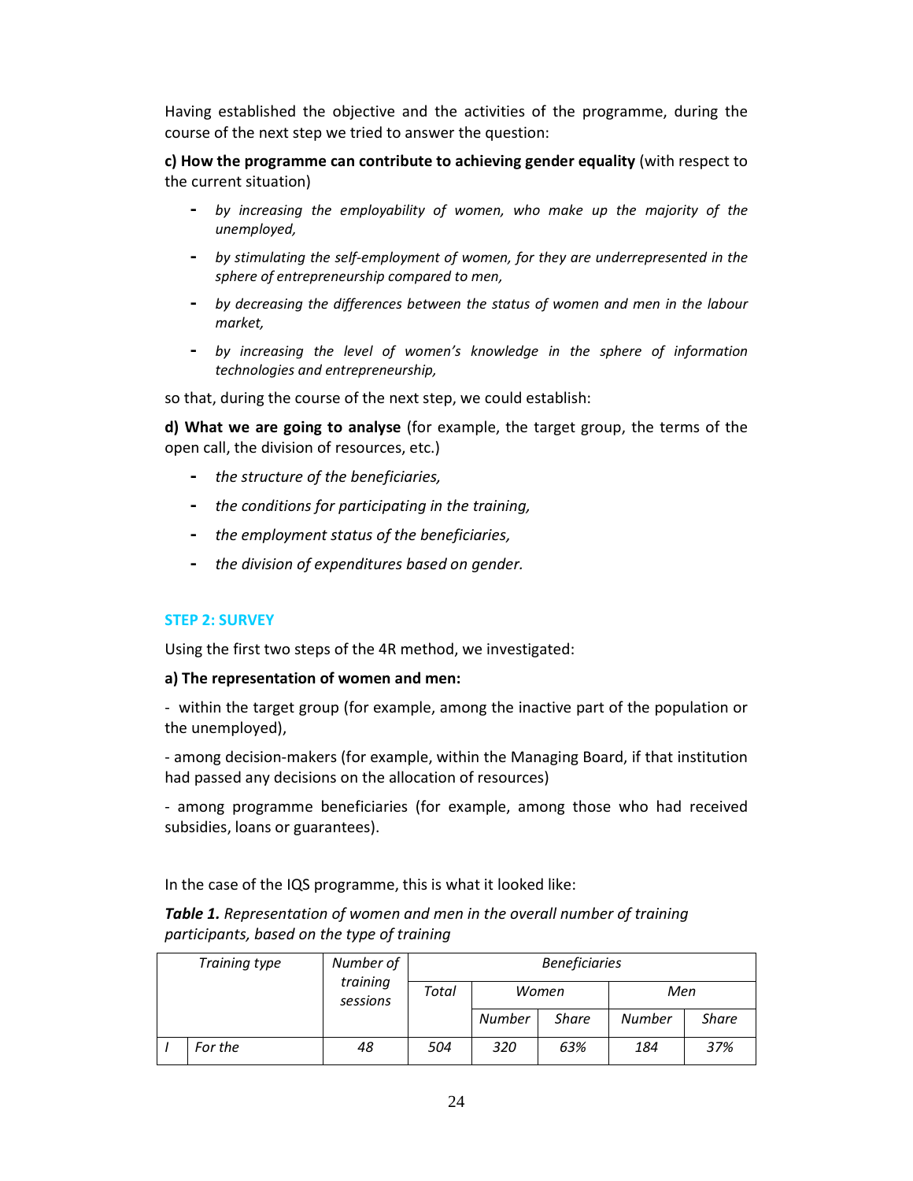Having established the objective and the activities of the programme, during the course of the next step we tried to answer the question:

**c) How the programme can contribute to achieving gender equality** (with respect to the current situation)

- *by increasing the employability of women, who make up the majority of the unemployed,*
- *by stimulating the self-employment of women, for they are underrepresented in the sphere of entrepreneurship compared to men,*
- *by decreasing the differences between the status of women and men in the labour market,*
- *by increasing the level of women's knowledge in the sphere of information technologies and entrepreneurship,*

so that, during the course of the next step, we could establish:

**d) What we are going to analyse** (for example, the target group, the terms of the open call, the division of resources, etc.)

- *the structure of the beneficiaries,*
- *the conditions for participating in the training,*
- *the employment status of the beneficiaries,*
- *the division of expenditures based on gender.*

### STEP 2: SURVEY

Using the first two steps of the 4R method, we investigated:

**a) The representation of women and men:**

- within the target group (for example, among the inactive part of the population or the unemployed),

- among decision-makers (for example, within the Managing Board, if that institution had passed any decisions on the allocation of resources)

- among programme beneficiaries (for example, among those who had received subsidies, loans or guarantees).

In the case of the IQS programme, this is what it looked like:

***Table 1.*** *Representation of women and men in the overall number of training participants, based on the type of training*

| *Training type* | | *Number of training sessions* | *Beneficiaries* | | | | |
|---|---|---|---|---|---|---|---|
| | | | *Total* | *Women* | | *Men* | |
| | | | | *Number* | *Share* | *Number* | *Share* |
| *I* | *For the* | *48* | *504* | *320* | *63%* | *184* | *37%* |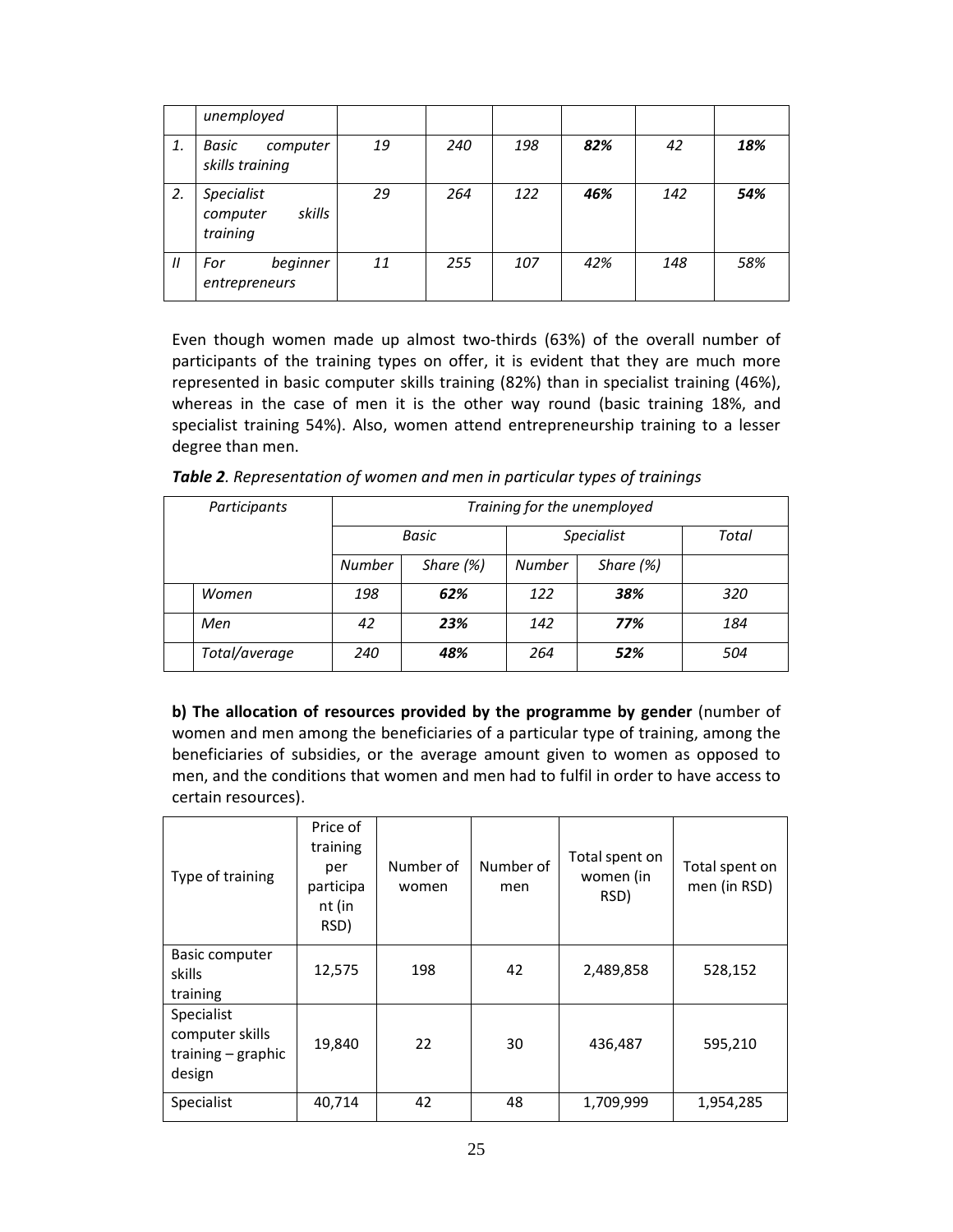| | *unemployed* | | | | | | |
|---|---|---|---|---|---|---|---|
| *1.* | *Basic computer skills training* | *19* | *240* | *198* | ***82%*** | *42* | ***18%*** |
| *2.* | *Specialist computer skills training* | *29* | *264* | *122* | ***46%*** | *142* | ***54%*** |
| *II* | *For beginner entrepreneurs* | *11* | *255* | *107* | *42%* | *148* | *58%* |

Even though women made up almost two-thirds (63%) of the overall number of participants of the training types on offer, it is evident that they are much more represented in basic computer skills training (82%) than in specialist training (46%), whereas in the case of men it is the other way round (basic training 18%, and specialist training 54%). Also, women attend entrepreneurship training to a lesser degree than men.

***Table 2**. Representation of women and men in particular types of trainings*

| *Participants* | *Training for the unemployed* | | | | |
|---|---|---|---|---|---|
| | *Basic* | | *Specialist* | | *Total* |
| | *Number* | *Share (%)* | *Number* | *Share (%)* | |
| *Women* | *198* | ***62%*** | *122* | ***38%*** | *320* |
| *Men* | *42* | ***23%*** | *142* | ***77%*** | *184* |
| *Total/average* | *240* | ***48%*** | *264* | ***52%*** | *504* |

**b) The allocation of resources provided by the programme by gender** (number of women and men among the beneficiaries of a particular type of training, among the beneficiaries of subsidies, or the average amount given to women as opposed to men, and the conditions that women and men had to fulfil in order to have access to certain resources).

| Type of training | Price of training per participant (in RSD) | Number of women | Number of men | Total spent on women (in RSD) | Total spent on men (in RSD) |
|---|---|---|---|---|---|
| Basic computer skills training | 12,575 | 198 | 42 | 2,489,858 | 528,152 |
| Specialist computer skills training – graphic design | 19,840 | 22 | 30 | 436,487 | 595,210 |
| Specialist | 40,714 | 42 | 48 | 1,709,999 | 1,954,285 |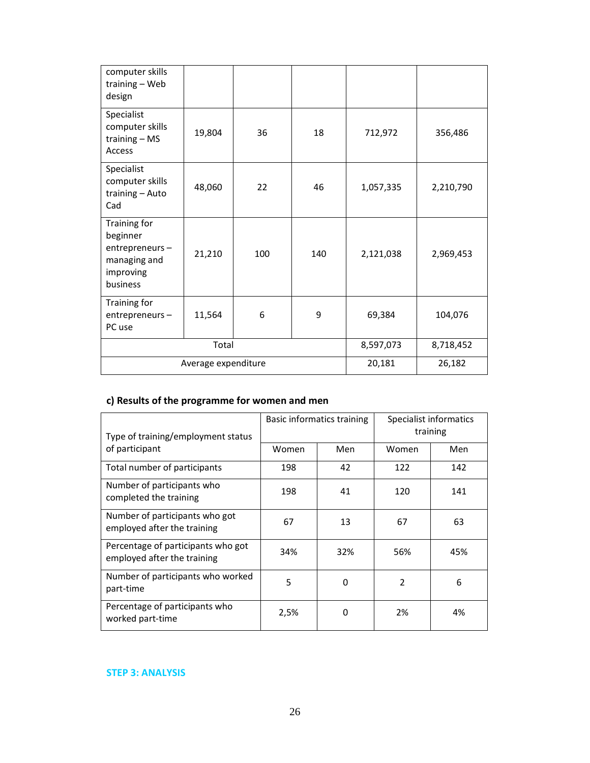| | | | | | |
|---|---|---|---|---|---|
| computer skills training – Web design | | | | | |
| Specialist computer skills training – MS Access | 19,804 | 36 | 18 | 712,972 | 356,486 |
| Specialist computer skills training – Auto Cad | 48,060 | 22 | 46 | 1,057,335 | 2,210,790 |
| Training for beginner entrepreneurs – managing and improving business | 21,210 | 100 | 140 | 2,121,038 | 2,969,453 |
| Training for entrepreneurs – PC use | 11,564 | 6 | 9 | 69,384 | 104,076 |
| Total | | | | 8,597,073 | 8,718,452 |
| Average expenditure | | | | 20,181 | 26,182 |

### c) Results of the programme for women and men

| Type of training/employment status of participant | Basic informatics training | | Specialist informatics training | |
|---|---|---|---|---|
| | Women | Men | Women | Men |
| Total number of participants | 198 | 42 | 122 | 142 |
| Number of participants who completed the training | 198 | 41 | 120 | 141 |
| Number of participants who got employed after the training | 67 | 13 | 67 | 63 |
| Percentage of participants who got employed after the training | 34% | 32% | 56% | 45% |
| Number of participants who worked part-time | 5 | 0 | 2 | 6 |
| Percentage of participants who worked part-time | 2,5% | 0 | 2% | 4% |

**STEP 3: ANALYSIS**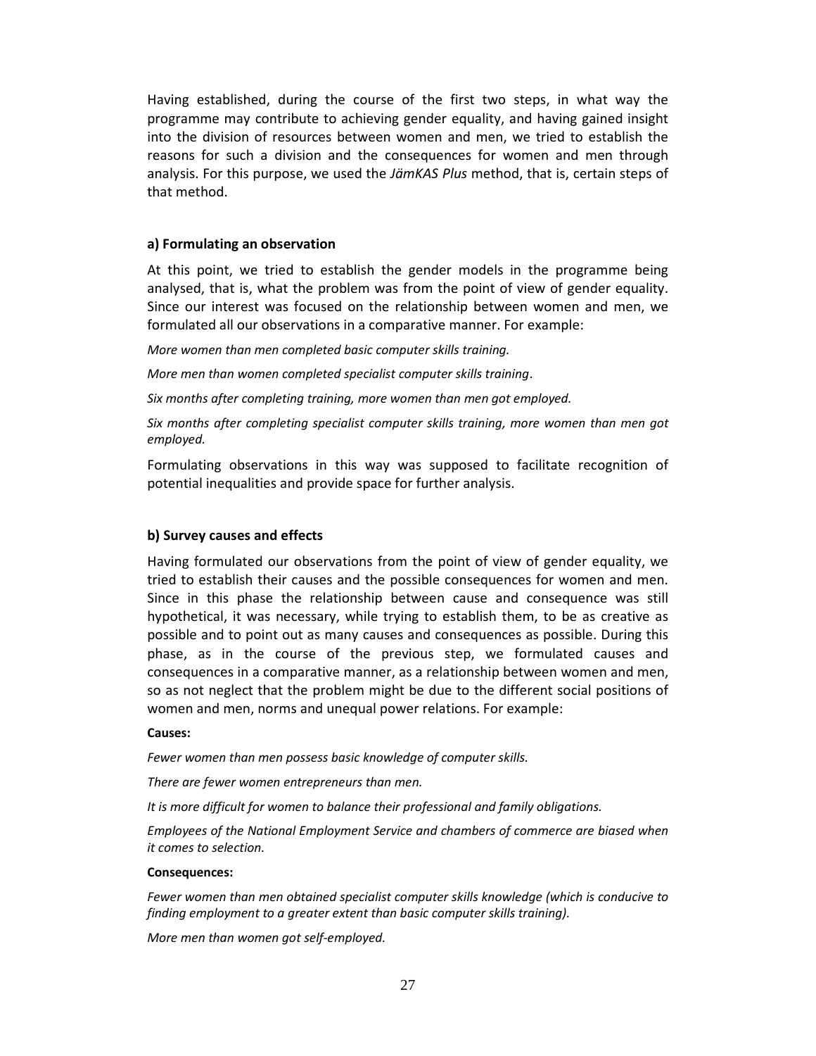Having established, during the course of the first two steps, in what way the programme may contribute to achieving gender equality, and having gained insight into the division of resources between women and men, we tried to establish the reasons for such a division and the consequences for women and men through analysis. For this purpose, we used the *JämKAS Plus* method, that is, certain steps of that method.

#### a) Formulating an observation

At this point, we tried to establish the gender models in the programme being analysed, that is, what the problem was from the point of view of gender equality. Since our interest was focused on the relationship between women and men, we formulated all our observations in a comparative manner. For example:

*More women than men completed basic computer skills training.*

*More men than women completed specialist computer skills training*.

*Six months after completing training, more women than men got employed.*

*Six months after completing specialist computer skills training, more women than men got employed.*

Formulating observations in this way was supposed to facilitate recognition of potential inequalities and provide space for further analysis.

#### b) Survey causes and effects

Having formulated our observations from the point of view of gender equality, we tried to establish their causes and the possible consequences for women and men. Since in this phase the relationship between cause and consequence was still hypothetical, it was necessary, while trying to establish them, to be as creative as possible and to point out as many causes and consequences as possible. During this phase, as in the course of the previous step, we formulated causes and consequences in a comparative manner, as a relationship between women and men, so as not neglect that the problem might be due to the different social positions of women and men, norms and unequal power relations. For example:

**Causes:**

*Fewer women than men possess basic knowledge of computer skills.*

*There are fewer women entrepreneurs than men.*

*It is more difficult for women to balance their professional and family obligations.*

*Employees of the National Employment Service and chambers of commerce are biased when it comes to selection.*

**Consequences:**

*Fewer women than men obtained specialist computer skills knowledge (which is conducive to finding employment to a greater extent than basic computer skills training).*

*More men than women got self-employed.*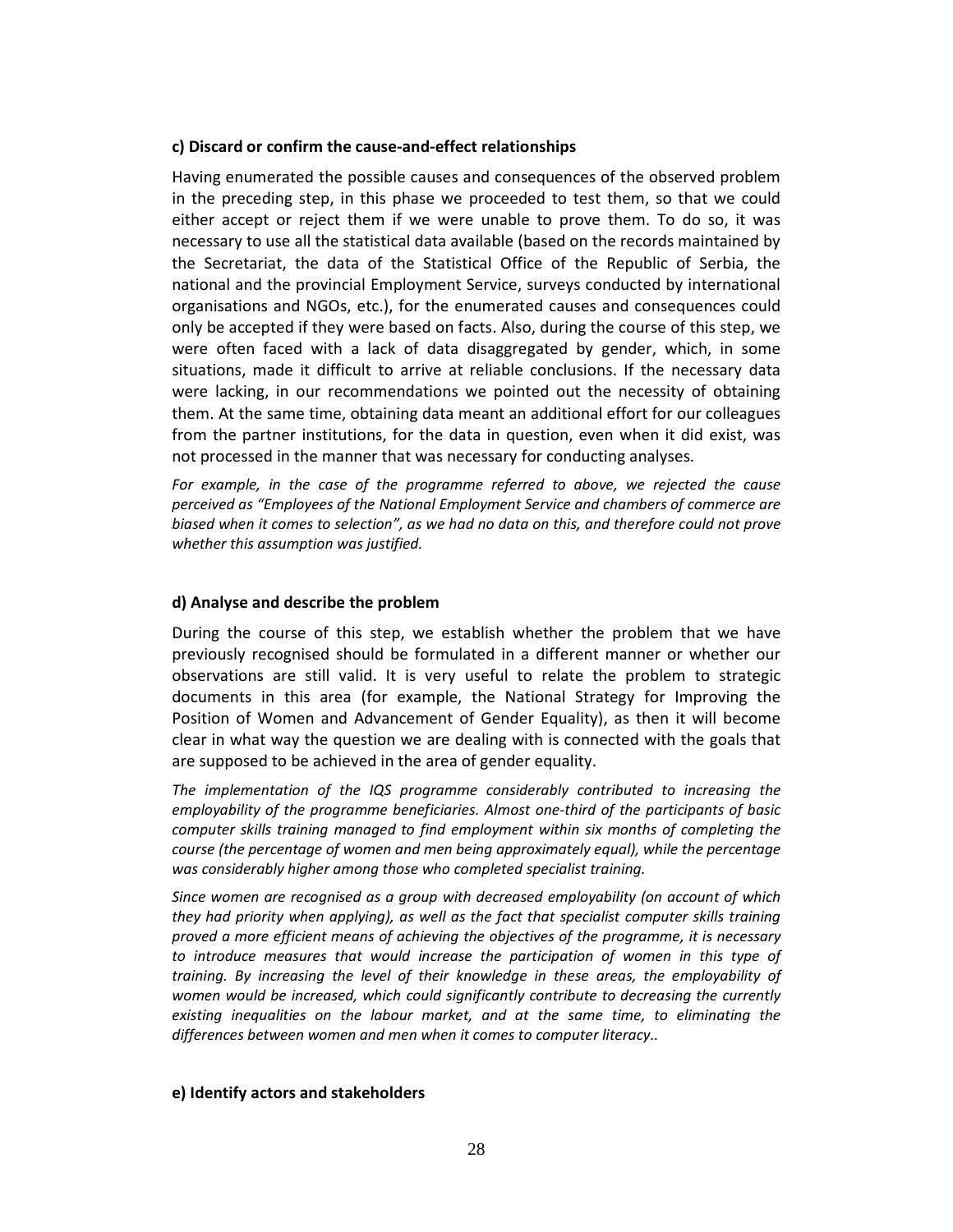**c) Discard or confirm the cause-and-effect relationships**

Having enumerated the possible causes and consequences of the observed problem in the preceding step, in this phase we proceeded to test them, so that we could either accept or reject them if we were unable to prove them. To do so, it was necessary to use all the statistical data available (based on the records maintained by the Secretariat, the data of the Statistical Office of the Republic of Serbia, the national and the provincial Employment Service, surveys conducted by international organisations and NGOs, etc.), for the enumerated causes and consequences could only be accepted if they were based on facts. Also, during the course of this step, we were often faced with a lack of data disaggregated by gender, which, in some situations, made it difficult to arrive at reliable conclusions. If the necessary data were lacking, in our recommendations we pointed out the necessity of obtaining them. At the same time, obtaining data meant an additional effort for our colleagues from the partner institutions, for the data in question, even when it did exist, was not processed in the manner that was necessary for conducting analyses.

*For example, in the case of the programme referred to above, we rejected the cause perceived as "Employees of the National Employment Service and chambers of commerce are biased when it comes to selection", as we had no data on this, and therefore could not prove whether this assumption was justified.*

**d) Analyse and describe the problem**

During the course of this step, we establish whether the problem that we have previously recognised should be formulated in a different manner or whether our observations are still valid. It is very useful to relate the problem to strategic documents in this area (for example, the National Strategy for Improving the Position of Women and Advancement of Gender Equality), as then it will become clear in what way the question we are dealing with is connected with the goals that are supposed to be achieved in the area of gender equality.

*The implementation of the IQS programme considerably contributed to increasing the employability of the programme beneficiaries. Almost one-third of the participants of basic computer skills training managed to find employment within six months of completing the course (the percentage of women and men being approximately equal), while the percentage was considerably higher among those who completed specialist training.*

*Since women are recognised as a group with decreased employability (on account of which they had priority when applying), as well as the fact that specialist computer skills training proved a more efficient means of achieving the objectives of the programme, it is necessary to introduce measures that would increase the participation of women in this type of training. By increasing the level of their knowledge in these areas, the employability of women would be increased, which could significantly contribute to decreasing the currently existing inequalities on the labour market, and at the same time, to eliminating the differences between women and men when it comes to computer literacy..*

**e) Identify actors and stakeholders**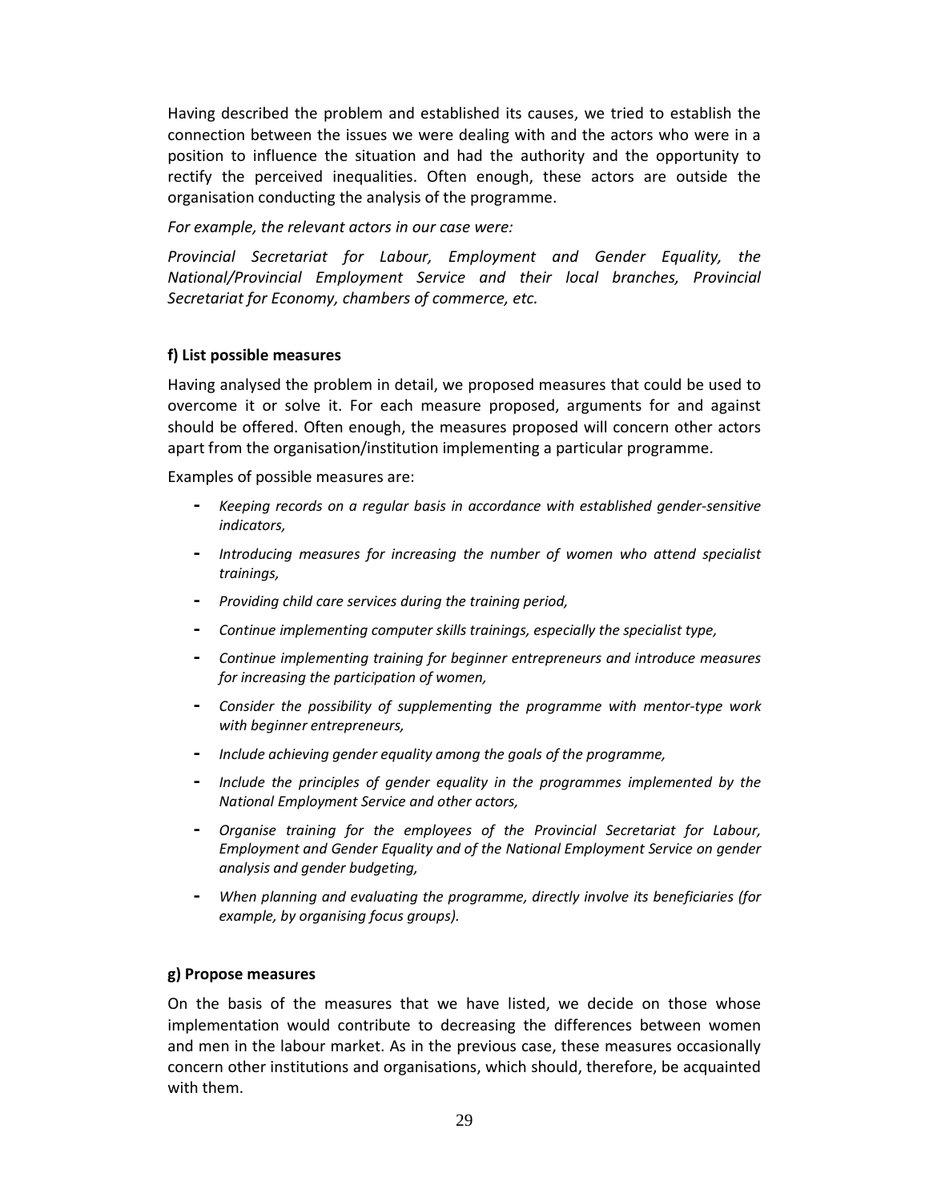Having described the problem and established its causes, we tried to establish the connection between the issues we were dealing with and the actors who were in a position to influence the situation and had the authority and the opportunity to rectify the perceived inequalities. Often enough, these actors are outside the organisation conducting the analysis of the programme.

*For example, the relevant actors in our case were:*

*Provincial Secretariat for Labour, Employment and Gender Equality, the National/Provincial Employment Service and their local branches, Provincial Secretariat for Economy, chambers of commerce, etc.*

**f) List possible measures**

Having analysed the problem in detail, we proposed measures that could be used to overcome it or solve it. For each measure proposed, arguments for and against should be offered. Often enough, the measures proposed will concern other actors apart from the organisation/institution implementing a particular programme.

Examples of possible measures are:

- *Keeping records on a regular basis in accordance with established gender-sensitive indicators,*
- *Introducing measures for increasing the number of women who attend specialist trainings,*
- *Providing child care services during the training period,*
- *Continue implementing computer skills trainings, especially the specialist type,*
- *Continue implementing training for beginner entrepreneurs and introduce measures for increasing the participation of women,*
- *Consider the possibility of supplementing the programme with mentor-type work with beginner entrepreneurs,*
- *Include achieving gender equality among the goals of the programme,*
- *Include the principles of gender equality in the programmes implemented by the National Employment Service and other actors,*
- *Organise training for the employees of the Provincial Secretariat for Labour, Employment and Gender Equality and of the National Employment Service on gender analysis and gender budgeting,*
- *When planning and evaluating the programme, directly involve its beneficiaries (for example, by organising focus groups).*

**g) Propose measures**

On the basis of the measures that we have listed, we decide on those whose implementation would contribute to decreasing the differences between women and men in the labour market. As in the previous case, these measures occasionally concern other institutions and organisations, which should, therefore, be acquainted with them.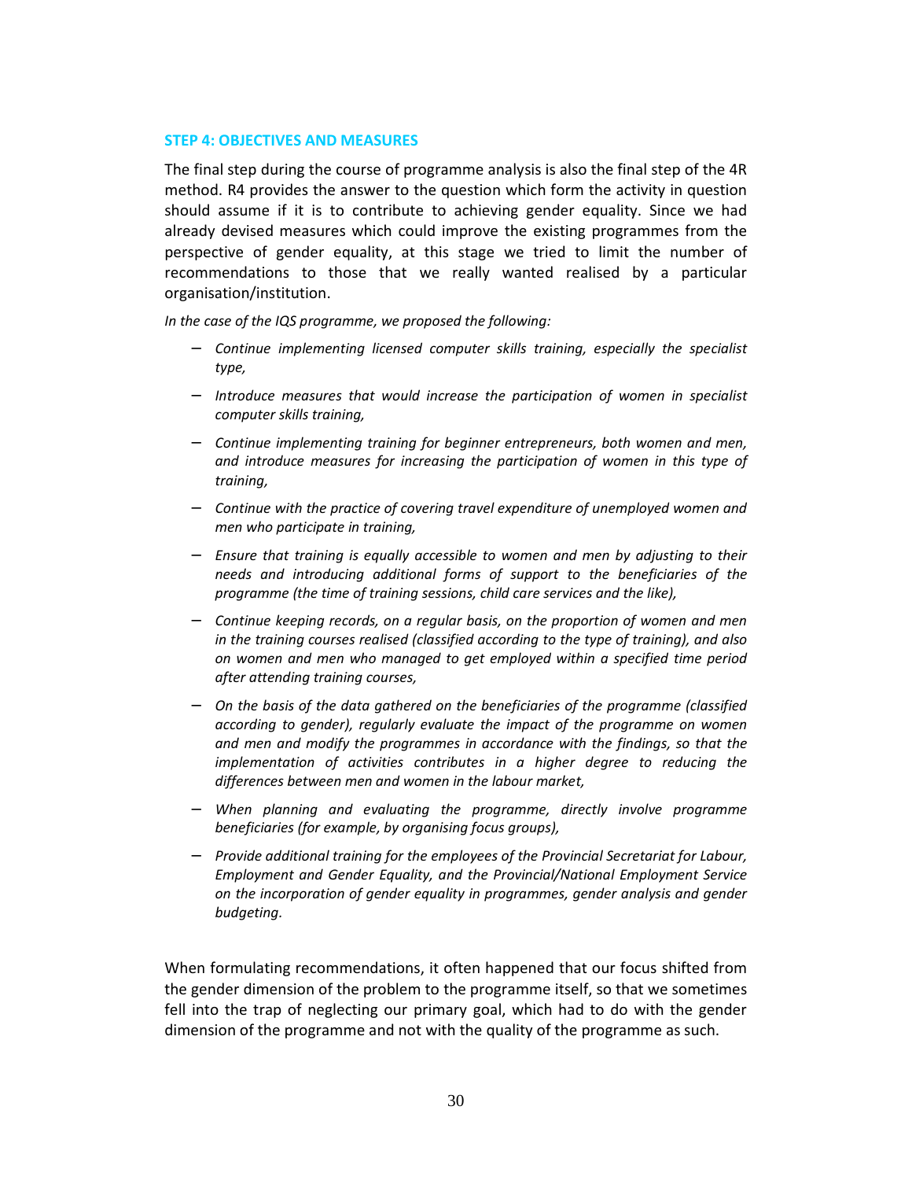### STEP 4: OBJECTIVES AND MEASURES

The final step during the course of programme analysis is also the final step of the 4R method. R4 provides the answer to the question which form the activity in question should assume if it is to contribute to achieving gender equality. Since we had already devised measures which could improve the existing programmes from the perspective of gender equality, at this stage we tried to limit the number of recommendations to those that we really wanted realised by a particular organisation/institution.

*In the case of the IQS programme, we proposed the following:*

- *Continue implementing licensed computer skills training, especially the specialist type,*
- *Introduce measures that would increase the participation of women in specialist computer skills training,*
- *Continue implementing training for beginner entrepreneurs, both women and men, and introduce measures for increasing the participation of women in this type of training,*
- *Continue with the practice of covering travel expenditure of unemployed women and men who participate in training,*
- *Ensure that training is equally accessible to women and men by adjusting to their needs and introducing additional forms of support to the beneficiaries of the programme (the time of training sessions, child care services and the like),*
- *Continue keeping records, on a regular basis, on the proportion of women and men in the training courses realised (classified according to the type of training), and also on women and men who managed to get employed within a specified time period after attending training courses,*
- *On the basis of the data gathered on the beneficiaries of the programme (classified according to gender), regularly evaluate the impact of the programme on women and men and modify the programmes in accordance with the findings, so that the implementation of activities contributes in a higher degree to reducing the differences between men and women in the labour market,*
- *When planning and evaluating the programme, directly involve programme beneficiaries (for example, by organising focus groups),*
- *Provide additional training for the employees of the Provincial Secretariat for Labour, Employment and Gender Equality, and the Provincial/National Employment Service on the incorporation of gender equality in programmes, gender analysis and gender budgeting.*

When formulating recommendations, it often happened that our focus shifted from the gender dimension of the problem to the programme itself, so that we sometimes fell into the trap of neglecting our primary goal, which had to do with the gender dimension of the programme and not with the quality of the programme as such.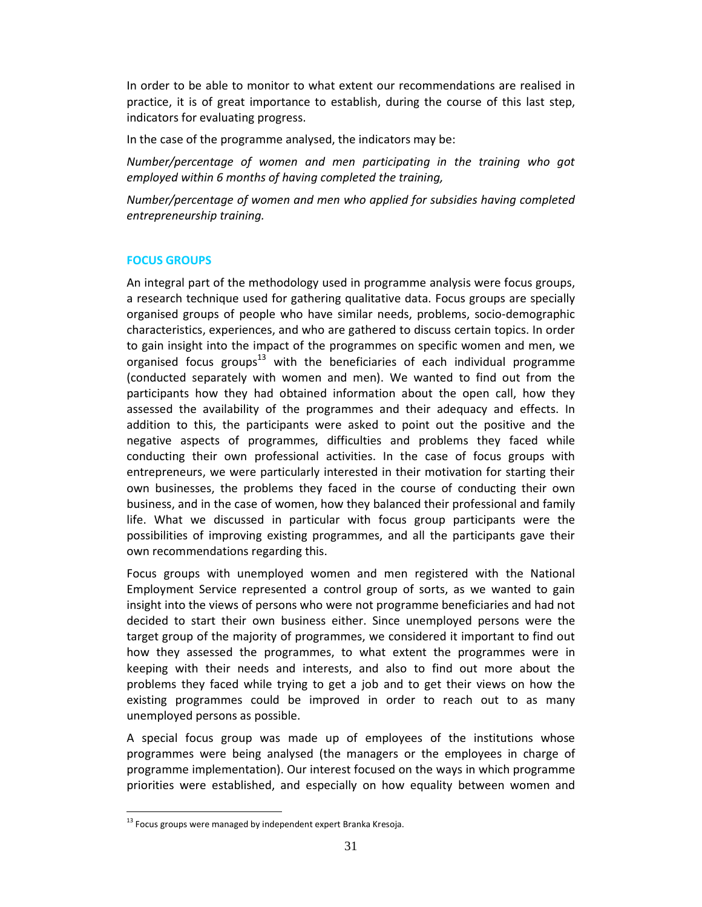In order to be able to monitor to what extent our recommendations are realised in practice, it is of great importance to establish, during the course of this last step, indicators for evaluating progress.

In the case of the programme analysed, the indicators may be:

*Number/percentage of women and men participating in the training who got employed within 6 months of having completed the training,*

*Number/percentage of women and men who applied for subsidies having completed entrepreneurship training.*

## FOCUS GROUPS

An integral part of the methodology used in programme analysis were focus groups, a research technique used for gathering qualitative data. Focus groups are specially organised groups of people who have similar needs, problems, socio-demographic characteristics, experiences, and who are gathered to discuss certain topics. In order to gain insight into the impact of the programmes on specific women and men, we organised focus groups[13] with the beneficiaries of each individual programme (conducted separately with women and men). We wanted to find out from the participants how they had obtained information about the open call, how they assessed the availability of the programmes and their adequacy and effects. In addition to this, the participants were asked to point out the positive and the negative aspects of programmes, difficulties and problems they faced while conducting their own professional activities. In the case of focus groups with entrepreneurs, we were particularly interested in their motivation for starting their own businesses, the problems they faced in the course of conducting their own business, and in the case of women, how they balanced their professional and family life. What we discussed in particular with focus group participants were the possibilities of improving existing programmes, and all the participants gave their own recommendations regarding this.

Focus groups with unemployed women and men registered with the National Employment Service represented a control group of sorts, as we wanted to gain insight into the views of persons who were not programme beneficiaries and had not decided to start their own business either. Since unemployed persons were the target group of the majority of programmes, we considered it important to find out how they assessed the programmes, to what extent the programmes were in keeping with their needs and interests, and also to find out more about the problems they faced while trying to get a job and to get their views on how the existing programmes could be improved in order to reach out to as many unemployed persons as possible.

A special focus group was made up of employees of the institutions whose programmes were being analysed (the managers or the employees in charge of programme implementation). Our interest focused on the ways in which programme priorities were established, and especially on how equality between women and

[13] Focus groups were managed by independent expert Branka Kresoja.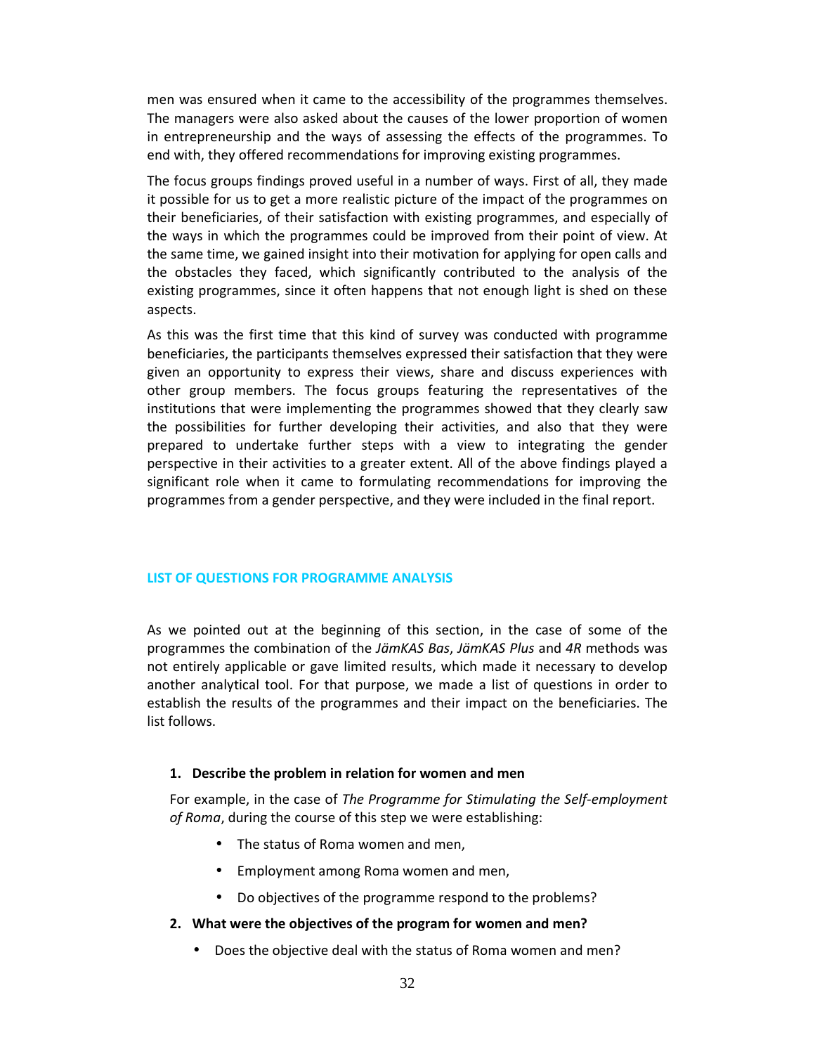men was ensured when it came to the accessibility of the programmes themselves. The managers were also asked about the causes of the lower proportion of women in entrepreneurship and the ways of assessing the effects of the programmes. To end with, they offered recommendations for improving existing programmes.

The focus groups findings proved useful in a number of ways. First of all, they made it possible for us to get a more realistic picture of the impact of the programmes on their beneficiaries, of their satisfaction with existing programmes, and especially of the ways in which the programmes could be improved from their point of view. At the same time, we gained insight into their motivation for applying for open calls and the obstacles they faced, which significantly contributed to the analysis of the existing programmes, since it often happens that not enough light is shed on these aspects.

As this was the first time that this kind of survey was conducted with programme beneficiaries, the participants themselves expressed their satisfaction that they were given an opportunity to express their views, share and discuss experiences with other group members. The focus groups featuring the representatives of the institutions that were implementing the programmes showed that they clearly saw the possibilities for further developing their activities, and also that they were prepared to undertake further steps with a view to integrating the gender perspective in their activities to a greater extent. All of the above findings played a significant role when it came to formulating recommendations for improving the programmes from a gender perspective, and they were included in the final report.

## LIST OF QUESTIONS FOR PROGRAMME ANALYSIS

As we pointed out at the beginning of this section, in the case of some of the programmes the combination of the *JämKAS Bas*, *JämKAS Plus* and *4R* methods was not entirely applicable or gave limited results, which made it necessary to develop another analytical tool. For that purpose, we made a list of questions in order to establish the results of the programmes and their impact on the beneficiaries. The list follows.

1. **Describe the problem in relation for women and men**

   For example, in the case of *The Programme for Stimulating the Self-employment of Roma*, during the course of this step we were establishing:

   - The status of Roma women and men,
   - Employment among Roma women and men,
   - Do objectives of the programme respond to the problems?

2. **What were the objectives of the program for women and men?**

   - Does the objective deal with the status of Roma women and men?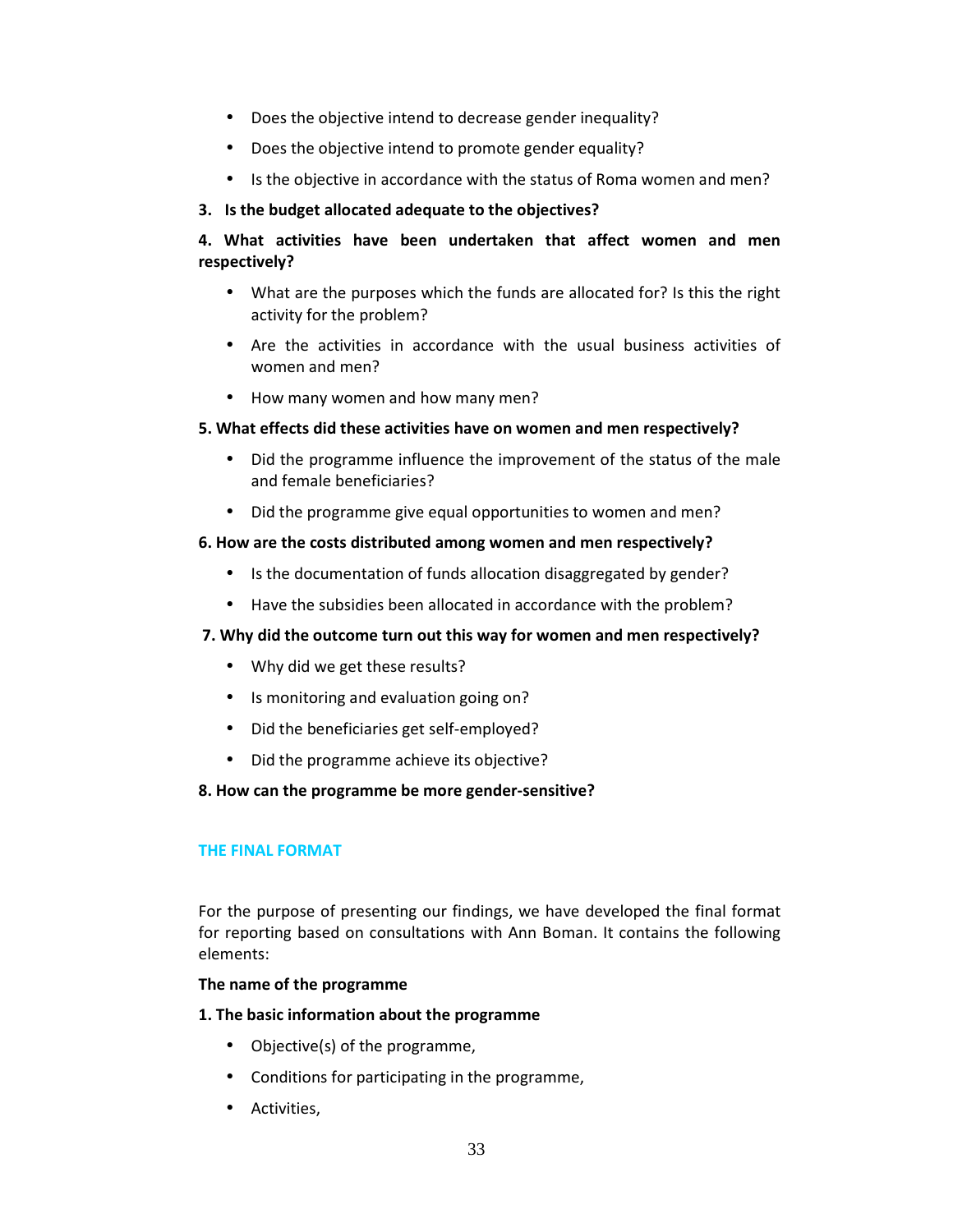- Does the objective intend to decrease gender inequality?
- Does the objective intend to promote gender equality?
- Is the objective in accordance with the status of Roma women and men?

**3. Is the budget allocated adequate to the objectives?**

**4. What activities have been undertaken that affect women and men respectively?**

- What are the purposes which the funds are allocated for? Is this the right activity for the problem?
- Are the activities in accordance with the usual business activities of women and men?
- How many women and how many men?

**5. What effects did these activities have on women and men respectively?**

- Did the programme influence the improvement of the status of the male and female beneficiaries?
- Did the programme give equal opportunities to women and men?

**6. How are the costs distributed among women and men respectively?**

- Is the documentation of funds allocation disaggregated by gender?
- Have the subsidies been allocated in accordance with the problem?

**7. Why did the outcome turn out this way for women and men respectively?**

- Why did we get these results?
- Is monitoring and evaluation going on?
- Did the beneficiaries get self-employed?
- Did the programme achieve its objective?

**8. How can the programme be more gender-sensitive?**

## THE FINAL FORMAT

For the purpose of presenting our findings, we have developed the final format for reporting based on consultations with Ann Boman. It contains the following elements:

**The name of the programme**

**1. The basic information about the programme**

- Objective(s) of the programme,
- Conditions for participating in the programme,
- Activities,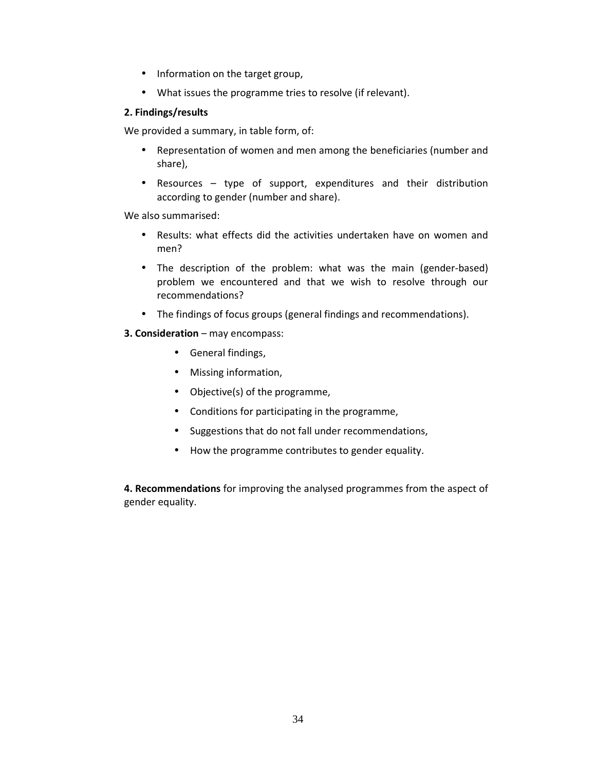- Information on the target group,
- What issues the programme tries to resolve (if relevant).

**2. Findings/results**

We provided a summary, in table form, of:

- Representation of women and men among the beneficiaries (number and share),
- Resources – type of support, expenditures and their distribution according to gender (number and share).

We also summarised:

- Results: what effects did the activities undertaken have on women and men?
- The description of the problem: what was the main (gender-based) problem we encountered and that we wish to resolve through our recommendations?
- The findings of focus groups (general findings and recommendations).

**3. Consideration** – may encompass:

- General findings,
- Missing information,
- Objective(s) of the programme,
- Conditions for participating in the programme,
- Suggestions that do not fall under recommendations,
- How the programme contributes to gender equality.

**4. Recommendations** for improving the analysed programmes from the aspect of gender equality.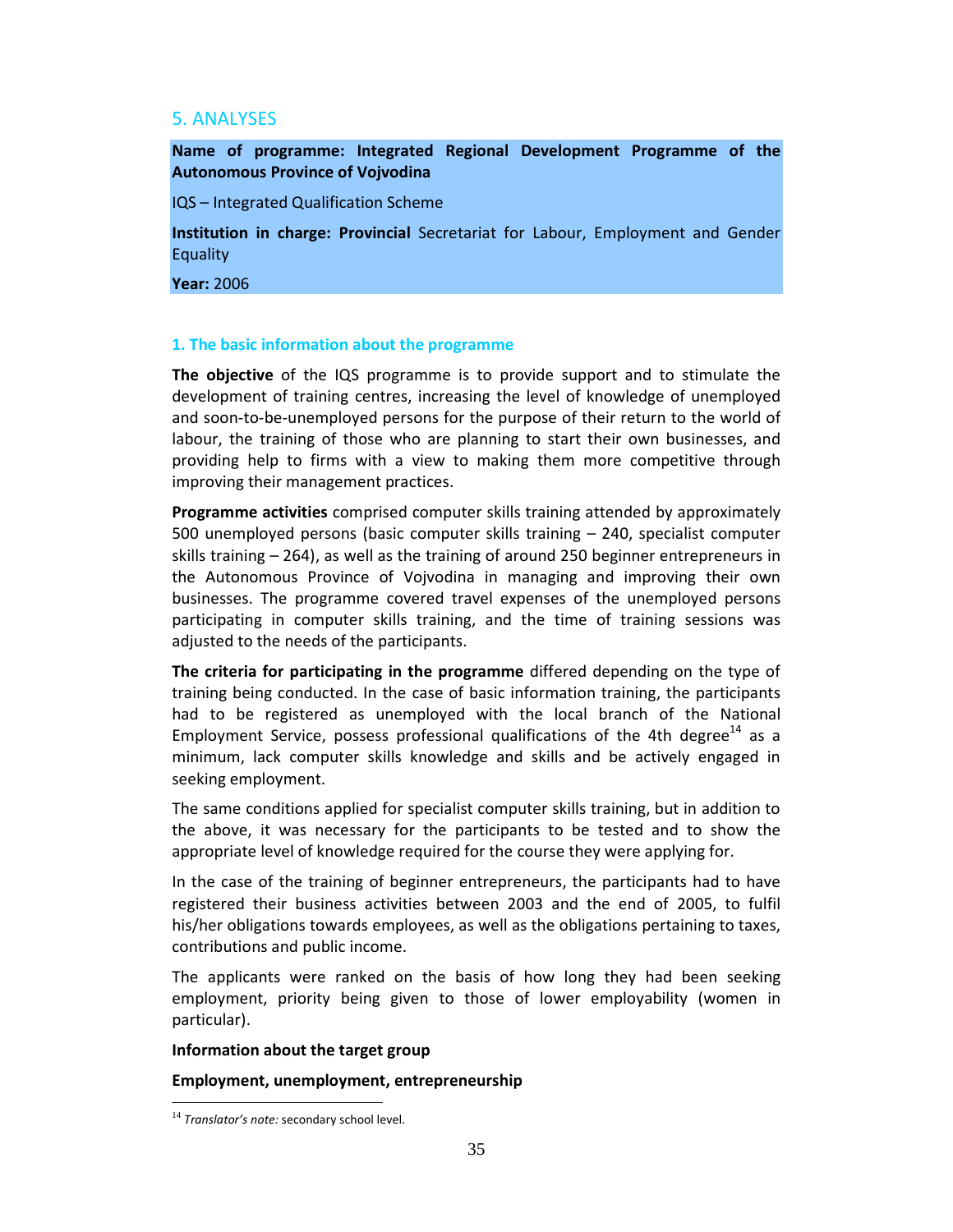## 5. ANALYSES

**Name of programme: Integrated Regional Development Programme of the Autonomous Province of Vojvodina**

IQS – Integrated Qualification Scheme

**Institution in charge: Provincial** Secretariat for Labour, Employment and Gender Equality

**Year:** 2006

### 1. The basic information about the programme

**The objective** of the IQS programme is to provide support and to stimulate the development of training centres, increasing the level of knowledge of unemployed and soon-to-be-unemployed persons for the purpose of their return to the world of labour, the training of those who are planning to start their own businesses, and providing help to firms with a view to making them more competitive through improving their management practices.

**Programme activities** comprised computer skills training attended by approximately 500 unemployed persons (basic computer skills training – 240, specialist computer skills training – 264), as well as the training of around 250 beginner entrepreneurs in the Autonomous Province of Vojvodina in managing and improving their own businesses. The programme covered travel expenses of the unemployed persons participating in computer skills training, and the time of training sessions was adjusted to the needs of the participants.

**The criteria for participating in the programme** differed depending on the type of training being conducted. In the case of basic information training, the participants had to be registered as unemployed with the local branch of the National Employment Service, possess professional qualifications of the 4th degree[14] as a minimum, lack computer skills knowledge and skills and be actively engaged in seeking employment.

The same conditions applied for specialist computer skills training, but in addition to the above, it was necessary for the participants to be tested and to show the appropriate level of knowledge required for the course they were applying for.

In the case of the training of beginner entrepreneurs, the participants had to have registered their business activities between 2003 and the end of 2005, to fulfil his/her obligations towards employees, as well as the obligations pertaining to taxes, contributions and public income.

The applicants were ranked on the basis of how long they had been seeking employment, priority being given to those of lower employability (women in particular).

**Information about the target group**

**Employment, unemployment, entrepreneurship**

---

[14] *Translator's note:* secondary school level.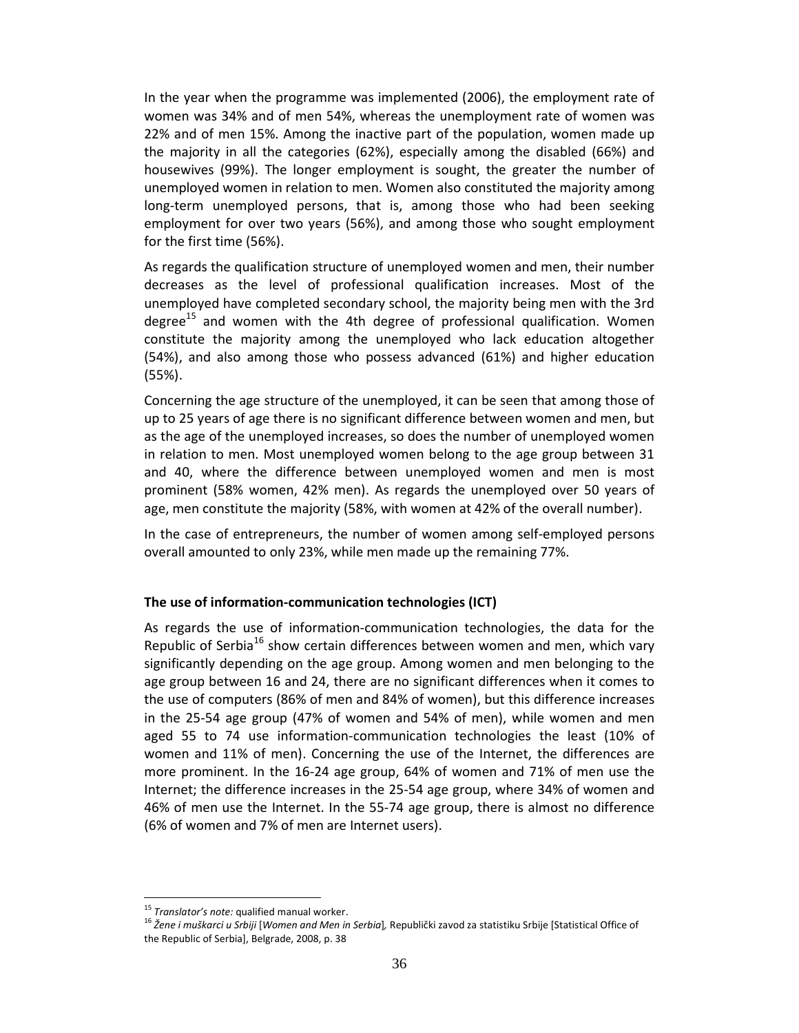In the year when the programme was implemented (2006), the employment rate of women was 34% and of men 54%, whereas the unemployment rate of women was 22% and of men 15%. Among the inactive part of the population, women made up the majority in all the categories (62%), especially among the disabled (66%) and housewives (99%). The longer employment is sought, the greater the number of unemployed women in relation to men. Women also constituted the majority among long-term unemployed persons, that is, among those who had been seeking employment for over two years (56%), and among those who sought employment for the first time (56%).

As regards the qualification structure of unemployed women and men, their number decreases as the level of professional qualification increases. Most of the unemployed have completed secondary school, the majority being men with the 3rd degree[15] and women with the 4th degree of professional qualification. Women constitute the majority among the unemployed who lack education altogether (54%), and also among those who possess advanced (61%) and higher education (55%).

Concerning the age structure of the unemployed, it can be seen that among those of up to 25 years of age there is no significant difference between women and men, but as the age of the unemployed increases, so does the number of unemployed women in relation to men. Most unemployed women belong to the age group between 31 and 40, where the difference between unemployed women and men is most prominent (58% women, 42% men). As regards the unemployed over 50 years of age, men constitute the majority (58%, with women at 42% of the overall number).

In the case of entrepreneurs, the number of women among self-employed persons overall amounted to only 23%, while men made up the remaining 77%.

**The use of information-communication technologies (ICT)**

As regards the use of information-communication technologies, the data for the Republic of Serbia[16] show certain differences between women and men, which vary significantly depending on the age group. Among women and men belonging to the age group between 16 and 24, there are no significant differences when it comes to the use of computers (86% of men and 84% of women), but this difference increases in the 25-54 age group (47% of women and 54% of men), while women and men aged 55 to 74 use information-communication technologies the least (10% of women and 11% of men). Concerning the use of the Internet, the differences are more prominent. In the 16-24 age group, 64% of women and 71% of men use the Internet; the difference increases in the 25-54 age group, where 34% of women and 46% of men use the Internet. In the 55-74 age group, there is almost no difference (6% of women and 7% of men are Internet users).

---

[15] *Translator's note:* qualified manual worker.

[16] *Žene i muškarci u Srbiji* [*Women and Men in Serbia*], Republički zavod za statistiku Srbije [Statistical Office of the Republic of Serbia], Belgrade, 2008, p. 38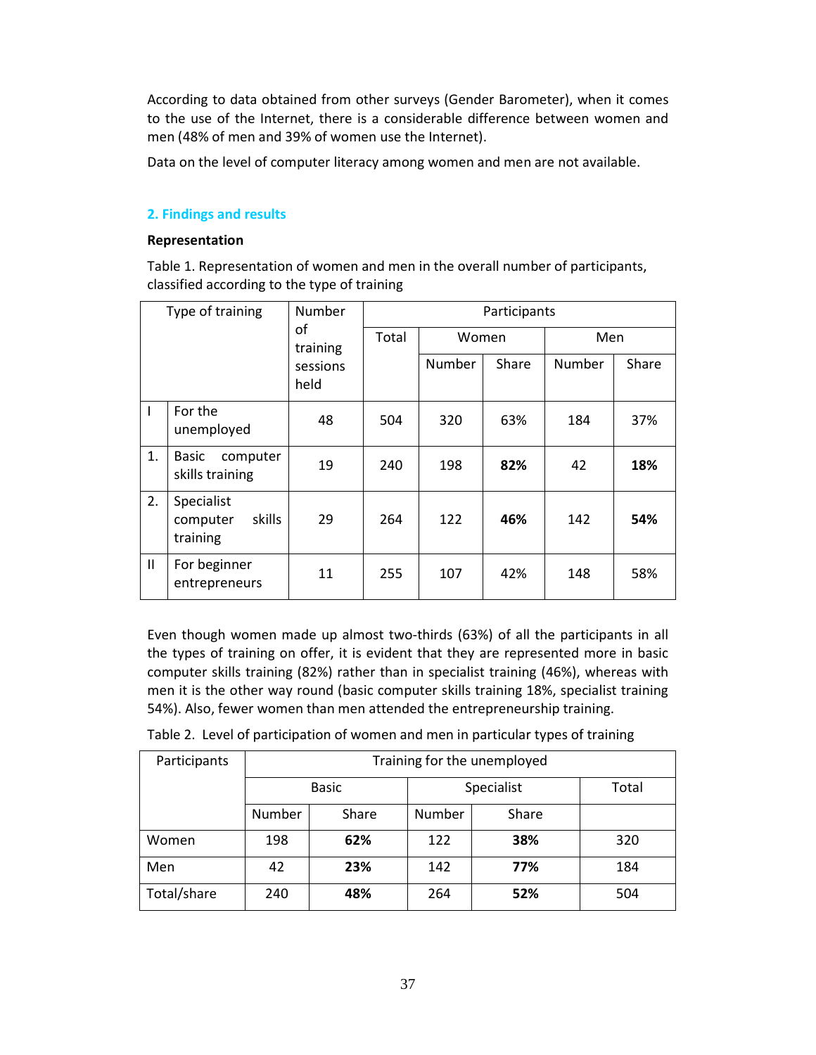According to data obtained from other surveys (Gender Barometer), when it comes to the use of the Internet, there is a considerable difference between women and men (48% of men and 39% of women use the Internet).

Data on the level of computer literacy among women and men are not available.

## 2. Findings and results

**Representation**

Table 1. Representation of women and men in the overall number of participants, classified according to the type of training

| | Type of training | Number of training sessions held | Participants | | | | |
|---|---|---|---|---|---|---|---|
| | | | Total | Women | | Men | |
| | | | | Number | Share | Number | Share |
| I | For the unemployed | 48 | 504 | 320 | 63% | 184 | 37% |
| 1. | Basic computer skills training | 19 | 240 | 198 | **82%** | 42 | **18%** |
| 2. | Specialist computer skills training | 29 | 264 | 122 | **46%** | 142 | **54%** |
| II | For beginner entrepreneurs | 11 | 255 | 107 | 42% | 148 | 58% |

Even though women made up almost two-thirds (63%) of all the participants in all the types of training on offer, it is evident that they are represented more in basic computer skills training (82%) rather than in specialist training (46%), whereas with men it is the other way round (basic computer skills training 18%, specialist training 54%). Also, fewer women than men attended the entrepreneurship training.

Table 2. Level of participation of women and men in particular types of training

| Participants | Training for the unemployed | | | | |
|---|---|---|---|---|---|
| | Basic | | Specialist | | Total |
| | Number | Share | Number | Share | |
| Women | 198 | **62%** | 122 | **38%** | 320 |
| Men | 42 | **23%** | 142 | **77%** | 184 |
| Total/share | 240 | **48%** | 264 | **52%** | 504 |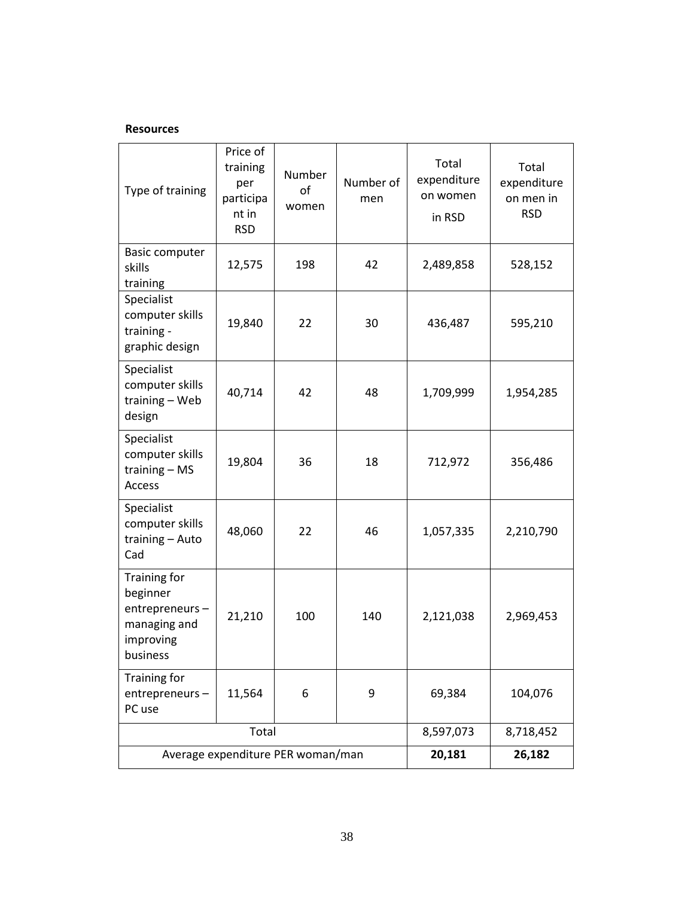**Resources**

| Type of training | Price of training per participant in RSD | Number of women | Number of men | Total expenditure on women in RSD | Total expenditure on men in RSD |
|---|---|---|---|---|---|
| Basic computer skills training | 12,575 | 198 | 42 | 2,489,858 | 528,152 |
| Specialist computer skills training - graphic design | 19,840 | 22 | 30 | 436,487 | 595,210 |
| Specialist computer skills training – Web design | 40,714 | 42 | 48 | 1,709,999 | 1,954,285 |
| Specialist computer skills training – MS Access | 19,804 | 36 | 18 | 712,972 | 356,486 |
| Specialist computer skills training – Auto Cad | 48,060 | 22 | 46 | 1,057,335 | 2,210,790 |
| Training for beginner entrepreneurs – managing and improving business | 21,210 | 100 | 140 | 2,121,038 | 2,969,453 |
| Training for entrepreneurs – PC use | 11,564 | 6 | 9 | 69,384 | 104,076 |
| Total | | | | 8,597,073 | 8,718,452 |
| Average expenditure PER woman/man | | | | **20,181** | **26,182** |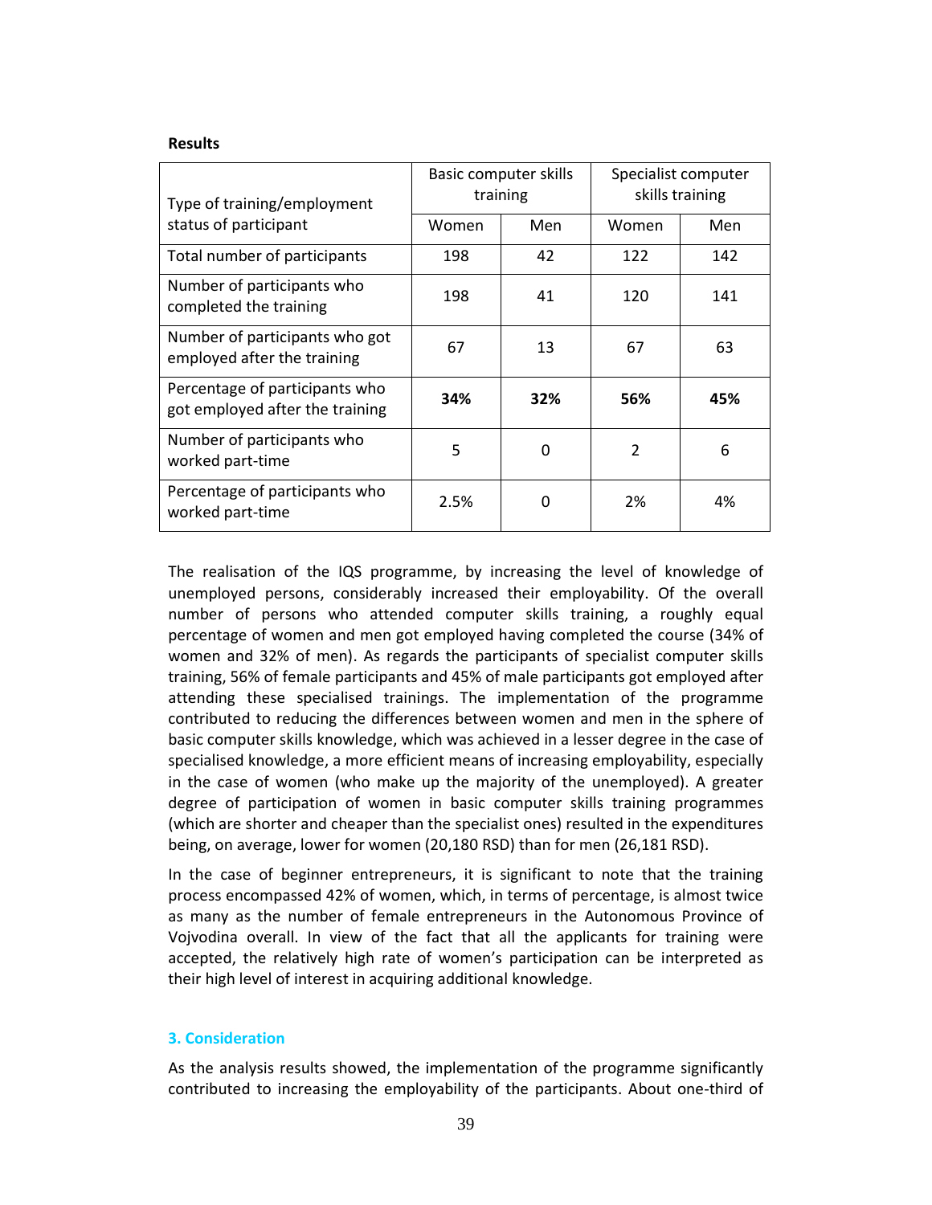**Results**

| Type of training/employment status of participant | Basic computer skills training | | Specialist computer skills training | |
|---|---|---|---|---|
| | Women | Men | Women | Men |
| Total number of participants | 198 | 42 | 122 | 142 |
| Number of participants who completed the training | 198 | 41 | 120 | 141 |
| Number of participants who got employed after the training | 67 | 13 | 67 | 63 |
| Percentage of participants who got employed after the training | **34%** | **32%** | **56%** | **45%** |
| Number of participants who worked part-time | 5 | 0 | 2 | 6 |
| Percentage of participants who worked part-time | 2.5% | 0 | 2% | 4% |

The realisation of the IQS programme, by increasing the level of knowledge of unemployed persons, considerably increased their employability. Of the overall number of persons who attended computer skills training, a roughly equal percentage of women and men got employed having completed the course (34% of women and 32% of men). As regards the participants of specialist computer skills training, 56% of female participants and 45% of male participants got employed after attending these specialised trainings. The implementation of the programme contributed to reducing the differences between women and men in the sphere of basic computer skills knowledge, which was achieved in a lesser degree in the case of specialised knowledge, a more efficient means of increasing employability, especially in the case of women (who make up the majority of the unemployed). A greater degree of participation of women in basic computer skills training programmes (which are shorter and cheaper than the specialist ones) resulted in the expenditures being, on average, lower for women (20,180 RSD) than for men (26,181 RSD).

In the case of beginner entrepreneurs, it is significant to note that the training process encompassed 42% of women, which, in terms of percentage, is almost twice as many as the number of female entrepreneurs in the Autonomous Province of Vojvodina overall. In view of the fact that all the applicants for training were accepted, the relatively high rate of women's participation can be interpreted as their high level of interest in acquiring additional knowledge.

## 3. Consideration

As the analysis results showed, the implementation of the programme significantly contributed to increasing the employability of the participants. About one-third of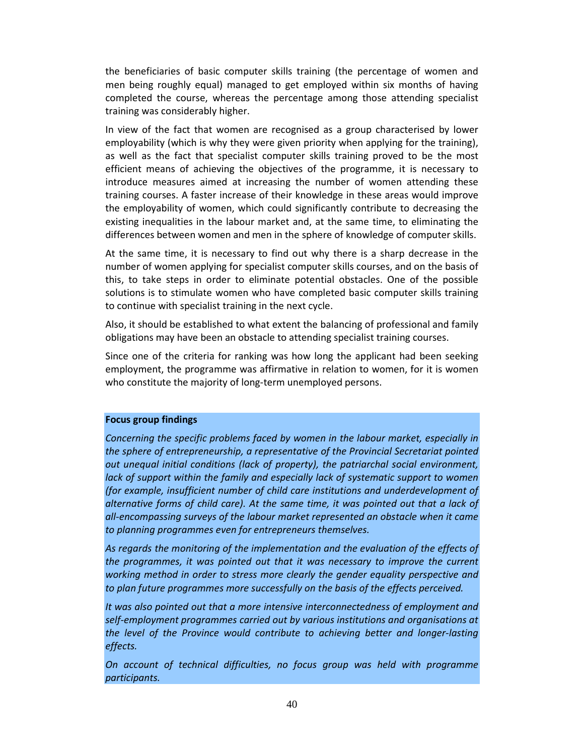the beneficiaries of basic computer skills training (the percentage of women and men being roughly equal) managed to get employed within six months of having completed the course, whereas the percentage among those attending specialist training was considerably higher.

In view of the fact that women are recognised as a group characterised by lower employability (which is why they were given priority when applying for the training), as well as the fact that specialist computer skills training proved to be the most efficient means of achieving the objectives of the programme, it is necessary to introduce measures aimed at increasing the number of women attending these training courses. A faster increase of their knowledge in these areas would improve the employability of women, which could significantly contribute to decreasing the existing inequalities in the labour market and, at the same time, to eliminating the differences between women and men in the sphere of knowledge of computer skills.

At the same time, it is necessary to find out why there is a sharp decrease in the number of women applying for specialist computer skills courses, and on the basis of this, to take steps in order to eliminate potential obstacles. One of the possible solutions is to stimulate women who have completed basic computer skills training to continue with specialist training in the next cycle.

Also, it should be established to what extent the balancing of professional and family obligations may have been an obstacle to attending specialist training courses.

Since one of the criteria for ranking was how long the applicant had been seeking employment, the programme was affirmative in relation to women, for it is women who constitute the majority of long-term unemployed persons.

**Focus group findings**

*Concerning the specific problems faced by women in the labour market, especially in the sphere of entrepreneurship, a representative of the Provincial Secretariat pointed out unequal initial conditions (lack of property), the patriarchal social environment, lack of support within the family and especially lack of systematic support to women (for example, insufficient number of child care institutions and underdevelopment of alternative forms of child care). At the same time, it was pointed out that a lack of all-encompassing surveys of the labour market represented an obstacle when it came to planning programmes even for entrepreneurs themselves.*

*As regards the monitoring of the implementation and the evaluation of the effects of the programmes, it was pointed out that it was necessary to improve the current working method in order to stress more clearly the gender equality perspective and to plan future programmes more successfully on the basis of the effects perceived.*

*It was also pointed out that a more intensive interconnectedness of employment and self-employment programmes carried out by various institutions and organisations at the level of the Province would contribute to achieving better and longer-lasting effects.*

*On account of technical difficulties, no focus group was held with programme participants.*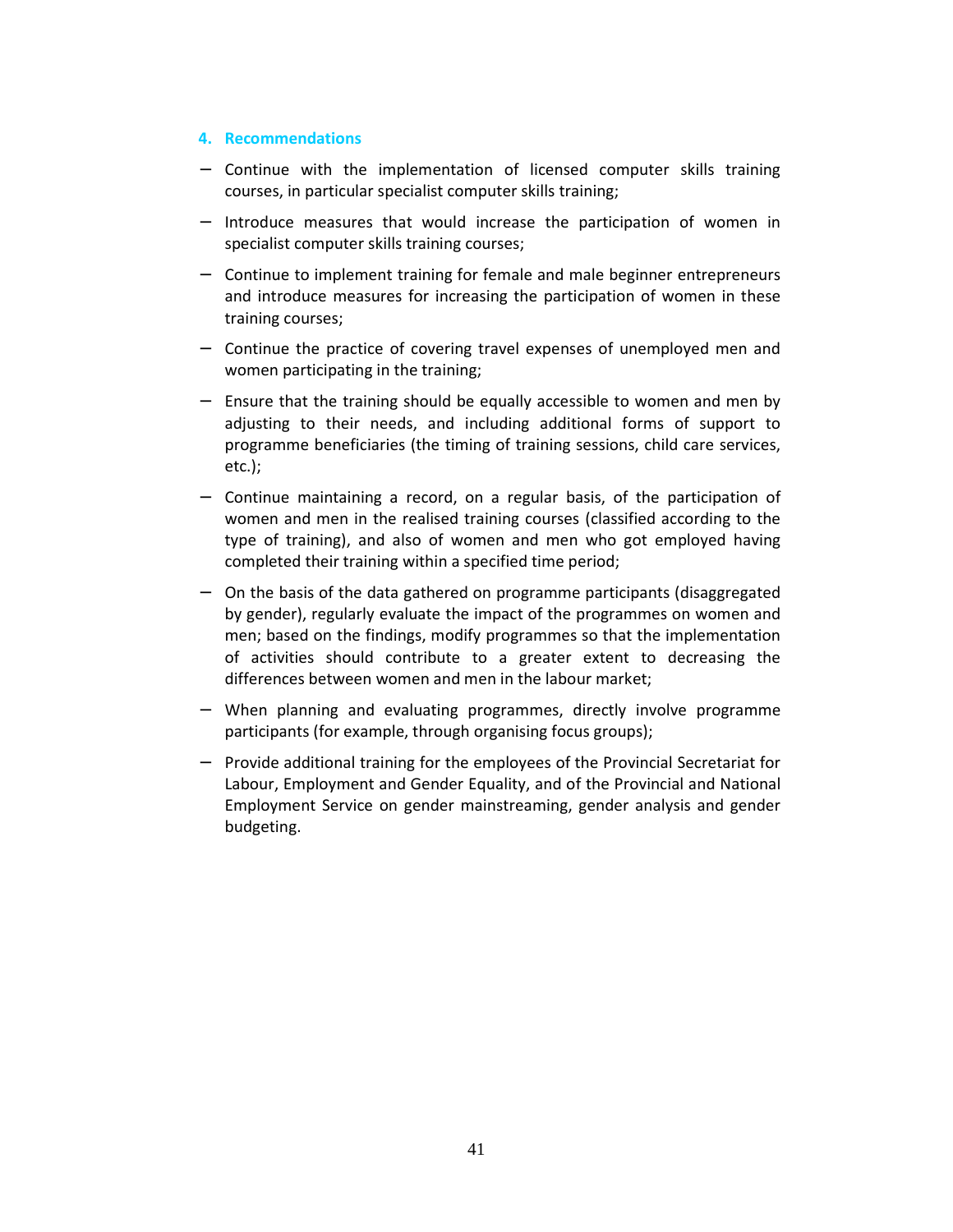## 4. Recommendations

- Continue with the implementation of licensed computer skills training courses, in particular specialist computer skills training;
- Introduce measures that would increase the participation of women in specialist computer skills training courses;
- Continue to implement training for female and male beginner entrepreneurs and introduce measures for increasing the participation of women in these training courses;
- Continue the practice of covering travel expenses of unemployed men and women participating in the training;
- Ensure that the training should be equally accessible to women and men by adjusting to their needs, and including additional forms of support to programme beneficiaries (the timing of training sessions, child care services, etc.);
- Continue maintaining a record, on a regular basis, of the participation of women and men in the realised training courses (classified according to the type of training), and also of women and men who got employed having completed their training within a specified time period;
- On the basis of the data gathered on programme participants (disaggregated by gender), regularly evaluate the impact of the programmes on women and men; based on the findings, modify programmes so that the implementation of activities should contribute to a greater extent to decreasing the differences between women and men in the labour market;
- When planning and evaluating programmes, directly involve programme participants (for example, through organising focus groups);
- Provide additional training for the employees of the Provincial Secretariat for Labour, Employment and Gender Equality, and of the Provincial and National Employment Service on gender mainstreaming, gender analysis and gender budgeting.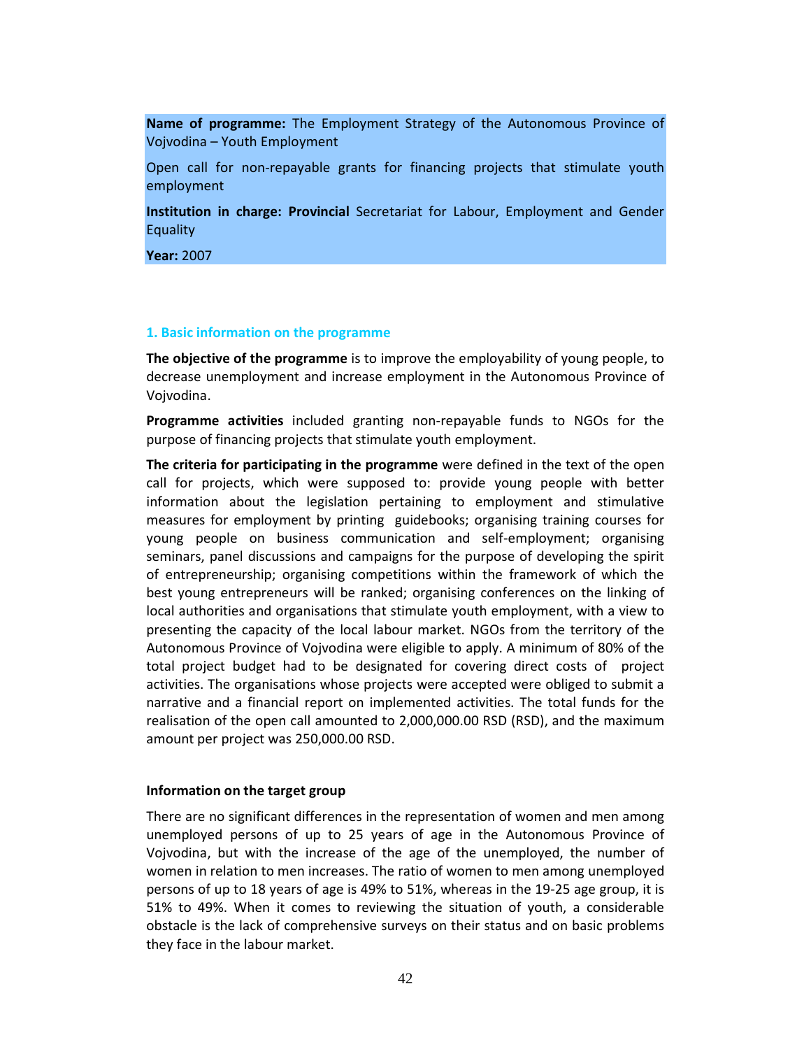**Name of programme:** The Employment Strategy of the Autonomous Province of Vojvodina – Youth Employment

Open call for non-repayable grants for financing projects that stimulate youth employment

**Institution in charge: Provincial** Secretariat for Labour, Employment and Gender Equality

**Year:** 2007

## 1. Basic information on the programme

**The objective of the programme** is to improve the employability of young people, to decrease unemployment and increase employment in the Autonomous Province of Vojvodina.

**Programme activities** included granting non-repayable funds to NGOs for the purpose of financing projects that stimulate youth employment.

**The criteria for participating in the programme** were defined in the text of the open call for projects, which were supposed to: provide young people with better information about the legislation pertaining to employment and stimulative measures for employment by printing guidebooks; organising training courses for young people on business communication and self-employment; organising seminars, panel discussions and campaigns for the purpose of developing the spirit of entrepreneurship; organising competitions within the framework of which the best young entrepreneurs will be ranked; organising conferences on the linking of local authorities and organisations that stimulate youth employment, with a view to presenting the capacity of the local labour market. NGOs from the territory of the Autonomous Province of Vojvodina were eligible to apply. A minimum of 80% of the total project budget had to be designated for covering direct costs of project activities. The organisations whose projects were accepted were obliged to submit a narrative and a financial report on implemented activities. The total funds for the realisation of the open call amounted to 2,000,000.00 RSD (RSD), and the maximum amount per project was 250,000.00 RSD.

### Information on the target group

There are no significant differences in the representation of women and men among unemployed persons of up to 25 years of age in the Autonomous Province of Vojvodina, but with the increase of the age of the unemployed, the number of women in relation to men increases. The ratio of women to men among unemployed persons of up to 18 years of age is 49% to 51%, whereas in the 19-25 age group, it is 51% to 49%. When it comes to reviewing the situation of youth, a considerable obstacle is the lack of comprehensive surveys on their status and on basic problems they face in the labour market.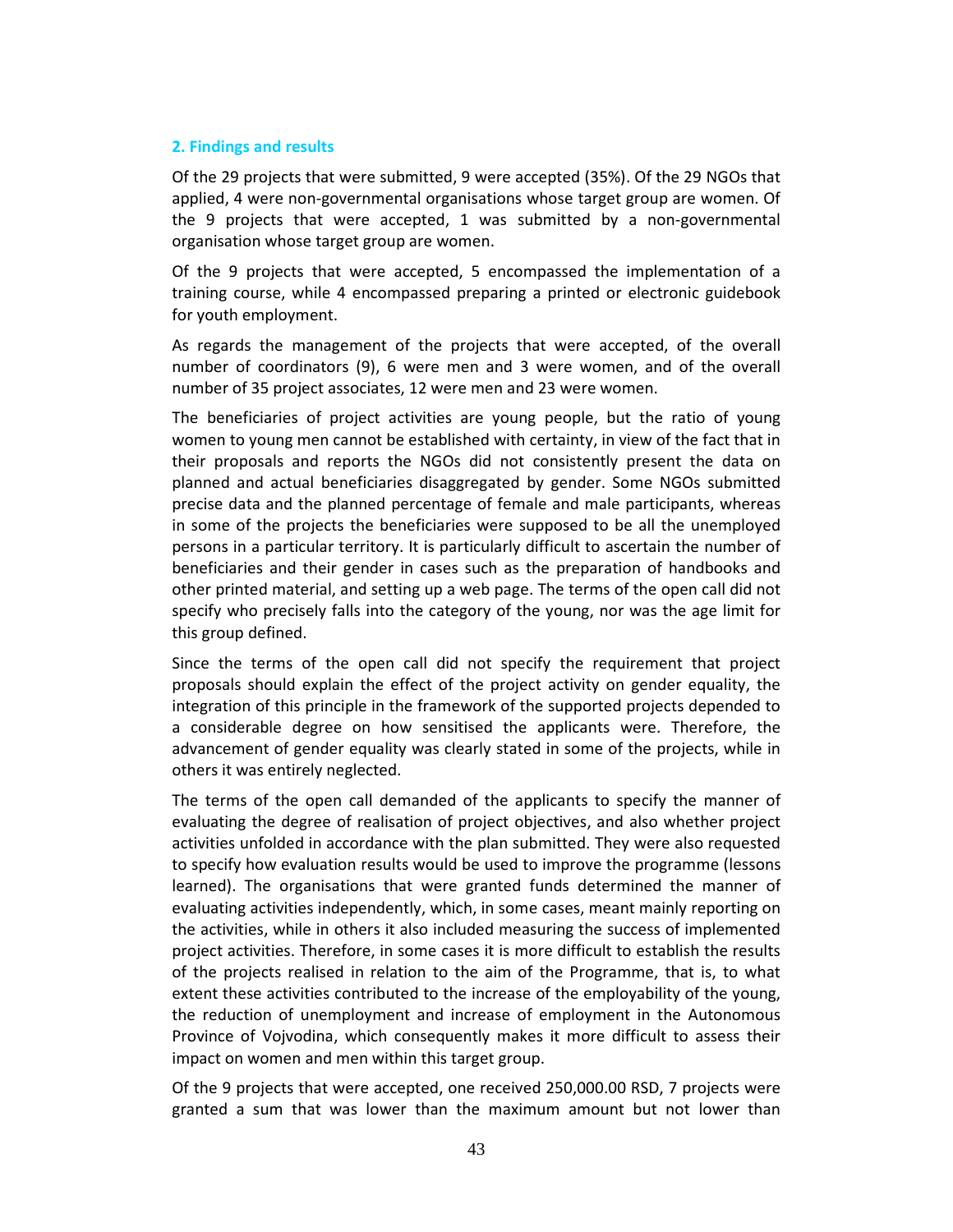## 2. Findings and results

Of the 29 projects that were submitted, 9 were accepted (35%). Of the 29 NGOs that applied, 4 were non-governmental organisations whose target group are women. Of the 9 projects that were accepted, 1 was submitted by a non-governmental organisation whose target group are women.

Of the 9 projects that were accepted, 5 encompassed the implementation of a training course, while 4 encompassed preparing a printed or electronic guidebook for youth employment.

As regards the management of the projects that were accepted, of the overall number of coordinators (9), 6 were men and 3 were women, and of the overall number of 35 project associates, 12 were men and 23 were women.

The beneficiaries of project activities are young people, but the ratio of young women to young men cannot be established with certainty, in view of the fact that in their proposals and reports the NGOs did not consistently present the data on planned and actual beneficiaries disaggregated by gender. Some NGOs submitted precise data and the planned percentage of female and male participants, whereas in some of the projects the beneficiaries were supposed to be all the unemployed persons in a particular territory. It is particularly difficult to ascertain the number of beneficiaries and their gender in cases such as the preparation of handbooks and other printed material, and setting up a web page. The terms of the open call did not specify who precisely falls into the category of the young, nor was the age limit for this group defined.

Since the terms of the open call did not specify the requirement that project proposals should explain the effect of the project activity on gender equality, the integration of this principle in the framework of the supported projects depended to a considerable degree on how sensitised the applicants were. Therefore, the advancement of gender equality was clearly stated in some of the projects, while in others it was entirely neglected.

The terms of the open call demanded of the applicants to specify the manner of evaluating the degree of realisation of project objectives, and also whether project activities unfolded in accordance with the plan submitted. They were also requested to specify how evaluation results would be used to improve the programme (lessons learned). The organisations that were granted funds determined the manner of evaluating activities independently, which, in some cases, meant mainly reporting on the activities, while in others it also included measuring the success of implemented project activities. Therefore, in some cases it is more difficult to establish the results of the projects realised in relation to the aim of the Programme, that is, to what extent these activities contributed to the increase of the employability of the young, the reduction of unemployment and increase of employment in the Autonomous Province of Vojvodina, which consequently makes it more difficult to assess their impact on women and men within this target group.

Of the 9 projects that were accepted, one received 250,000.00 RSD, 7 projects were granted a sum that was lower than the maximum amount but not lower than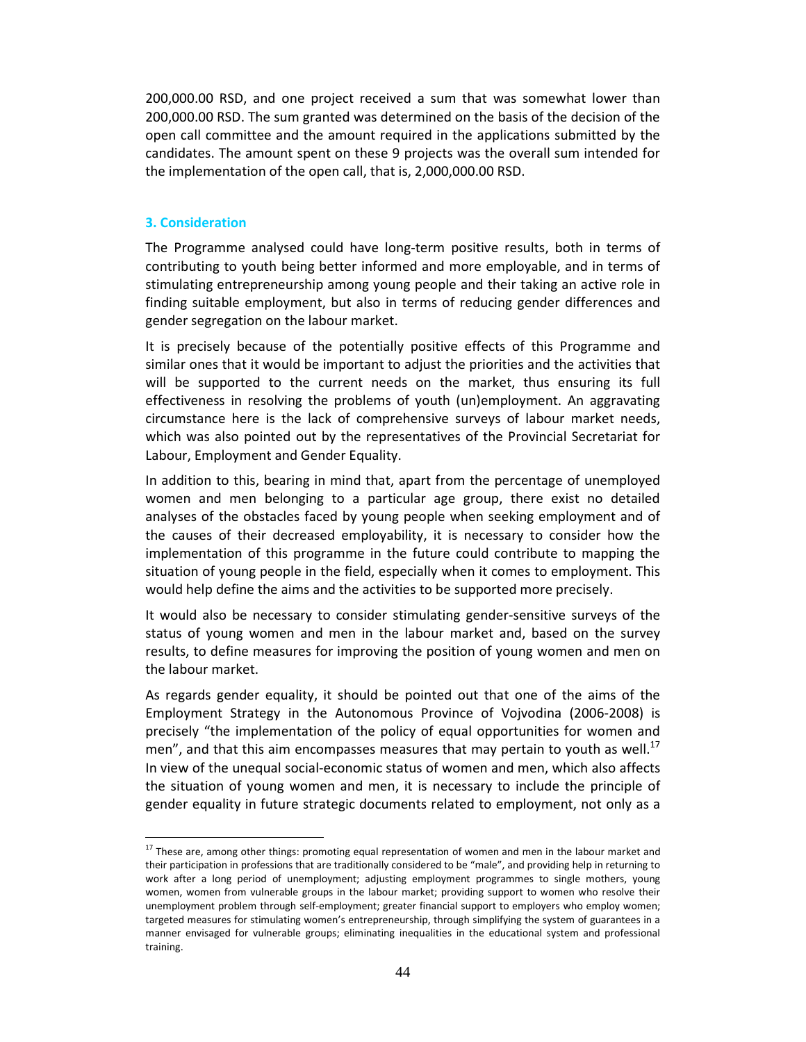200,000.00 RSD, and one project received a sum that was somewhat lower than 200,000.00 RSD. The sum granted was determined on the basis of the decision of the open call committee and the amount required in the applications submitted by the candidates. The amount spent on these 9 projects was the overall sum intended for the implementation of the open call, that is, 2,000,000.00 RSD.

### 3. Consideration

The Programme analysed could have long-term positive results, both in terms of contributing to youth being better informed and more employable, and in terms of stimulating entrepreneurship among young people and their taking an active role in finding suitable employment, but also in terms of reducing gender differences and gender segregation on the labour market.

It is precisely because of the potentially positive effects of this Programme and similar ones that it would be important to adjust the priorities and the activities that will be supported to the current needs on the market, thus ensuring its full effectiveness in resolving the problems of youth (un)employment. An aggravating circumstance here is the lack of comprehensive surveys of labour market needs, which was also pointed out by the representatives of the Provincial Secretariat for Labour, Employment and Gender Equality.

In addition to this, bearing in mind that, apart from the percentage of unemployed women and men belonging to a particular age group, there exist no detailed analyses of the obstacles faced by young people when seeking employment and of the causes of their decreased employability, it is necessary to consider how the implementation of this programme in the future could contribute to mapping the situation of young people in the field, especially when it comes to employment. This would help define the aims and the activities to be supported more precisely.

It would also be necessary to consider stimulating gender-sensitive surveys of the status of young women and men in the labour market and, based on the survey results, to define measures for improving the position of young women and men on the labour market.

As regards gender equality, it should be pointed out that one of the aims of the Employment Strategy in the Autonomous Province of Vojvodina (2006-2008) is precisely "the implementation of the policy of equal opportunities for women and men", and that this aim encompasses measures that may pertain to youth as well.[17] In view of the unequal social-economic status of women and men, which also affects the situation of young women and men, it is necessary to include the principle of gender equality in future strategic documents related to employment, not only as a

---

[17] These are, among other things: promoting equal representation of women and men in the labour market and their participation in professions that are traditionally considered to be "male", and providing help in returning to work after a long period of unemployment; adjusting employment programmes to single mothers, young women, women from vulnerable groups in the labour market; providing support to women who resolve their unemployment problem through self-employment; greater financial support to employers who employ women; targeted measures for stimulating women's entrepreneurship, through simplifying the system of guarantees in a manner envisaged for vulnerable groups; eliminating inequalities in the educational system and professional training.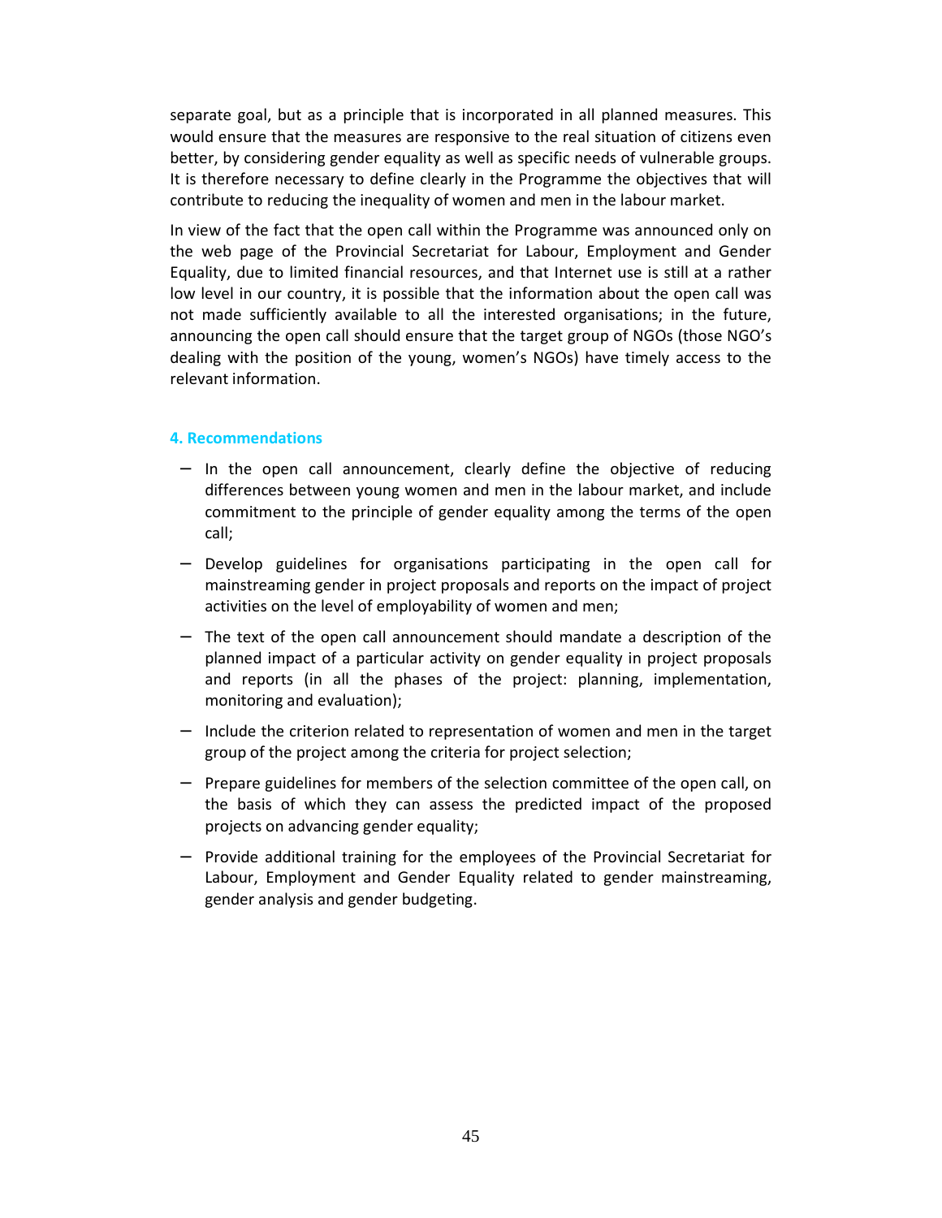separate goal, but as a principle that is incorporated in all planned measures. This would ensure that the measures are responsive to the real situation of citizens even better, by considering gender equality as well as specific needs of vulnerable groups. It is therefore necessary to define clearly in the Programme the objectives that will contribute to reducing the inequality of women and men in the labour market.

In view of the fact that the open call within the Programme was announced only on the web page of the Provincial Secretariat for Labour, Employment and Gender Equality, due to limited financial resources, and that Internet use is still at a rather low level in our country, it is possible that the information about the open call was not made sufficiently available to all the interested organisations; in the future, announcing the open call should ensure that the target group of NGOs (those NGO's dealing with the position of the young, women's NGOs) have timely access to the relevant information.

## 4. Recommendations

- In the open call announcement, clearly define the objective of reducing differences between young women and men in the labour market, and include commitment to the principle of gender equality among the terms of the open call;
- Develop guidelines for organisations participating in the open call for mainstreaming gender in project proposals and reports on the impact of project activities on the level of employability of women and men;
- The text of the open call announcement should mandate a description of the planned impact of a particular activity on gender equality in project proposals and reports (in all the phases of the project: planning, implementation, monitoring and evaluation);
- Include the criterion related to representation of women and men in the target group of the project among the criteria for project selection;
- Prepare guidelines for members of the selection committee of the open call, on the basis of which they can assess the predicted impact of the proposed projects on advancing gender equality;
- Provide additional training for the employees of the Provincial Secretariat for Labour, Employment and Gender Equality related to gender mainstreaming, gender analysis and gender budgeting.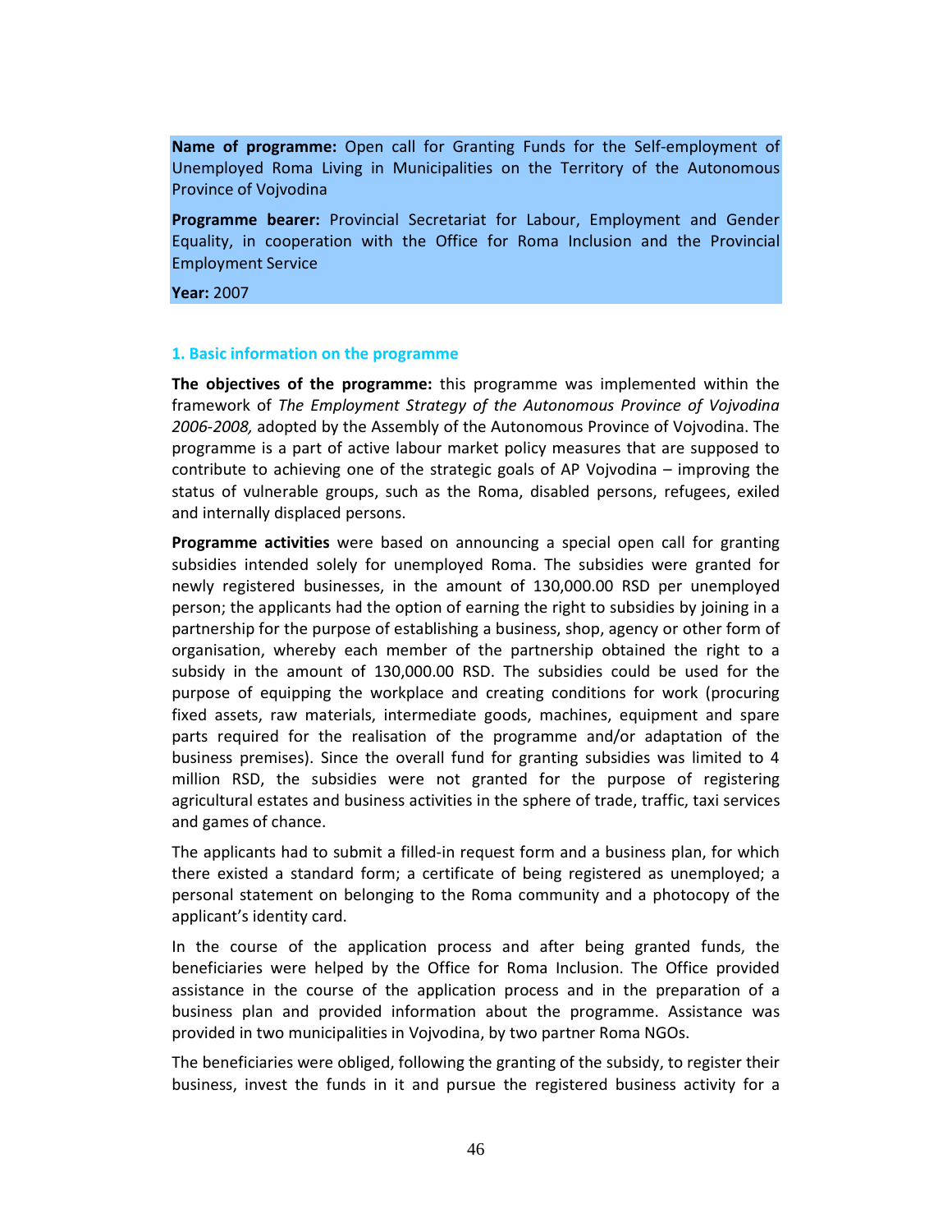**Name of programme:** Open call for Granting Funds for the Self-employment of Unemployed Roma Living in Municipalities on the Territory of the Autonomous Province of Vojvodina

**Programme bearer:** Provincial Secretariat for Labour, Employment and Gender Equality, in cooperation with the Office for Roma Inclusion and the Provincial Employment Service

**Year:** 2007

## 1. Basic information on the programme

**The objectives of the programme:** this programme was implemented within the framework of *The Employment Strategy of the Autonomous Province of Vojvodina 2006-2008,* adopted by the Assembly of the Autonomous Province of Vojvodina. The programme is a part of active labour market policy measures that are supposed to contribute to achieving one of the strategic goals of AP Vojvodina – improving the status of vulnerable groups, such as the Roma, disabled persons, refugees, exiled and internally displaced persons.

**Programme activities** were based on announcing a special open call for granting subsidies intended solely for unemployed Roma. The subsidies were granted for newly registered businesses, in the amount of 130,000.00 RSD per unemployed person; the applicants had the option of earning the right to subsidies by joining in a partnership for the purpose of establishing a business, shop, agency or other form of organisation, whereby each member of the partnership obtained the right to a subsidy in the amount of 130,000.00 RSD. The subsidies could be used for the purpose of equipping the workplace and creating conditions for work (procuring fixed assets, raw materials, intermediate goods, machines, equipment and spare parts required for the realisation of the programme and/or adaptation of the business premises). Since the overall fund for granting subsidies was limited to 4 million RSD, the subsidies were not granted for the purpose of registering agricultural estates and business activities in the sphere of trade, traffic, taxi services and games of chance.

The applicants had to submit a filled-in request form and a business plan, for which there existed a standard form; a certificate of being registered as unemployed; a personal statement on belonging to the Roma community and a photocopy of the applicant's identity card.

In the course of the application process and after being granted funds, the beneficiaries were helped by the Office for Roma Inclusion. The Office provided assistance in the course of the application process and in the preparation of a business plan and provided information about the programme. Assistance was provided in two municipalities in Vojvodina, by two partner Roma NGOs.

The beneficiaries were obliged, following the granting of the subsidy, to register their business, invest the funds in it and pursue the registered business activity for a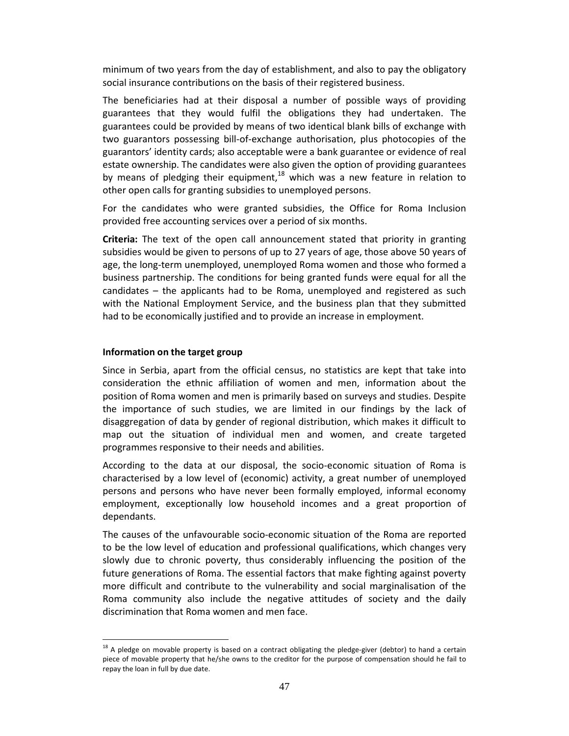minimum of two years from the day of establishment, and also to pay the obligatory social insurance contributions on the basis of their registered business.

The beneficiaries had at their disposal a number of possible ways of providing guarantees that they would fulfil the obligations they had undertaken. The guarantees could be provided by means of two identical blank bills of exchange with two guarantors possessing bill-of-exchange authorisation, plus photocopies of the guarantors' identity cards; also acceptable were a bank guarantee or evidence of real estate ownership. The candidates were also given the option of providing guarantees by means of pledging their equipment,[18] which was a new feature in relation to other open calls for granting subsidies to unemployed persons.

For the candidates who were granted subsidies, the Office for Roma Inclusion provided free accounting services over a period of six months.

**Criteria:** The text of the open call announcement stated that priority in granting subsidies would be given to persons of up to 27 years of age, those above 50 years of age, the long-term unemployed, unemployed Roma women and those who formed a business partnership. The conditions for being granted funds were equal for all the candidates – the applicants had to be Roma, unemployed and registered as such with the National Employment Service, and the business plan that they submitted had to be economically justified and to provide an increase in employment.

### Information on the target group

Since in Serbia, apart from the official census, no statistics are kept that take into consideration the ethnic affiliation of women and men, information about the position of Roma women and men is primarily based on surveys and studies. Despite the importance of such studies, we are limited in our findings by the lack of disaggregation of data by gender of regional distribution, which makes it difficult to map out the situation of individual men and women, and create targeted programmes responsive to their needs and abilities.

According to the data at our disposal, the socio-economic situation of Roma is characterised by a low level of (economic) activity, a great number of unemployed persons and persons who have never been formally employed, informal economy employment, exceptionally low household incomes and a great proportion of dependants.

The causes of the unfavourable socio-economic situation of the Roma are reported to be the low level of education and professional qualifications, which changes very slowly due to chronic poverty, thus considerably influencing the position of the future generations of Roma. The essential factors that make fighting against poverty more difficult and contribute to the vulnerability and social marginalisation of the Roma community also include the negative attitudes of society and the daily discrimination that Roma women and men face.

---

[18] A pledge on movable property is based on a contract obligating the pledge-giver (debtor) to hand a certain piece of movable property that he/she owns to the creditor for the purpose of compensation should he fail to repay the loan in full by due date.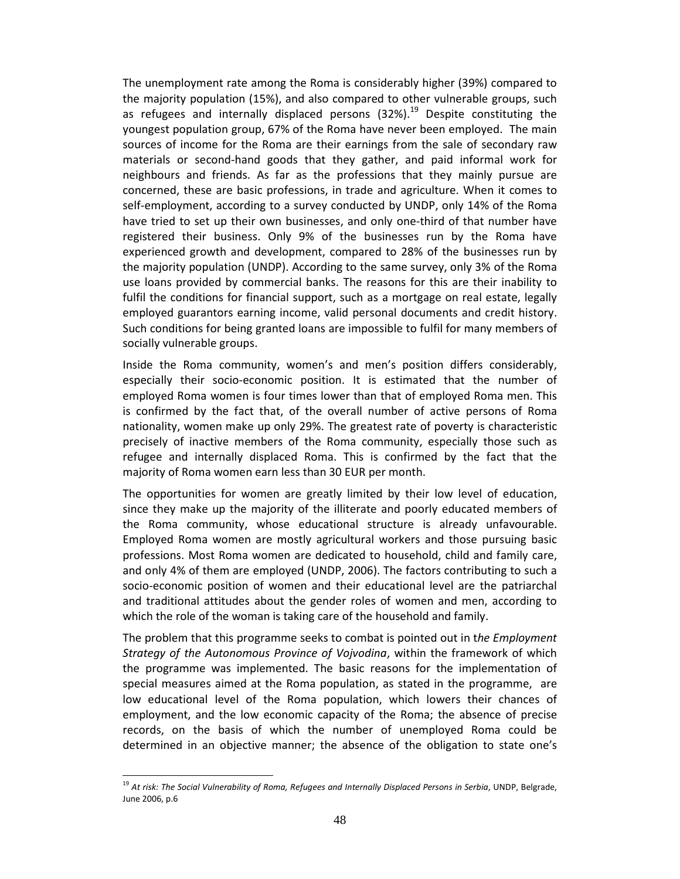The unemployment rate among the Roma is considerably higher (39%) compared to the majority population (15%), and also compared to other vulnerable groups, such as refugees and internally displaced persons (32%).[19] Despite constituting the youngest population group, 67% of the Roma have never been employed. The main sources of income for the Roma are their earnings from the sale of secondary raw materials or second-hand goods that they gather, and paid informal work for neighbours and friends. As far as the professions that they mainly pursue are concerned, these are basic professions, in trade and agriculture. When it comes to self-employment, according to a survey conducted by UNDP, only 14% of the Roma have tried to set up their own businesses, and only one-third of that number have registered their business. Only 9% of the businesses run by the Roma have experienced growth and development, compared to 28% of the businesses run by the majority population (UNDP). According to the same survey, only 3% of the Roma use loans provided by commercial banks. The reasons for this are their inability to fulfil the conditions for financial support, such as a mortgage on real estate, legally employed guarantors earning income, valid personal documents and credit history. Such conditions for being granted loans are impossible to fulfil for many members of socially vulnerable groups.

Inside the Roma community, women's and men's position differs considerably, especially their socio-economic position. It is estimated that the number of employed Roma women is four times lower than that of employed Roma men. This is confirmed by the fact that, of the overall number of active persons of Roma nationality, women make up only 29%. The greatest rate of poverty is characteristic precisely of inactive members of the Roma community, especially those such as refugee and internally displaced Roma. This is confirmed by the fact that the majority of Roma women earn less than 30 EUR per month.

The opportunities for women are greatly limited by their low level of education, since they make up the majority of the illiterate and poorly educated members of the Roma community, whose educational structure is already unfavourable. Employed Roma women are mostly agricultural workers and those pursuing basic professions. Most Roma women are dedicated to household, child and family care, and only 4% of them are employed (UNDP, 2006). The factors contributing to such a socio-economic position of women and their educational level are the patriarchal and traditional attitudes about the gender roles of women and men, according to which the role of the woman is taking care of the household and family.

The problem that this programme seeks to combat is pointed out in t*he Employment Strategy of the Autonomous Province of Vojvodina*, within the framework of which the programme was implemented. The basic reasons for the implementation of special measures aimed at the Roma population, as stated in the programme, are low educational level of the Roma population, which lowers their chances of employment, and the low economic capacity of the Roma; the absence of precise records, on the basis of which the number of unemployed Roma could be determined in an objective manner; the absence of the obligation to state one's

---

[19] *At risk: The Social Vulnerability of Roma, Refugees and Internally Displaced Persons in Serbia*, UNDP, Belgrade, June 2006, p.6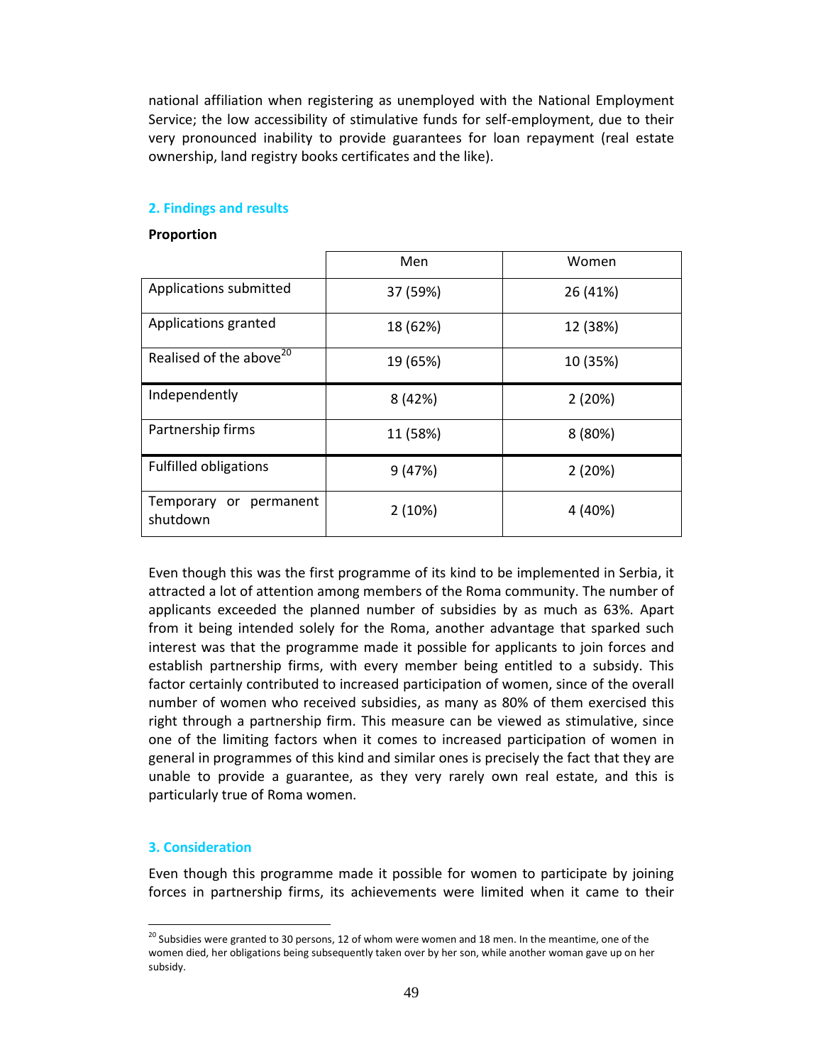national affiliation when registering as unemployed with the National Employment Service; the low accessibility of stimulative funds for self-employment, due to their very pronounced inability to provide guarantees for loan repayment (real estate ownership, land registry books certificates and the like).

## 2. Findings and results

**Proportion**

| | Men | Women |
|---|---|---|
| Applications submitted | 37 (59%) | 26 (41%) |
| Applications granted | 18 (62%) | 12 (38%) |
| Realised of the above[20] | 19 (65%) | 10 (35%) |
| Independently | 8 (42%) | 2 (20%) |
| Partnership firms | 11 (58%) | 8 (80%) |
| Fulfilled obligations | 9 (47%) | 2 (20%) |
| Temporary or permanent shutdown | 2 (10%) | 4 (40%) |

Even though this was the first programme of its kind to be implemented in Serbia, it attracted a lot of attention among members of the Roma community. The number of applicants exceeded the planned number of subsidies by as much as 63%. Apart from it being intended solely for the Roma, another advantage that sparked such interest was that the programme made it possible for applicants to join forces and establish partnership firms, with every member being entitled to a subsidy. This factor certainly contributed to increased participation of women, since of the overall number of women who received subsidies, as many as 80% of them exercised this right through a partnership firm. This measure can be viewed as stimulative, since one of the limiting factors when it comes to increased participation of women in general in programmes of this kind and similar ones is precisely the fact that they are unable to provide a guarantee, as they very rarely own real estate, and this is particularly true of Roma women.

## 3. Consideration

Even though this programme made it possible for women to participate by joining forces in partnership firms, its achievements were limited when it came to their

[20] Subsidies were granted to 30 persons, 12 of whom were women and 18 men. In the meantime, one of the women died, her obligations being subsequently taken over by her son, while another woman gave up on her subsidy.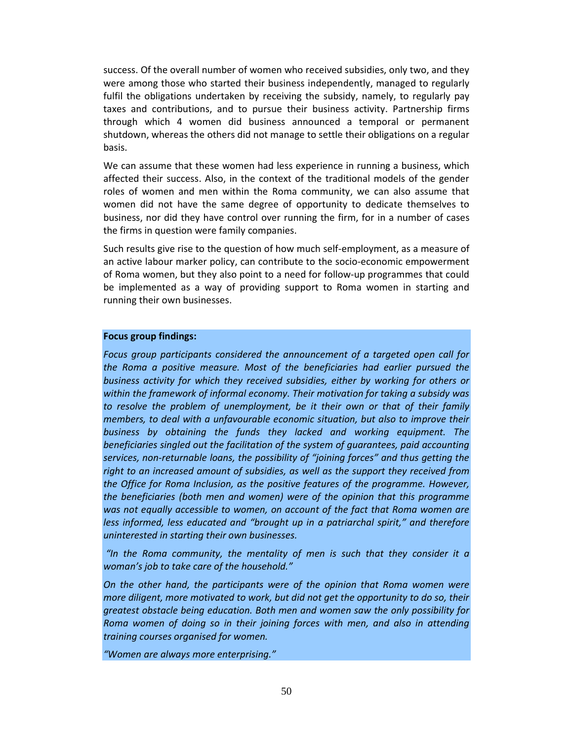success. Of the overall number of women who received subsidies, only two, and they were among those who started their business independently, managed to regularly fulfil the obligations undertaken by receiving the subsidy, namely, to regularly pay taxes and contributions, and to pursue their business activity. Partnership firms through which 4 women did business announced a temporal or permanent shutdown, whereas the others did not manage to settle their obligations on a regular basis.

We can assume that these women had less experience in running a business, which affected their success. Also, in the context of the traditional models of the gender roles of women and men within the Roma community, we can also assume that women did not have the same degree of opportunity to dedicate themselves to business, nor did they have control over running the firm, for in a number of cases the firms in question were family companies.

Such results give rise to the question of how much self-employment, as a measure of an active labour marker policy, can contribute to the socio-economic empowerment of Roma women, but they also point to a need for follow-up programmes that could be implemented as a way of providing support to Roma women in starting and running their own businesses.

**Focus group findings:**

*Focus group participants considered the announcement of a targeted open call for the Roma a positive measure. Most of the beneficiaries had earlier pursued the business activity for which they received subsidies, either by working for others or within the framework of informal economy. Their motivation for taking a subsidy was to resolve the problem of unemployment, be it their own or that of their family members, to deal with a unfavourable economic situation, but also to improve their business by obtaining the funds they lacked and working equipment. The beneficiaries singled out the facilitation of the system of guarantees, paid accounting services, non-returnable loans, the possibility of "joining forces" and thus getting the right to an increased amount of subsidies, as well as the support they received from the Office for Roma Inclusion, as the positive features of the programme. However, the beneficiaries (both men and women) were of the opinion that this programme was not equally accessible to women, on account of the fact that Roma women are less informed, less educated and "brought up in a patriarchal spirit," and therefore uninterested in starting their own businesses.*

*"In the Roma community, the mentality of men is such that they consider it a woman's job to take care of the household."*

*On the other hand, the participants were of the opinion that Roma women were more diligent, more motivated to work, but did not get the opportunity to do so, their greatest obstacle being education. Both men and women saw the only possibility for Roma women of doing so in their joining forces with men, and also in attending training courses organised for women.*

*"Women are always more enterprising."*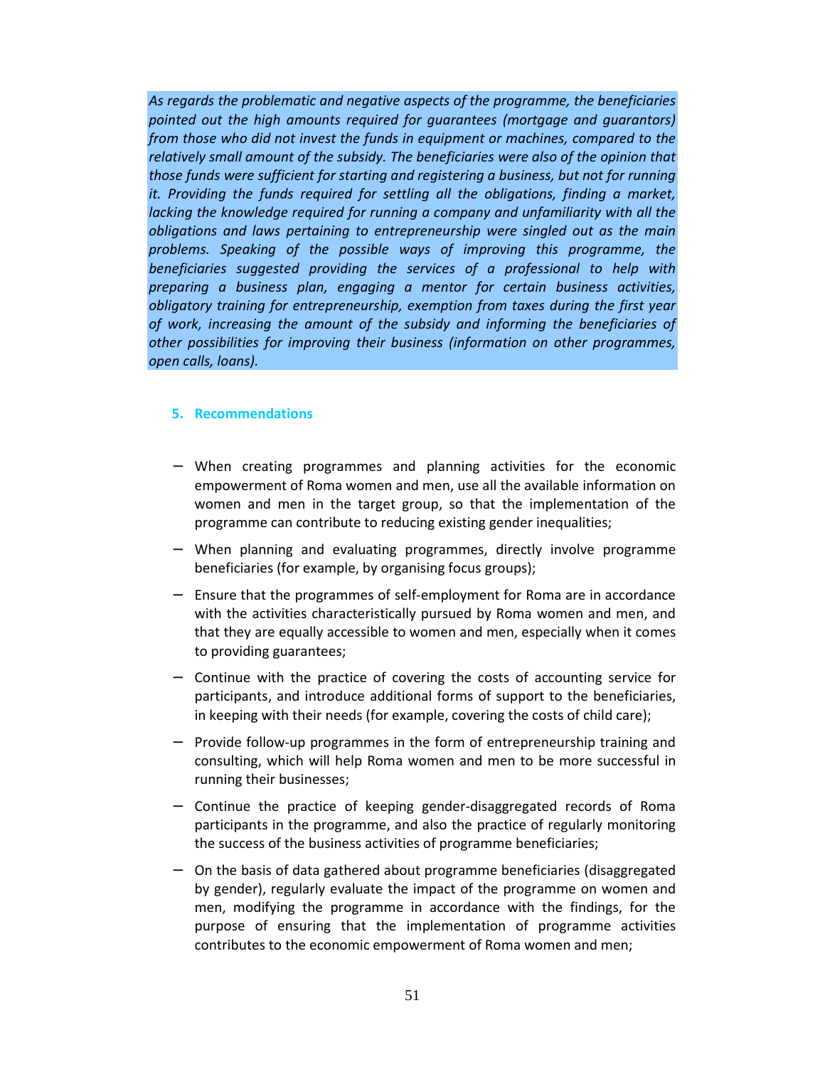*As regards the problematic and negative aspects of the programme, the beneficiaries pointed out the high amounts required for guarantees (mortgage and guarantors) from those who did not invest the funds in equipment or machines, compared to the relatively small amount of the subsidy. The beneficiaries were also of the opinion that those funds were sufficient for starting and registering a business, but not for running it. Providing the funds required for settling all the obligations, finding a market, lacking the knowledge required for running a company and unfamiliarity with all the obligations and laws pertaining to entrepreneurship were singled out as the main problems. Speaking of the possible ways of improving this programme, the beneficiaries suggested providing the services of a professional to help with preparing a business plan, engaging a mentor for certain business activities, obligatory training for entrepreneurship, exemption from taxes during the first year of work, increasing the amount of the subsidy and informing the beneficiaries of other possibilities for improving their business (information on other programmes, open calls, loans).*

## 5. Recommendations

- When creating programmes and planning activities for the economic empowerment of Roma women and men, use all the available information on women and men in the target group, so that the implementation of the programme can contribute to reducing existing gender inequalities;
- When planning and evaluating programmes, directly involve programme beneficiaries (for example, by organising focus groups);
- Ensure that the programmes of self-employment for Roma are in accordance with the activities characteristically pursued by Roma women and men, and that they are equally accessible to women and men, especially when it comes to providing guarantees;
- Continue with the practice of covering the costs of accounting service for participants, and introduce additional forms of support to the beneficiaries, in keeping with their needs (for example, covering the costs of child care);
- Provide follow-up programmes in the form of entrepreneurship training and consulting, which will help Roma women and men to be more successful in running their businesses;
- Continue the practice of keeping gender-disaggregated records of Roma participants in the programme, and also the practice of regularly monitoring the success of the business activities of programme beneficiaries;
- On the basis of data gathered about programme beneficiaries (disaggregated by gender), regularly evaluate the impact of the programme on women and men, modifying the programme in accordance with the findings, for the purpose of ensuring that the implementation of programme activities contributes to the economic empowerment of Roma women and men;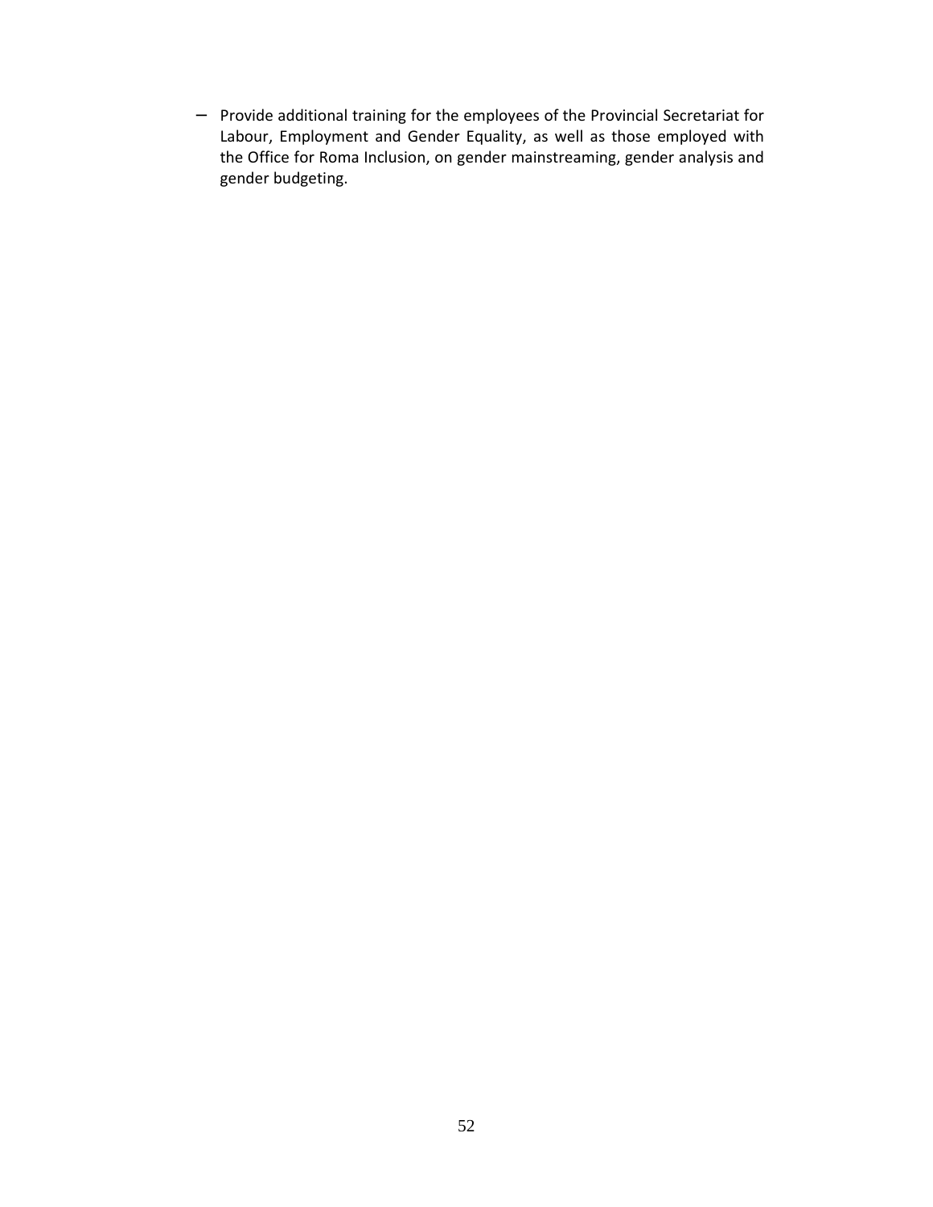- Provide additional training for the employees of the Provincial Secretariat for Labour, Employment and Gender Equality, as well as those employed with the Office for Roma Inclusion, on gender mainstreaming, gender analysis and gender budgeting.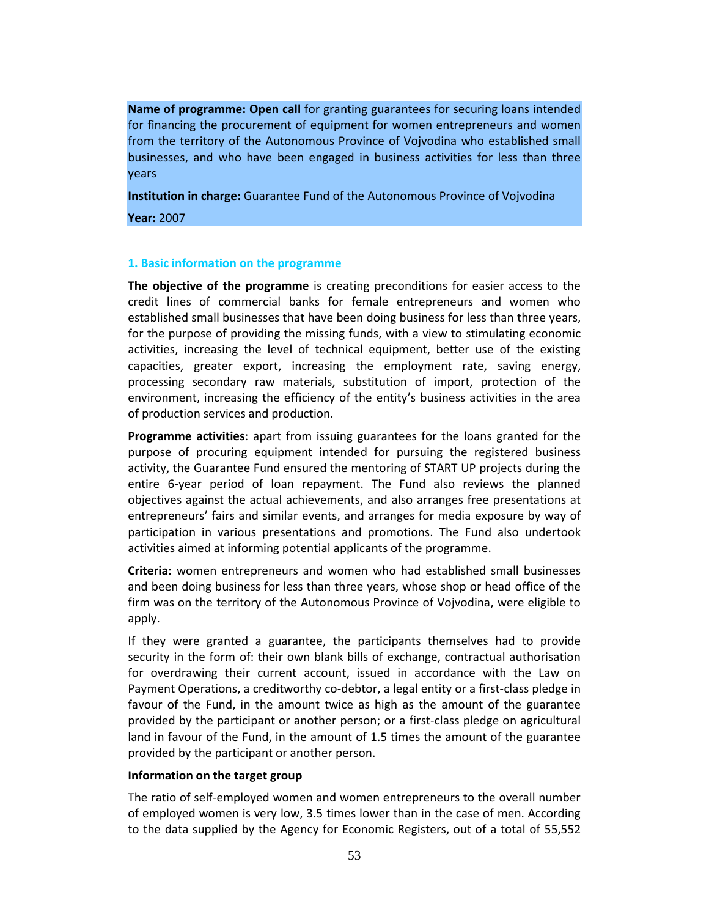**Name of programme: Open call** for granting guarantees for securing loans intended for financing the procurement of equipment for women entrepreneurs and women from the territory of the Autonomous Province of Vojvodina who established small businesses, and who have been engaged in business activities for less than three years

**Institution in charge:** Guarantee Fund of the Autonomous Province of Vojvodina

**Year:** 2007

### 1. Basic information on the programme

**The objective of the programme** is creating preconditions for easier access to the credit lines of commercial banks for female entrepreneurs and women who established small businesses that have been doing business for less than three years, for the purpose of providing the missing funds, with a view to stimulating economic activities, increasing the level of technical equipment, better use of the existing capacities, greater export, increasing the employment rate, saving energy, processing secondary raw materials, substitution of import, protection of the environment, increasing the efficiency of the entity's business activities in the area of production services and production.

**Programme activities**: apart from issuing guarantees for the loans granted for the purpose of procuring equipment intended for pursuing the registered business activity, the Guarantee Fund ensured the mentoring of START UP projects during the entire 6-year period of loan repayment. The Fund also reviews the planned objectives against the actual achievements, and also arranges free presentations at entrepreneurs' fairs and similar events, and arranges for media exposure by way of participation in various presentations and promotions. The Fund also undertook activities aimed at informing potential applicants of the programme.

**Criteria:** women entrepreneurs and women who had established small businesses and been doing business for less than three years, whose shop or head office of the firm was on the territory of the Autonomous Province of Vojvodina, were eligible to apply.

If they were granted a guarantee, the participants themselves had to provide security in the form of: their own blank bills of exchange, contractual authorisation for overdrawing their current account, issued in accordance with the Law on Payment Operations, a creditworthy co-debtor, a legal entity or a first-class pledge in favour of the Fund, in the amount twice as high as the amount of the guarantee provided by the participant or another person; or a first-class pledge on agricultural land in favour of the Fund, in the amount of 1.5 times the amount of the guarantee provided by the participant or another person.

**Information on the target group**

The ratio of self-employed women and women entrepreneurs to the overall number of employed women is very low, 3.5 times lower than in the case of men. According to the data supplied by the Agency for Economic Registers, out of a total of 55,552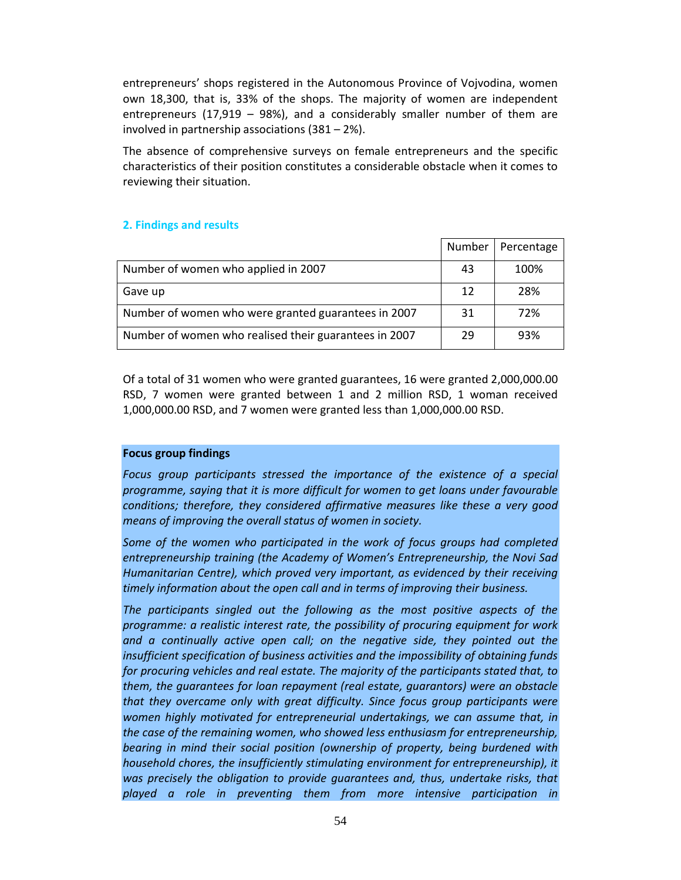entrepreneurs' shops registered in the Autonomous Province of Vojvodina, women own 18,300, that is, 33% of the shops. The majority of women are independent entrepreneurs (17,919 – 98%), and a considerably smaller number of them are involved in partnership associations (381 – 2%).

The absence of comprehensive surveys on female entrepreneurs and the specific characteristics of their position constitutes a considerable obstacle when it comes to reviewing their situation.

## 2. Findings and results

| | Number | Percentage |
|---|---|---|
| Number of women who applied in 2007 | 43 | 100% |
| Gave up | 12 | 28% |
| Number of women who were granted guarantees in 2007 | 31 | 72% |
| Number of women who realised their guarantees in 2007 | 29 | 93% |

Of a total of 31 women who were granted guarantees, 16 were granted 2,000,000.00 RSD, 7 women were granted between 1 and 2 million RSD, 1 woman received 1,000,000.00 RSD, and 7 women were granted less than 1,000,000.00 RSD.

**Focus group findings**

*Focus group participants stressed the importance of the existence of a special programme, saying that it is more difficult for women to get loans under favourable conditions; therefore, they considered affirmative measures like these a very good means of improving the overall status of women in society.*

*Some of the women who participated in the work of focus groups had completed entrepreneurship training (the Academy of Women's Entrepreneurship, the Novi Sad Humanitarian Centre), which proved very important, as evidenced by their receiving timely information about the open call and in terms of improving their business.*

*The participants singled out the following as the most positive aspects of the programme: a realistic interest rate, the possibility of procuring equipment for work and a continually active open call; on the negative side, they pointed out the insufficient specification of business activities and the impossibility of obtaining funds for procuring vehicles and real estate. The majority of the participants stated that, to them, the guarantees for loan repayment (real estate, guarantors) were an obstacle that they overcame only with great difficulty. Since focus group participants were women highly motivated for entrepreneurial undertakings, we can assume that, in the case of the remaining women, who showed less enthusiasm for entrepreneurship, bearing in mind their social position (ownership of property, being burdened with household chores, the insufficiently stimulating environment for entrepreneurship), it was precisely the obligation to provide guarantees and, thus, undertake risks, that played a role in preventing them from more intensive participation in*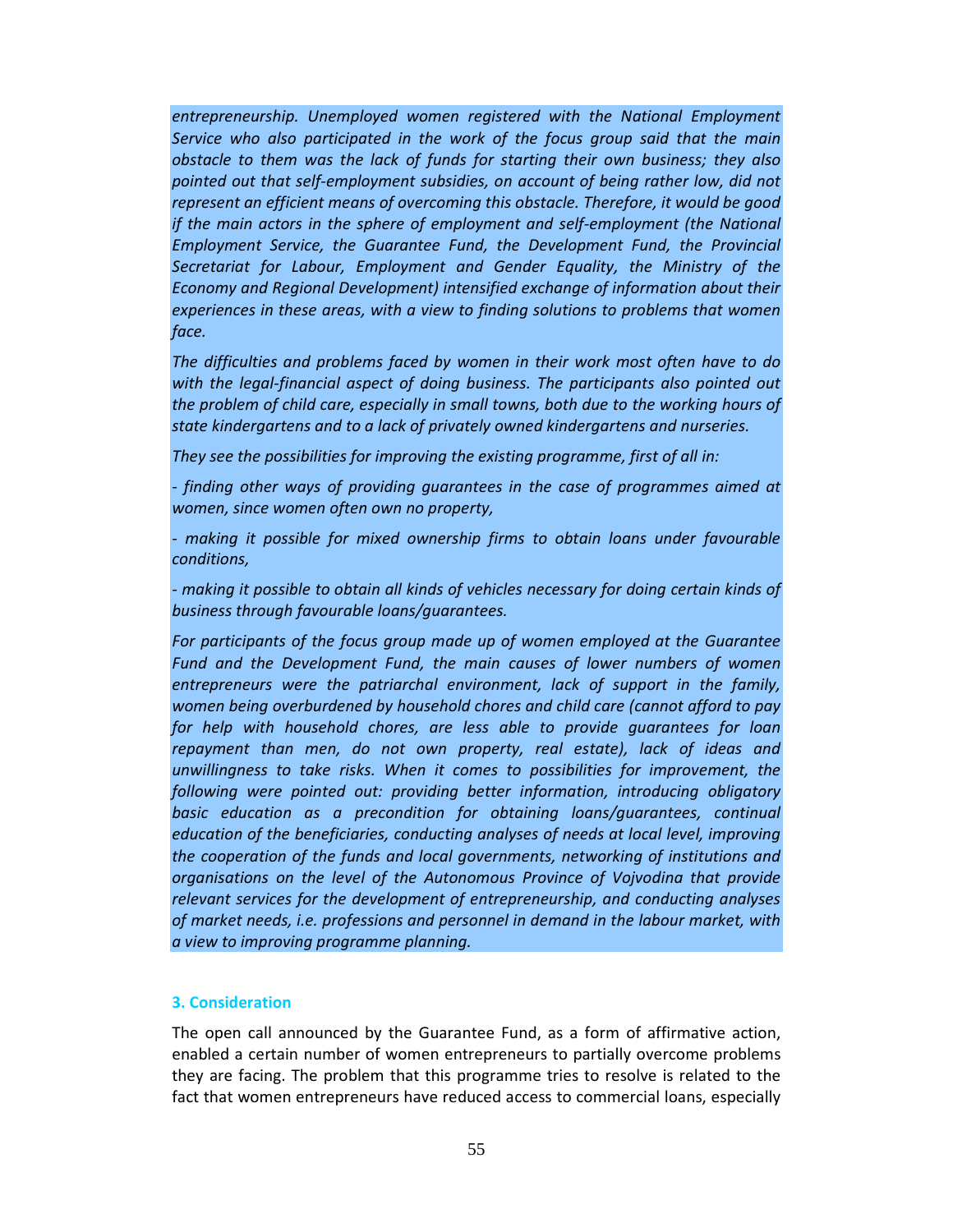*entrepreneurship. Unemployed women registered with the National Employment Service who also participated in the work of the focus group said that the main obstacle to them was the lack of funds for starting their own business; they also pointed out that self-employment subsidies, on account of being rather low, did not represent an efficient means of overcoming this obstacle. Therefore, it would be good if the main actors in the sphere of employment and self-employment (the National Employment Service, the Guarantee Fund, the Development Fund, the Provincial Secretariat for Labour, Employment and Gender Equality, the Ministry of the Economy and Regional Development) intensified exchange of information about their experiences in these areas, with a view to finding solutions to problems that women face.*

*The difficulties and problems faced by women in their work most often have to do with the legal-financial aspect of doing business. The participants also pointed out the problem of child care, especially in small towns, both due to the working hours of state kindergartens and to a lack of privately owned kindergartens and nurseries.*

*They see the possibilities for improving the existing programme, first of all in:*

*- finding other ways of providing guarantees in the case of programmes aimed at women, since women often own no property,*

*- making it possible for mixed ownership firms to obtain loans under favourable conditions,*

*- making it possible to obtain all kinds of vehicles necessary for doing certain kinds of business through favourable loans/guarantees.*

*For participants of the focus group made up of women employed at the Guarantee Fund and the Development Fund, the main causes of lower numbers of women entrepreneurs were the patriarchal environment, lack of support in the family, women being overburdened by household chores and child care (cannot afford to pay for help with household chores, are less able to provide guarantees for loan repayment than men, do not own property, real estate), lack of ideas and unwillingness to take risks. When it comes to possibilities for improvement, the following were pointed out: providing better information, introducing obligatory basic education as a precondition for obtaining loans/guarantees, continual education of the beneficiaries, conducting analyses of needs at local level, improving the cooperation of the funds and local governments, networking of institutions and organisations on the level of the Autonomous Province of Vojvodina that provide relevant services for the development of entrepreneurship, and conducting analyses of market needs, i.e. professions and personnel in demand in the labour market, with a view to improving programme planning.*

### 3. Consideration

The open call announced by the Guarantee Fund, as a form of affirmative action, enabled a certain number of women entrepreneurs to partially overcome problems they are facing. The problem that this programme tries to resolve is related to the fact that women entrepreneurs have reduced access to commercial loans, especially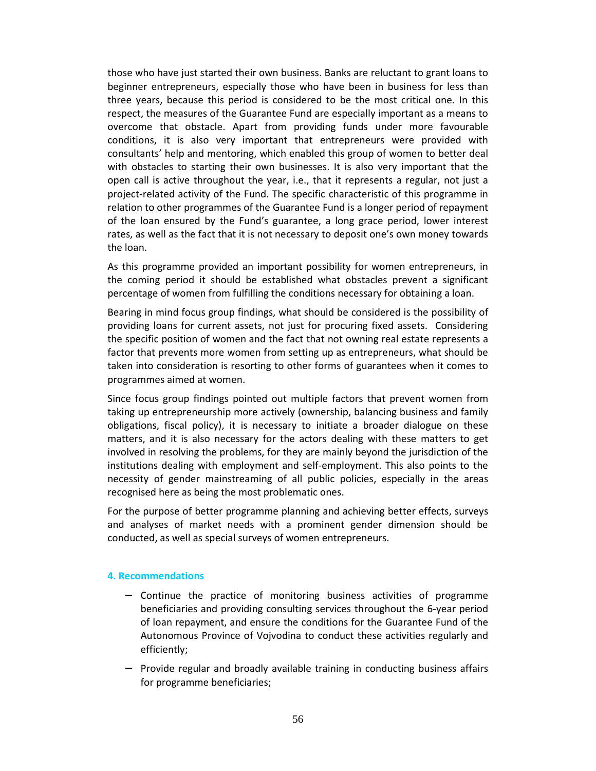those who have just started their own business. Banks are reluctant to grant loans to beginner entrepreneurs, especially those who have been in business for less than three years, because this period is considered to be the most critical one. In this respect, the measures of the Guarantee Fund are especially important as a means to overcome that obstacle. Apart from providing funds under more favourable conditions, it is also very important that entrepreneurs were provided with consultants' help and mentoring, which enabled this group of women to better deal with obstacles to starting their own businesses. It is also very important that the open call is active throughout the year, i.e., that it represents a regular, not just a project-related activity of the Fund. The specific characteristic of this programme in relation to other programmes of the Guarantee Fund is a longer period of repayment of the loan ensured by the Fund's guarantee, a long grace period, lower interest rates, as well as the fact that it is not necessary to deposit one's own money towards the loan.

As this programme provided an important possibility for women entrepreneurs, in the coming period it should be established what obstacles prevent a significant percentage of women from fulfilling the conditions necessary for obtaining a loan.

Bearing in mind focus group findings, what should be considered is the possibility of providing loans for current assets, not just for procuring fixed assets. Considering the specific position of women and the fact that not owning real estate represents a factor that prevents more women from setting up as entrepreneurs, what should be taken into consideration is resorting to other forms of guarantees when it comes to programmes aimed at women.

Since focus group findings pointed out multiple factors that prevent women from taking up entrepreneurship more actively (ownership, balancing business and family obligations, fiscal policy), it is necessary to initiate a broader dialogue on these matters, and it is also necessary for the actors dealing with these matters to get involved in resolving the problems, for they are mainly beyond the jurisdiction of the institutions dealing with employment and self-employment. This also points to the necessity of gender mainstreaming of all public policies, especially in the areas recognised here as being the most problematic ones.

For the purpose of better programme planning and achieving better effects, surveys and analyses of market needs with a prominent gender dimension should be conducted, as well as special surveys of women entrepreneurs.

### 4. Recommendations

- Continue the practice of monitoring business activities of programme beneficiaries and providing consulting services throughout the 6-year period of loan repayment, and ensure the conditions for the Guarantee Fund of the Autonomous Province of Vojvodina to conduct these activities regularly and efficiently;
- Provide regular and broadly available training in conducting business affairs for programme beneficiaries;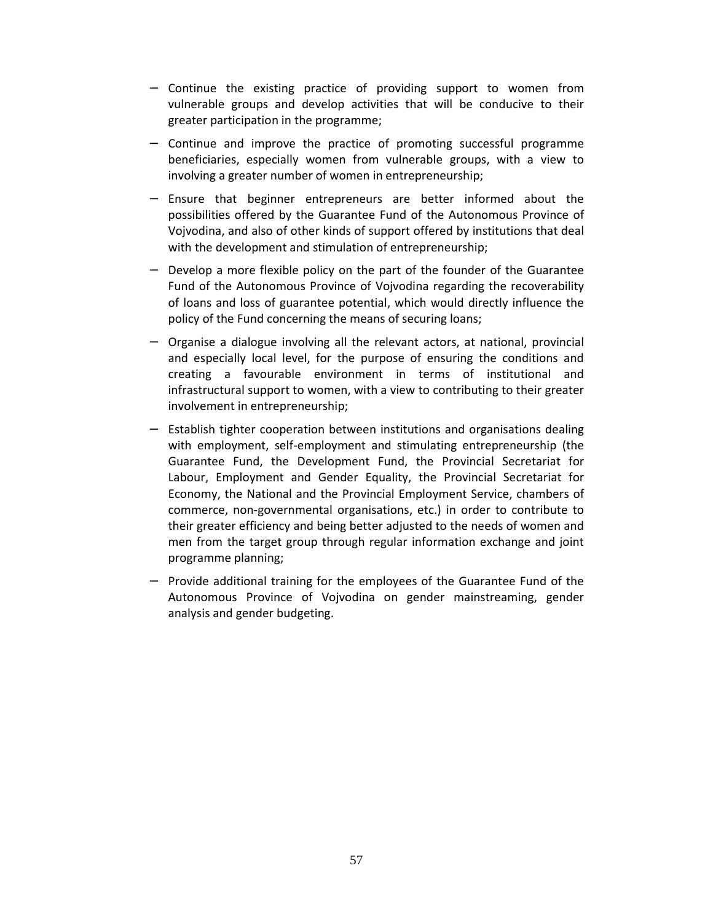- Continue the existing practice of providing support to women from vulnerable groups and develop activities that will be conducive to their greater participation in the programme;
- Continue and improve the practice of promoting successful programme beneficiaries, especially women from vulnerable groups, with a view to involving a greater number of women in entrepreneurship;
- Ensure that beginner entrepreneurs are better informed about the possibilities offered by the Guarantee Fund of the Autonomous Province of Vojvodina, and also of other kinds of support offered by institutions that deal with the development and stimulation of entrepreneurship;
- Develop a more flexible policy on the part of the founder of the Guarantee Fund of the Autonomous Province of Vojvodina regarding the recoverability of loans and loss of guarantee potential, which would directly influence the policy of the Fund concerning the means of securing loans;
- Organise a dialogue involving all the relevant actors, at national, provincial and especially local level, for the purpose of ensuring the conditions and creating a favourable environment in terms of institutional and infrastructural support to women, with a view to contributing to their greater involvement in entrepreneurship;
- Establish tighter cooperation between institutions and organisations dealing with employment, self-employment and stimulating entrepreneurship (the Guarantee Fund, the Development Fund, the Provincial Secretariat for Labour, Employment and Gender Equality, the Provincial Secretariat for Economy, the National and the Provincial Employment Service, chambers of commerce, non-governmental organisations, etc.) in order to contribute to their greater efficiency and being better adjusted to the needs of women and men from the target group through regular information exchange and joint programme planning;
- Provide additional training for the employees of the Guarantee Fund of the Autonomous Province of Vojvodina on gender mainstreaming, gender analysis and gender budgeting.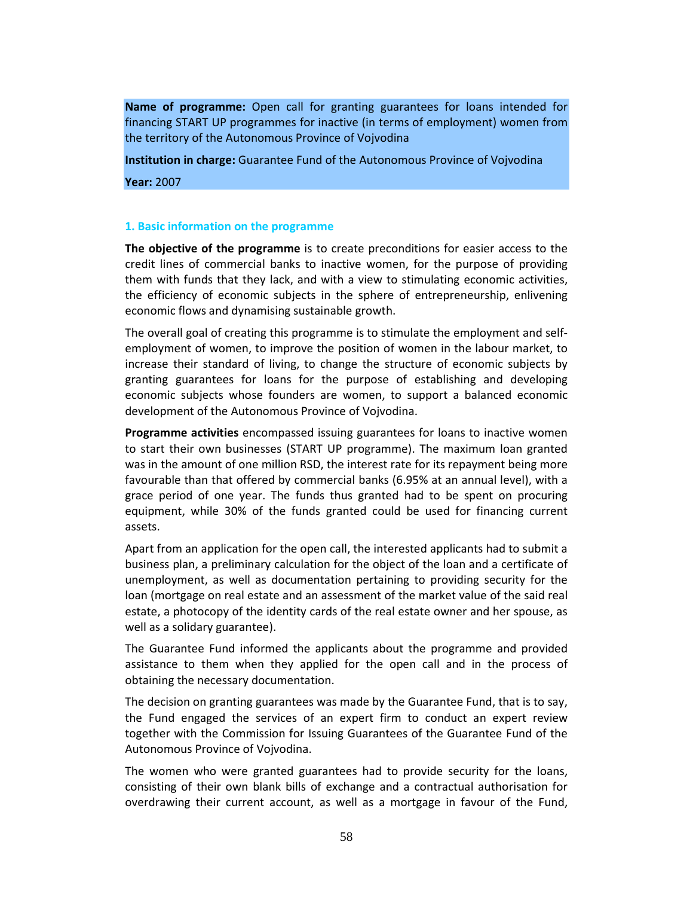**Name of programme:** Open call for granting guarantees for loans intended for financing START UP programmes for inactive (in terms of employment) women from the territory of the Autonomous Province of Vojvodina

**Institution in charge:** Guarantee Fund of the Autonomous Province of Vojvodina

**Year:** 2007

### 1. Basic information on the programme

**The objective of the programme** is to create preconditions for easier access to the credit lines of commercial banks to inactive women, for the purpose of providing them with funds that they lack, and with a view to stimulating economic activities, the efficiency of economic subjects in the sphere of entrepreneurship, enlivening economic flows and dynamising sustainable growth.

The overall goal of creating this programme is to stimulate the employment and self-employment of women, to improve the position of women in the labour market, to increase their standard of living, to change the structure of economic subjects by granting guarantees for loans for the purpose of establishing and developing economic subjects whose founders are women, to support a balanced economic development of the Autonomous Province of Vojvodina.

**Programme activities** encompassed issuing guarantees for loans to inactive women to start their own businesses (START UP programme). The maximum loan granted was in the amount of one million RSD, the interest rate for its repayment being more favourable than that offered by commercial banks (6.95% at an annual level), with a grace period of one year. The funds thus granted had to be spent on procuring equipment, while 30% of the funds granted could be used for financing current assets.

Apart from an application for the open call, the interested applicants had to submit a business plan, a preliminary calculation for the object of the loan and a certificate of unemployment, as well as documentation pertaining to providing security for the loan (mortgage on real estate and an assessment of the market value of the said real estate, a photocopy of the identity cards of the real estate owner and her spouse, as well as a solidary guarantee).

The Guarantee Fund informed the applicants about the programme and provided assistance to them when they applied for the open call and in the process of obtaining the necessary documentation.

The decision on granting guarantees was made by the Guarantee Fund, that is to say, the Fund engaged the services of an expert firm to conduct an expert review together with the Commission for Issuing Guarantees of the Guarantee Fund of the Autonomous Province of Vojvodina.

The women who were granted guarantees had to provide security for the loans, consisting of their own blank bills of exchange and a contractual authorisation for overdrawing their current account, as well as a mortgage in favour of the Fund,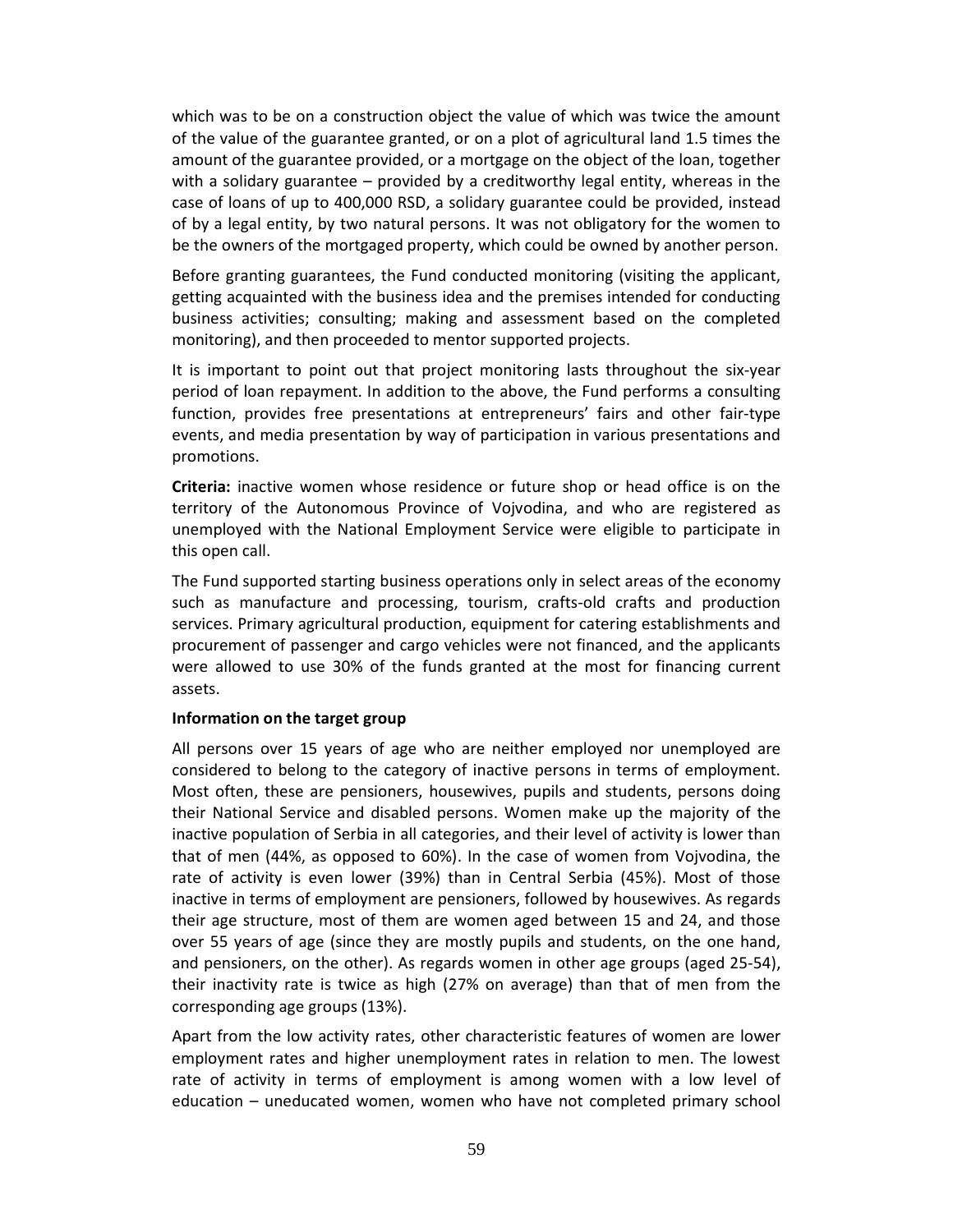which was to be on a construction object the value of which was twice the amount of the value of the guarantee granted, or on a plot of agricultural land 1.5 times the amount of the guarantee provided, or a mortgage on the object of the loan, together with a solidary guarantee – provided by a creditworthy legal entity, whereas in the case of loans of up to 400,000 RSD, a solidary guarantee could be provided, instead of by a legal entity, by two natural persons. It was not obligatory for the women to be the owners of the mortgaged property, which could be owned by another person.

Before granting guarantees, the Fund conducted monitoring (visiting the applicant, getting acquainted with the business idea and the premises intended for conducting business activities; consulting; making and assessment based on the completed monitoring), and then proceeded to mentor supported projects.

It is important to point out that project monitoring lasts throughout the six-year period of loan repayment. In addition to the above, the Fund performs a consulting function, provides free presentations at entrepreneurs' fairs and other fair-type events, and media presentation by way of participation in various presentations and promotions.

**Criteria:** inactive women whose residence or future shop or head office is on the territory of the Autonomous Province of Vojvodina, and who are registered as unemployed with the National Employment Service were eligible to participate in this open call.

The Fund supported starting business operations only in select areas of the economy such as manufacture and processing, tourism, crafts-old crafts and production services. Primary agricultural production, equipment for catering establishments and procurement of passenger and cargo vehicles were not financed, and the applicants were allowed to use 30% of the funds granted at the most for financing current assets.

**Information on the target group**

All persons over 15 years of age who are neither employed nor unemployed are considered to belong to the category of inactive persons in terms of employment. Most often, these are pensioners, housewives, pupils and students, persons doing their National Service and disabled persons. Women make up the majority of the inactive population of Serbia in all categories, and their level of activity is lower than that of men (44%, as opposed to 60%). In the case of women from Vojvodina, the rate of activity is even lower (39%) than in Central Serbia (45%). Most of those inactive in terms of employment are pensioners, followed by housewives. As regards their age structure, most of them are women aged between 15 and 24, and those over 55 years of age (since they are mostly pupils and students, on the one hand, and pensioners, on the other). As regards women in other age groups (aged 25-54), their inactivity rate is twice as high (27% on average) than that of men from the corresponding age groups (13%).

Apart from the low activity rates, other characteristic features of women are lower employment rates and higher unemployment rates in relation to men. The lowest rate of activity in terms of employment is among women with a low level of education – uneducated women, women who have not completed primary school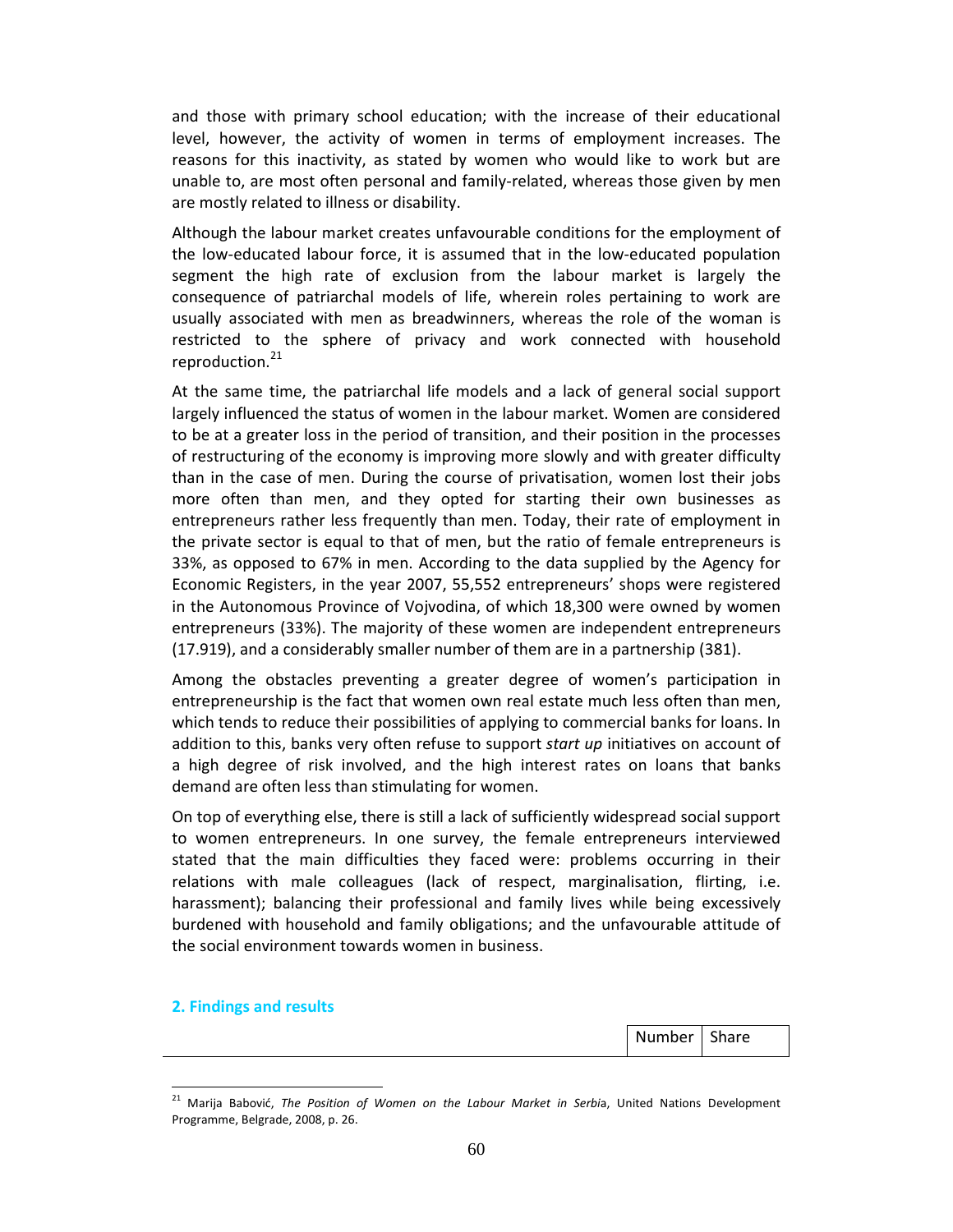and those with primary school education; with the increase of their educational level, however, the activity of women in terms of employment increases. The reasons for this inactivity, as stated by women who would like to work but are unable to, are most often personal and family-related, whereas those given by men are mostly related to illness or disability.

Although the labour market creates unfavourable conditions for the employment of the low-educated labour force, it is assumed that in the low-educated population segment the high rate of exclusion from the labour market is largely the consequence of patriarchal models of life, wherein roles pertaining to work are usually associated with men as breadwinners, whereas the role of the woman is restricted to the sphere of privacy and work connected with household reproduction.[21]

At the same time, the patriarchal life models and a lack of general social support largely influenced the status of women in the labour market. Women are considered to be at a greater loss in the period of transition, and their position in the processes of restructuring of the economy is improving more slowly and with greater difficulty than in the case of men. During the course of privatisation, women lost their jobs more often than men, and they opted for starting their own businesses as entrepreneurs rather less frequently than men. Today, their rate of employment in the private sector is equal to that of men, but the ratio of female entrepreneurs is 33%, as opposed to 67% in men. According to the data supplied by the Agency for Economic Registers, in the year 2007, 55,552 entrepreneurs' shops were registered in the Autonomous Province of Vojvodina, of which 18,300 were owned by women entrepreneurs (33%). The majority of these women are independent entrepreneurs (17.919), and a considerably smaller number of them are in a partnership (381).

Among the obstacles preventing a greater degree of women's participation in entrepreneurship is the fact that women own real estate much less often than men, which tends to reduce their possibilities of applying to commercial banks for loans. In addition to this, banks very often refuse to support *start up* initiatives on account of a high degree of risk involved, and the high interest rates on loans that banks demand are often less than stimulating for women.

On top of everything else, there is still a lack of sufficiently widespread social support to women entrepreneurs. In one survey, the female entrepreneurs interviewed stated that the main difficulties they faced were: problems occurring in their relations with male colleagues (lack of respect, marginalisation, flirting, i.e. harassment); balancing their professional and family lives while being excessively burdened with household and family obligations; and the unfavourable attitude of the social environment towards women in business.

## 2. Findings and results

| | Number | Share |
|---|---|---|

[21] Marija Babović, *The Position of Women on the Labour Market in Serbi*a, United Nations Development Programme, Belgrade, 2008, p. 26.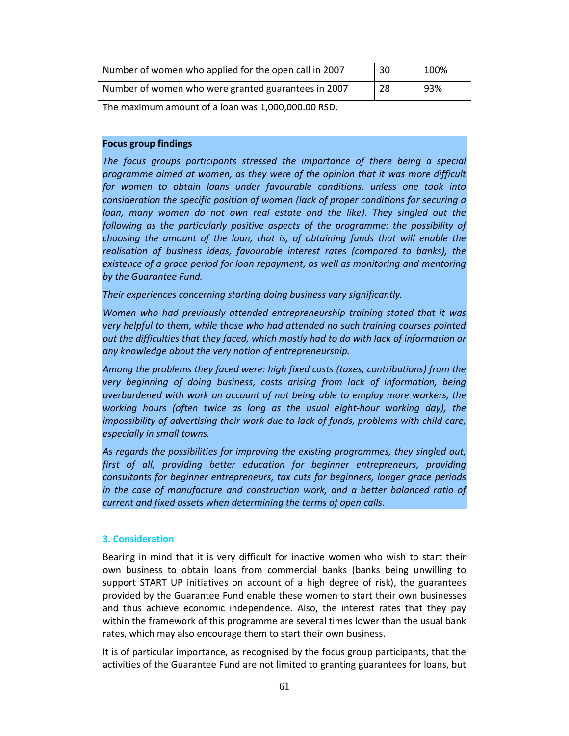| Number of women who applied for the open call in 2007 | 30 | 100% |
|---|---|---|
| Number of women who were granted guarantees in 2007 | 28 | 93% |

The maximum amount of a loan was 1,000,000.00 RSD.

**Focus group findings**

*The focus groups participants stressed the importance of there being a special programme aimed at women, as they were of the opinion that it was more difficult for women to obtain loans under favourable conditions, unless one took into consideration the specific position of women (lack of proper conditions for securing a loan, many women do not own real estate and the like). They singled out the following as the particularly positive aspects of the programme: the possibility of choosing the amount of the loan, that is, of obtaining funds that will enable the realisation of business ideas, favourable interest rates (compared to banks), the existence of a grace period for loan repayment, as well as monitoring and mentoring by the Guarantee Fund.*

*Their experiences concerning starting doing business vary significantly.*

*Women who had previously attended entrepreneurship training stated that it was very helpful to them, while those who had attended no such training courses pointed out the difficulties that they faced, which mostly had to do with lack of information or any knowledge about the very notion of entrepreneurship.*

*Among the problems they faced were: high fixed costs (taxes, contributions) from the very beginning of doing business, costs arising from lack of information, being overburdened with work on account of not being able to employ more workers, the working hours (often twice as long as the usual eight-hour working day), the impossibility of advertising their work due to lack of funds, problems with child care, especially in small towns.*

*As regards the possibilities for improving the existing programmes, they singled out, first of all, providing better education for beginner entrepreneurs, providing consultants for beginner entrepreneurs, tax cuts for beginners, longer grace periods in the case of manufacture and construction work, and a better balanced ratio of current and fixed assets when determining the terms of open calls.*

### 3. Consideration

Bearing in mind that it is very difficult for inactive women who wish to start their own business to obtain loans from commercial banks (banks being unwilling to support START UP initiatives on account of a high degree of risk), the guarantees provided by the Guarantee Fund enable these women to start their own businesses and thus achieve economic independence. Also, the interest rates that they pay within the framework of this programme are several times lower than the usual bank rates, which may also encourage them to start their own business.

It is of particular importance, as recognised by the focus group participants, that the activities of the Guarantee Fund are not limited to granting guarantees for loans, but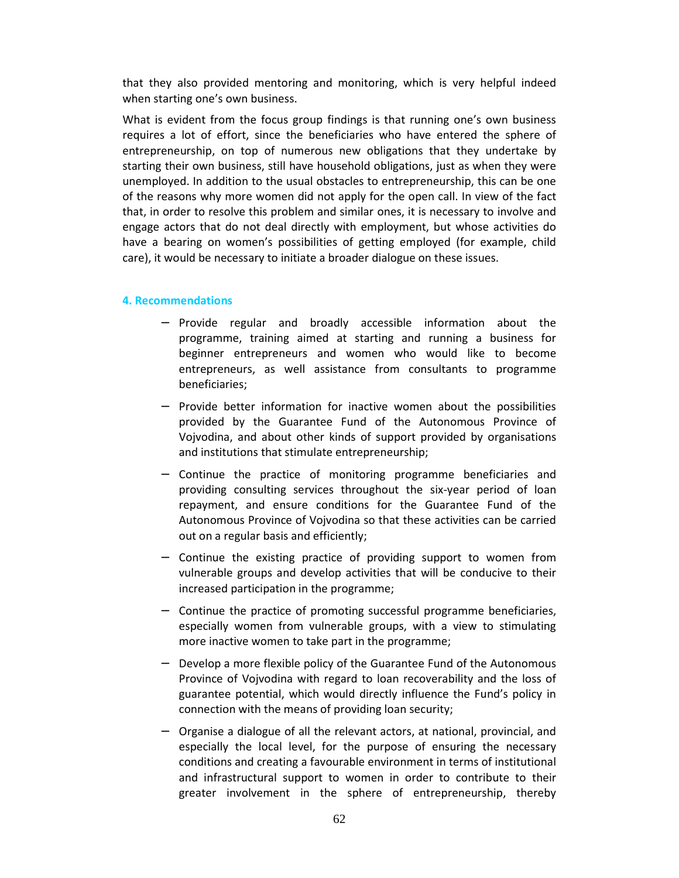that they also provided mentoring and monitoring, which is very helpful indeed when starting one's own business.

What is evident from the focus group findings is that running one's own business requires a lot of effort, since the beneficiaries who have entered the sphere of entrepreneurship, on top of numerous new obligations that they undertake by starting their own business, still have household obligations, just as when they were unemployed. In addition to the usual obstacles to entrepreneurship, this can be one of the reasons why more women did not apply for the open call. In view of the fact that, in order to resolve this problem and similar ones, it is necessary to involve and engage actors that do not deal directly with employment, but whose activities do have a bearing on women's possibilities of getting employed (for example, child care), it would be necessary to initiate a broader dialogue on these issues.

## 4. Recommendations

- Provide regular and broadly accessible information about the programme, training aimed at starting and running a business for beginner entrepreneurs and women who would like to become entrepreneurs, as well assistance from consultants to programme beneficiaries;
- Provide better information for inactive women about the possibilities provided by the Guarantee Fund of the Autonomous Province of Vojvodina, and about other kinds of support provided by organisations and institutions that stimulate entrepreneurship;
- Continue the practice of monitoring programme beneficiaries and providing consulting services throughout the six-year period of loan repayment, and ensure conditions for the Guarantee Fund of the Autonomous Province of Vojvodina so that these activities can be carried out on a regular basis and efficiently;
- Continue the existing practice of providing support to women from vulnerable groups and develop activities that will be conducive to their increased participation in the programme;
- Continue the practice of promoting successful programme beneficiaries, especially women from vulnerable groups, with a view to stimulating more inactive women to take part in the programme;
- Develop a more flexible policy of the Guarantee Fund of the Autonomous Province of Vojvodina with regard to loan recoverability and the loss of guarantee potential, which would directly influence the Fund's policy in connection with the means of providing loan security;
- Organise a dialogue of all the relevant actors, at national, provincial, and especially the local level, for the purpose of ensuring the necessary conditions and creating a favourable environment in terms of institutional and infrastructural support to women in order to contribute to their greater involvement in the sphere of entrepreneurship, thereby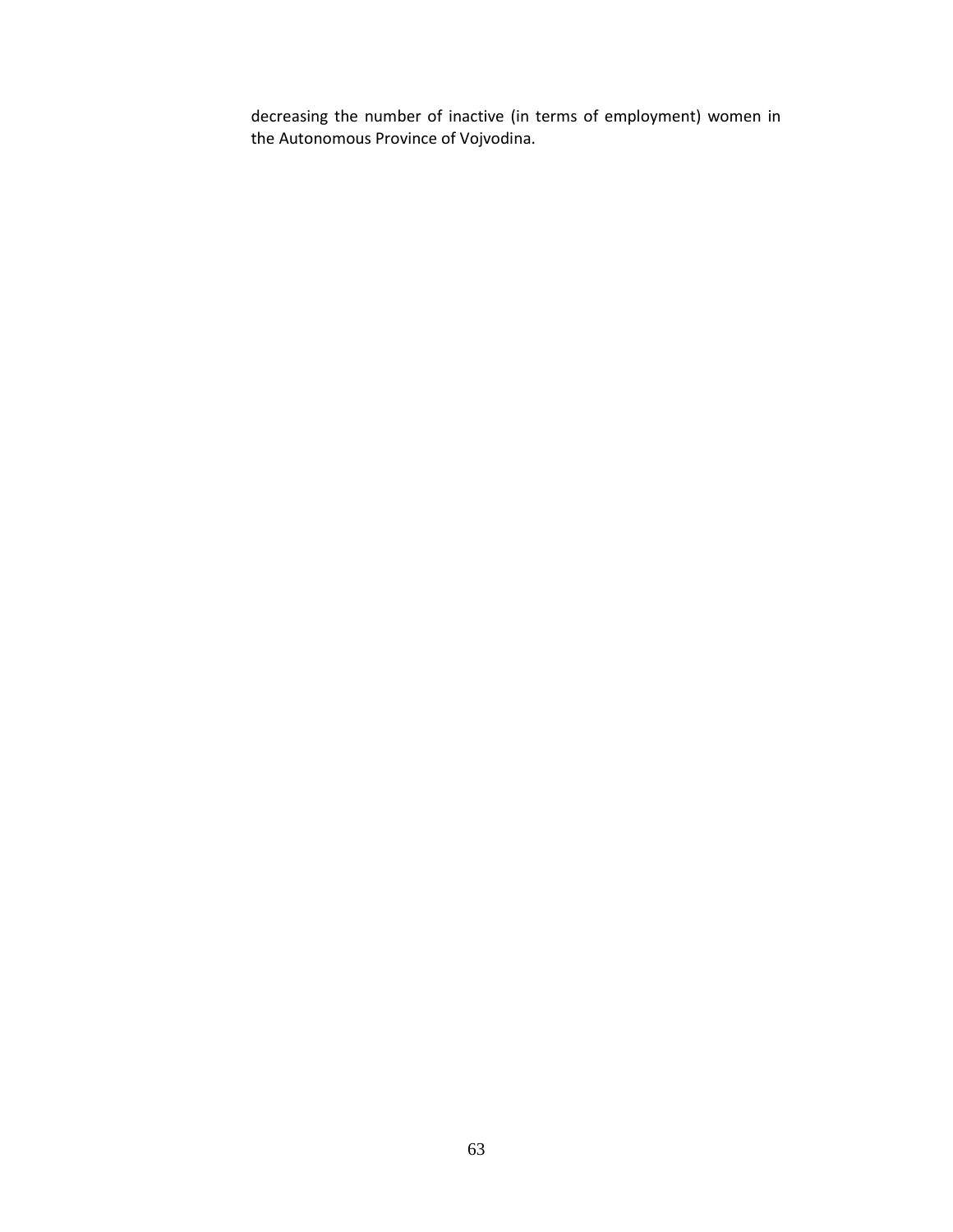decreasing the number of inactive (in terms of employment) women in the Autonomous Province of Vojvodina.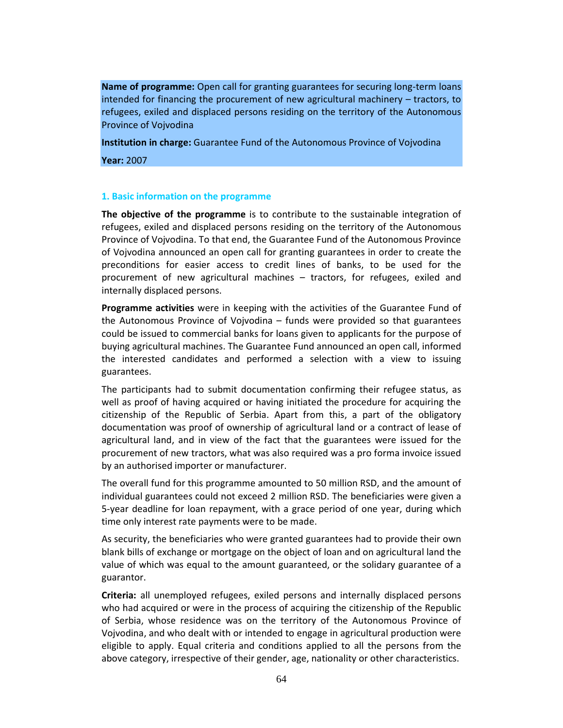**Name of programme:** Open call for granting guarantees for securing long-term loans intended for financing the procurement of new agricultural machinery – tractors, to refugees, exiled and displaced persons residing on the territory of the Autonomous Province of Vojvodina

**Institution in charge:** Guarantee Fund of the Autonomous Province of Vojvodina

**Year:** 2007

### 1. Basic information on the programme

**The objective of the programme** is to contribute to the sustainable integration of refugees, exiled and displaced persons residing on the territory of the Autonomous Province of Vojvodina. To that end, the Guarantee Fund of the Autonomous Province of Vojvodina announced an open call for granting guarantees in order to create the preconditions for easier access to credit lines of banks, to be used for the procurement of new agricultural machines – tractors, for refugees, exiled and internally displaced persons.

**Programme activities** were in keeping with the activities of the Guarantee Fund of the Autonomous Province of Vojvodina – funds were provided so that guarantees could be issued to commercial banks for loans given to applicants for the purpose of buying agricultural machines. The Guarantee Fund announced an open call, informed the interested candidates and performed a selection with a view to issuing guarantees.

The participants had to submit documentation confirming their refugee status, as well as proof of having acquired or having initiated the procedure for acquiring the citizenship of the Republic of Serbia. Apart from this, a part of the obligatory documentation was proof of ownership of agricultural land or a contract of lease of agricultural land, and in view of the fact that the guarantees were issued for the procurement of new tractors, what was also required was a pro forma invoice issued by an authorised importer or manufacturer.

The overall fund for this programme amounted to 50 million RSD, and the amount of individual guarantees could not exceed 2 million RSD. The beneficiaries were given a 5-year deadline for loan repayment, with a grace period of one year, during which time only interest rate payments were to be made.

As security, the beneficiaries who were granted guarantees had to provide their own blank bills of exchange or mortgage on the object of loan and on agricultural land the value of which was equal to the amount guaranteed, or the solidary guarantee of a guarantor.

**Criteria:** all unemployed refugees, exiled persons and internally displaced persons who had acquired or were in the process of acquiring the citizenship of the Republic of Serbia, whose residence was on the territory of the Autonomous Province of Vojvodina, and who dealt with or intended to engage in agricultural production were eligible to apply. Equal criteria and conditions applied to all the persons from the above category, irrespective of their gender, age, nationality or other characteristics.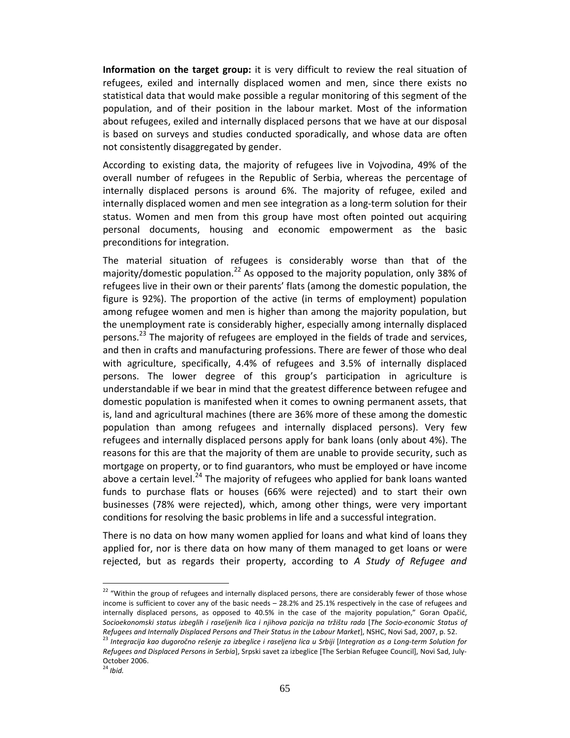**Information on the target group:** it is very difficult to review the real situation of refugees, exiled and internally displaced women and men, since there exists no statistical data that would make possible a regular monitoring of this segment of the population, and of their position in the labour market. Most of the information about refugees, exiled and internally displaced persons that we have at our disposal is based on surveys and studies conducted sporadically, and whose data are often not consistently disaggregated by gender.

According to existing data, the majority of refugees live in Vojvodina, 49% of the overall number of refugees in the Republic of Serbia, whereas the percentage of internally displaced persons is around 6%. The majority of refugee, exiled and internally displaced women and men see integration as a long-term solution for their status. Women and men from this group have most often pointed out acquiring personal documents, housing and economic empowerment as the basic preconditions for integration.

The material situation of refugees is considerably worse than that of the majority/domestic population.[22] As opposed to the majority population, only 38% of refugees live in their own or their parents' flats (among the domestic population, the figure is 92%). The proportion of the active (in terms of employment) population among refugee women and men is higher than among the majority population, but the unemployment rate is considerably higher, especially among internally displaced persons.[23] The majority of refugees are employed in the fields of trade and services, and then in crafts and manufacturing professions. There are fewer of those who deal with agriculture, specifically, 4.4% of refugees and 3.5% of internally displaced persons. The lower degree of this group's participation in agriculture is understandable if we bear in mind that the greatest difference between refugee and domestic population is manifested when it comes to owning permanent assets, that is, land and agricultural machines (there are 36% more of these among the domestic population than among refugees and internally displaced persons). Very few refugees and internally displaced persons apply for bank loans (only about 4%). The reasons for this are that the majority of them are unable to provide security, such as mortgage on property, or to find guarantors, who must be employed or have income above a certain level.[24] The majority of refugees who applied for bank loans wanted funds to purchase flats or houses (66% were rejected) and to start their own businesses (78% were rejected), which, among other things, were very important conditions for resolving the basic problems in life and a successful integration.

There is no data on how many women applied for loans and what kind of loans they applied for, nor is there data on how many of them managed to get loans or were rejected, but as regards their property, according to *A Study of Refugee and*

---

[22] "Within the group of refugees and internally displaced persons, there are considerably fewer of those whose income is sufficient to cover any of the basic needs – 28.2% and 25.1% respectively in the case of refugees and internally displaced persons, as opposed to 40.5% in the case of the majority population," Goran Opačić, *Socioekonomski status izbeglih i raseljenih lica i njihova pozicija na tržištu rada* [*The Socio-economic Status of Refugees and Internally Displaced Persons and Their Status in the Labour Market*], NSHC, Novi Sad, 2007, p. 52.

[23] *Integracija kao dugoročno rešenje za izbeglice i raseljena lica u Srbiji* [*Integration as a Long-term Solution for Refugees and Displaced Persons in Serbia*], Srpski savet za izbeglice [The Serbian Refugee Council], Novi Sad, July-October 2006.

[24] *Ibid.*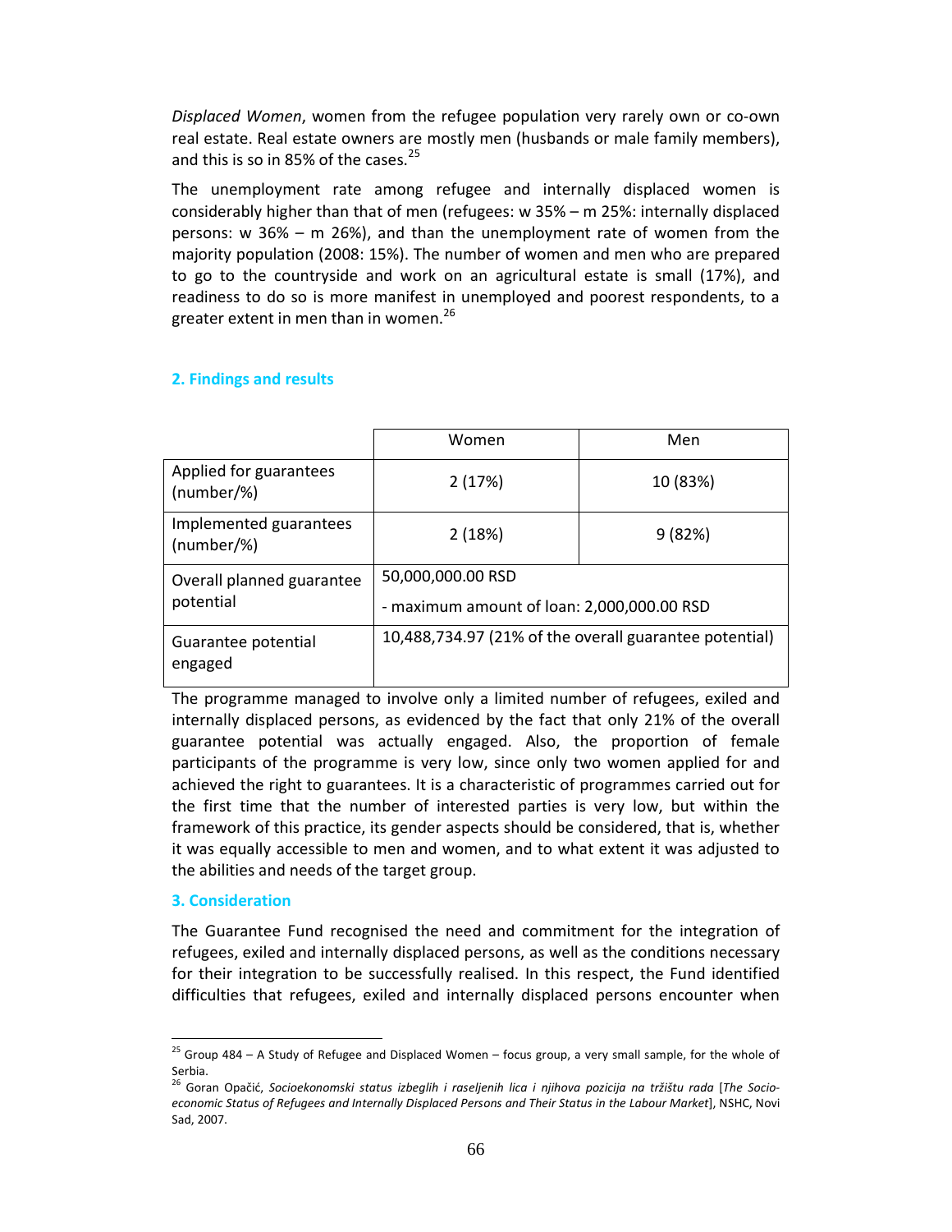*Displaced Women*, women from the refugee population very rarely own or co-own real estate. Real estate owners are mostly men (husbands or male family members), and this is so in 85% of the cases.[25]

The unemployment rate among refugee and internally displaced women is considerably higher than that of men (refugees: w 35% – m 25%: internally displaced persons: w 36% – m 26%), and than the unemployment rate of women from the majority population (2008: 15%). The number of women and men who are prepared to go to the countryside and work on an agricultural estate is small (17%), and readiness to do so is more manifest in unemployed and poorest respondents, to a greater extent in men than in women.[26]

## 2. Findings and results

| | Women | Men |
|---|---|---|
| Applied for guarantees (number/%) | 2 (17%) | 10 (83%) |
| Implemented guarantees (number/%) | 2 (18%) | 9 (82%) |
| Overall planned guarantee potential | 50,000,000.00 RSD<br>- maximum amount of loan: 2,000,000.00 RSD | |
| Guarantee potential engaged | 10,488,734.97 (21% of the overall guarantee potential) | |

The programme managed to involve only a limited number of refugees, exiled and internally displaced persons, as evidenced by the fact that only 21% of the overall guarantee potential was actually engaged. Also, the proportion of female participants of the programme is very low, since only two women applied for and achieved the right to guarantees. It is a characteristic of programmes carried out for the first time that the number of interested parties is very low, but within the framework of this practice, its gender aspects should be considered, that is, whether it was equally accessible to men and women, and to what extent it was adjusted to the abilities and needs of the target group.

## 3. Consideration

The Guarantee Fund recognised the need and commitment for the integration of refugees, exiled and internally displaced persons, as well as the conditions necessary for their integration to be successfully realised. In this respect, the Fund identified difficulties that refugees, exiled and internally displaced persons encounter when

---

[25] Group 484 – A Study of Refugee and Displaced Women – focus group, a very small sample, for the whole of Serbia.

[26] Goran Opačić, *Socioekonomski status izbeglih i raseljenih lica i njihova pozicija na tržištu rada* [*The Socio-economic Status of Refugees and Internally Displaced Persons and Their Status in the Labour Market*], NSHC, Novi Sad, 2007.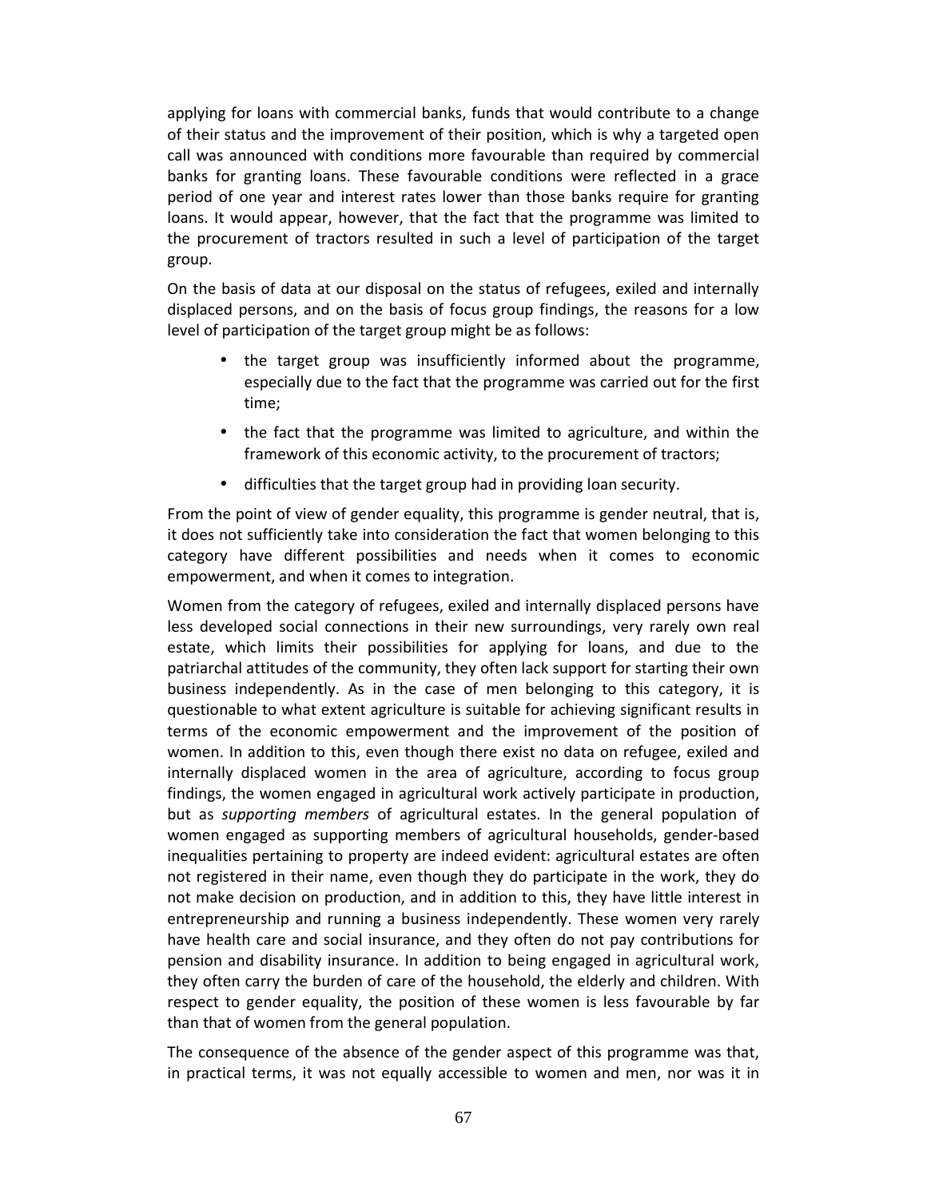applying for loans with commercial banks, funds that would contribute to a change of their status and the improvement of their position, which is why a targeted open call was announced with conditions more favourable than required by commercial banks for granting loans. These favourable conditions were reflected in a grace period of one year and interest rates lower than those banks require for granting loans. It would appear, however, that the fact that the programme was limited to the procurement of tractors resulted in such a level of participation of the target group.

On the basis of data at our disposal on the status of refugees, exiled and internally displaced persons, and on the basis of focus group findings, the reasons for a low level of participation of the target group might be as follows:

- the target group was insufficiently informed about the programme, especially due to the fact that the programme was carried out for the first time;
- the fact that the programme was limited to agriculture, and within the framework of this economic activity, to the procurement of tractors;
- difficulties that the target group had in providing loan security.

From the point of view of gender equality, this programme is gender neutral, that is, it does not sufficiently take into consideration the fact that women belonging to this category have different possibilities and needs when it comes to economic empowerment, and when it comes to integration.

Women from the category of refugees, exiled and internally displaced persons have less developed social connections in their new surroundings, very rarely own real estate, which limits their possibilities for applying for loans, and due to the patriarchal attitudes of the community, they often lack support for starting their own business independently. As in the case of men belonging to this category, it is questionable to what extent agriculture is suitable for achieving significant results in terms of the economic empowerment and the improvement of the position of women. In addition to this, even though there exist no data on refugee, exiled and internally displaced women in the area of agriculture, according to focus group findings, the women engaged in agricultural work actively participate in production, but as *supporting members* of agricultural estates. In the general population of women engaged as supporting members of agricultural households, gender-based inequalities pertaining to property are indeed evident: agricultural estates are often not registered in their name, even though they do participate in the work, they do not make decision on production, and in addition to this, they have little interest in entrepreneurship and running a business independently. These women very rarely have health care and social insurance, and they often do not pay contributions for pension and disability insurance. In addition to being engaged in agricultural work, they often carry the burden of care of the household, the elderly and children. With respect to gender equality, the position of these women is less favourable by far than that of women from the general population.

The consequence of the absence of the gender aspect of this programme was that, in practical terms, it was not equally accessible to women and men, nor was it in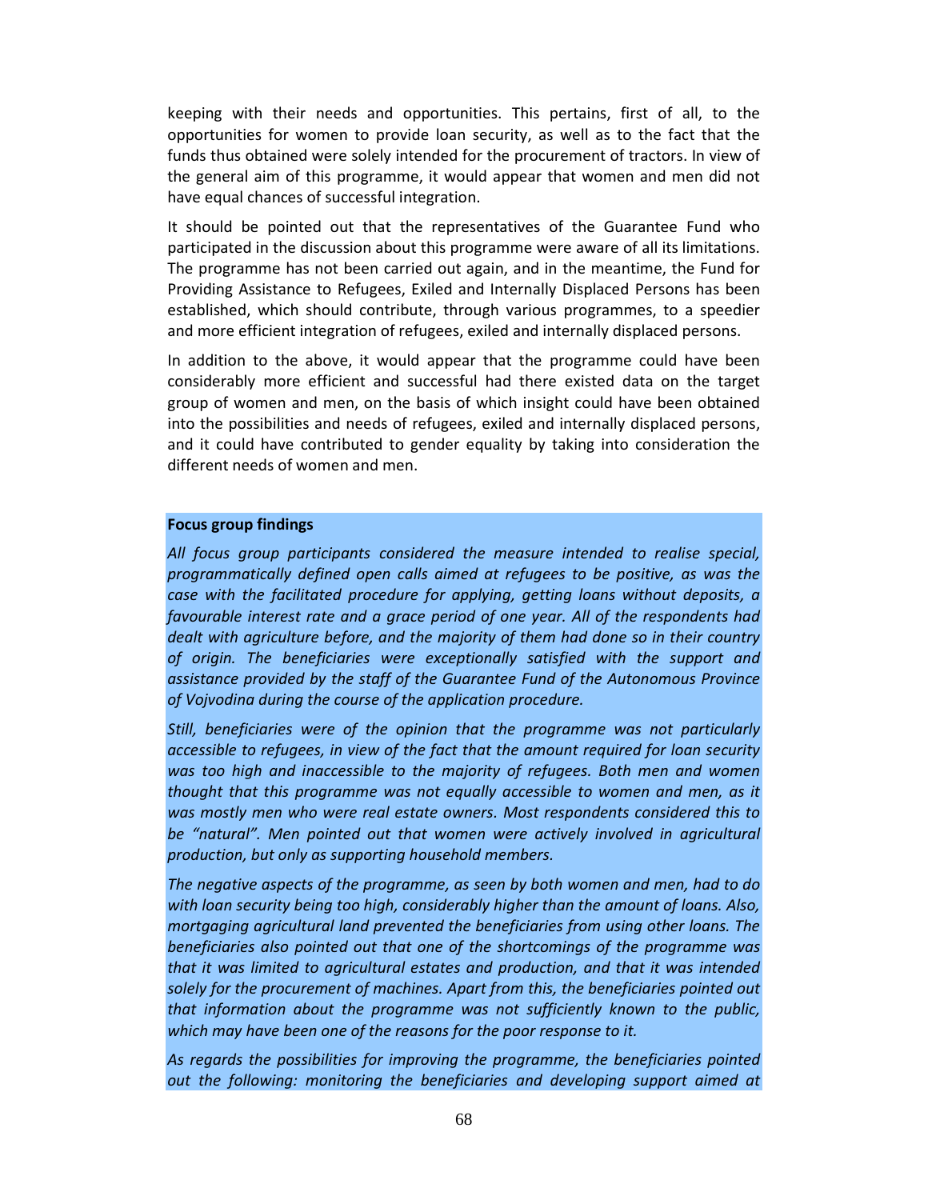keeping with their needs and opportunities. This pertains, first of all, to the opportunities for women to provide loan security, as well as to the fact that the funds thus obtained were solely intended for the procurement of tractors. In view of the general aim of this programme, it would appear that women and men did not have equal chances of successful integration.

It should be pointed out that the representatives of the Guarantee Fund who participated in the discussion about this programme were aware of all its limitations. The programme has not been carried out again, and in the meantime, the Fund for Providing Assistance to Refugees, Exiled and Internally Displaced Persons has been established, which should contribute, through various programmes, to a speedier and more efficient integration of refugees, exiled and internally displaced persons.

In addition to the above, it would appear that the programme could have been considerably more efficient and successful had there existed data on the target group of women and men, on the basis of which insight could have been obtained into the possibilities and needs of refugees, exiled and internally displaced persons, and it could have contributed to gender equality by taking into consideration the different needs of women and men.

**Focus group findings**

*All focus group participants considered the measure intended to realise special, programmatically defined open calls aimed at refugees to be positive, as was the case with the facilitated procedure for applying, getting loans without deposits, a favourable interest rate and a grace period of one year. All of the respondents had dealt with agriculture before, and the majority of them had done so in their country of origin. The beneficiaries were exceptionally satisfied with the support and assistance provided by the staff of the Guarantee Fund of the Autonomous Province of Vojvodina during the course of the application procedure.*

*Still, beneficiaries were of the opinion that the programme was not particularly accessible to refugees, in view of the fact that the amount required for loan security was too high and inaccessible to the majority of refugees. Both men and women thought that this programme was not equally accessible to women and men, as it was mostly men who were real estate owners. Most respondents considered this to be "natural". Men pointed out that women were actively involved in agricultural production, but only as supporting household members.*

*The negative aspects of the programme, as seen by both women and men, had to do with loan security being too high, considerably higher than the amount of loans. Also, mortgaging agricultural land prevented the beneficiaries from using other loans. The beneficiaries also pointed out that one of the shortcomings of the programme was that it was limited to agricultural estates and production, and that it was intended solely for the procurement of machines. Apart from this, the beneficiaries pointed out that information about the programme was not sufficiently known to the public, which may have been one of the reasons for the poor response to it.*

*As regards the possibilities for improving the programme, the beneficiaries pointed out the following: monitoring the beneficiaries and developing support aimed at*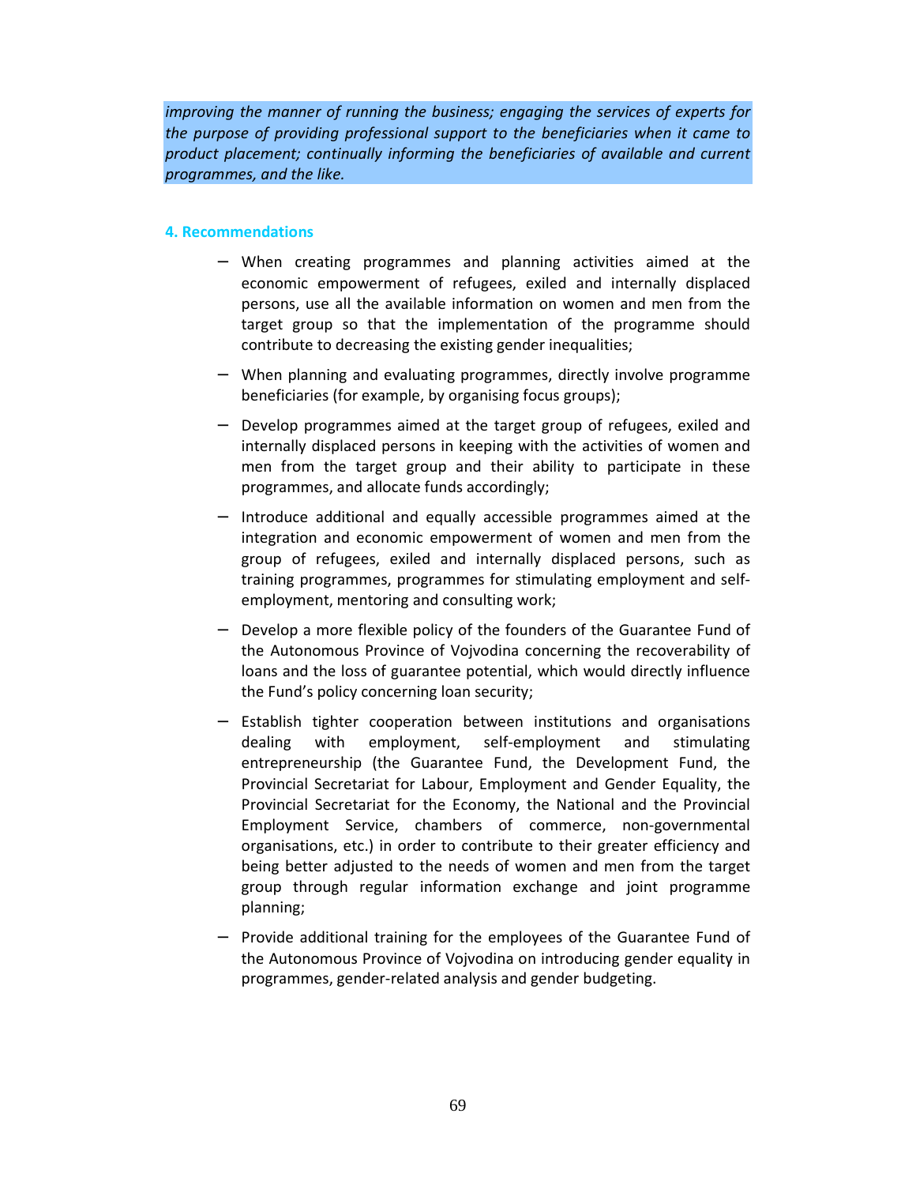*improving the manner of running the business; engaging the services of experts for the purpose of providing professional support to the beneficiaries when it came to product placement; continually informing the beneficiaries of available and current programmes, and the like.*

## 4. Recommendations

- When creating programmes and planning activities aimed at the economic empowerment of refugees, exiled and internally displaced persons, use all the available information on women and men from the target group so that the implementation of the programme should contribute to decreasing the existing gender inequalities;
- When planning and evaluating programmes, directly involve programme beneficiaries (for example, by organising focus groups);
- Develop programmes aimed at the target group of refugees, exiled and internally displaced persons in keeping with the activities of women and men from the target group and their ability to participate in these programmes, and allocate funds accordingly;
- Introduce additional and equally accessible programmes aimed at the integration and economic empowerment of women and men from the group of refugees, exiled and internally displaced persons, such as training programmes, programmes for stimulating employment and self-employment, mentoring and consulting work;
- Develop a more flexible policy of the founders of the Guarantee Fund of the Autonomous Province of Vojvodina concerning the recoverability of loans and the loss of guarantee potential, which would directly influence the Fund's policy concerning loan security;
- Establish tighter cooperation between institutions and organisations dealing with employment, self-employment and stimulating entrepreneurship (the Guarantee Fund, the Development Fund, the Provincial Secretariat for Labour, Employment and Gender Equality, the Provincial Secretariat for the Economy, the National and the Provincial Employment Service, chambers of commerce, non-governmental organisations, etc.) in order to contribute to their greater efficiency and being better adjusted to the needs of women and men from the target group through regular information exchange and joint programme planning;
- Provide additional training for the employees of the Guarantee Fund of the Autonomous Province of Vojvodina on introducing gender equality in programmes, gender-related analysis and gender budgeting.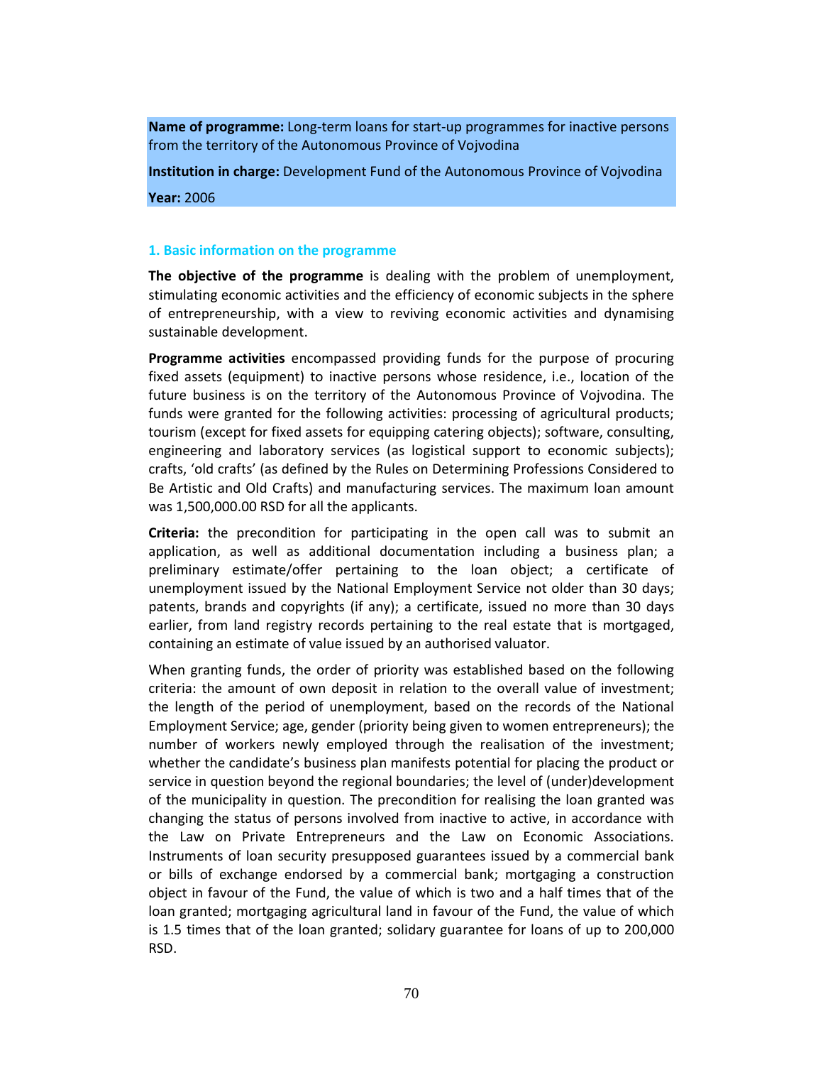**Name of programme:** Long-term loans for start-up programmes for inactive persons from the territory of the Autonomous Province of Vojvodina

**Institution in charge:** Development Fund of the Autonomous Province of Vojvodina

**Year:** 2006

### 1. Basic information on the programme

**The objective of the programme** is dealing with the problem of unemployment, stimulating economic activities and the efficiency of economic subjects in the sphere of entrepreneurship, with a view to reviving economic activities and dynamising sustainable development.

**Programme activities** encompassed providing funds for the purpose of procuring fixed assets (equipment) to inactive persons whose residence, i.e., location of the future business is on the territory of the Autonomous Province of Vojvodina. The funds were granted for the following activities: processing of agricultural products; tourism (except for fixed assets for equipping catering objects); software, consulting, engineering and laboratory services (as logistical support to economic subjects); crafts, 'old crafts' (as defined by the Rules on Determining Professions Considered to Be Artistic and Old Crafts) and manufacturing services. The maximum loan amount was 1,500,000.00 RSD for all the applicants.

**Criteria:** the precondition for participating in the open call was to submit an application, as well as additional documentation including a business plan; a preliminary estimate/offer pertaining to the loan object; a certificate of unemployment issued by the National Employment Service not older than 30 days; patents, brands and copyrights (if any); a certificate, issued no more than 30 days earlier, from land registry records pertaining to the real estate that is mortgaged, containing an estimate of value issued by an authorised valuator.

When granting funds, the order of priority was established based on the following criteria: the amount of own deposit in relation to the overall value of investment; the length of the period of unemployment, based on the records of the National Employment Service; age, gender (priority being given to women entrepreneurs); the number of workers newly employed through the realisation of the investment; whether the candidate's business plan manifests potential for placing the product or service in question beyond the regional boundaries; the level of (under)development of the municipality in question. The precondition for realising the loan granted was changing the status of persons involved from inactive to active, in accordance with the Law on Private Entrepreneurs and the Law on Economic Associations. Instruments of loan security presupposed guarantees issued by a commercial bank or bills of exchange endorsed by a commercial bank; mortgaging a construction object in favour of the Fund, the value of which is two and a half times that of the loan granted; mortgaging agricultural land in favour of the Fund, the value of which is 1.5 times that of the loan granted; solidary guarantee for loans of up to 200,000 RSD.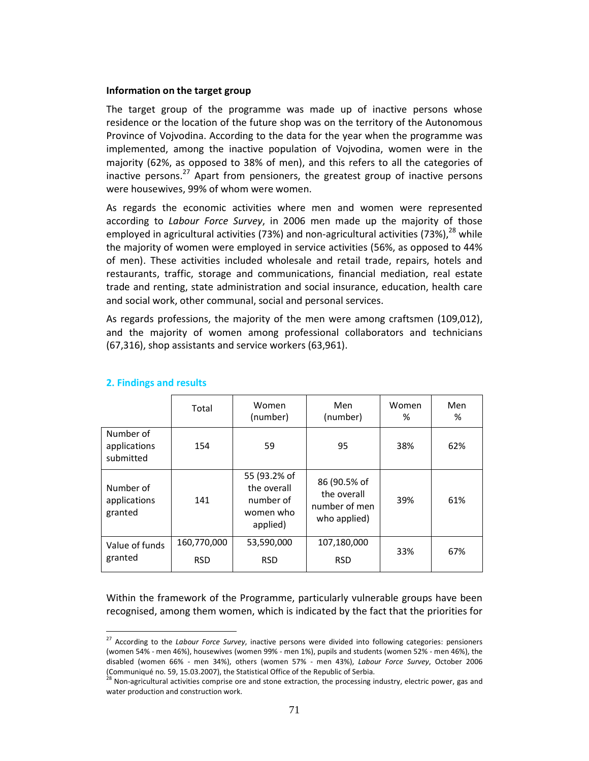**Information on the target group**

The target group of the programme was made up of inactive persons whose residence or the location of the future shop was on the territory of the Autonomous Province of Vojvodina. According to the data for the year when the programme was implemented, among the inactive population of Vojvodina, women were in the majority (62%, as opposed to 38% of men), and this refers to all the categories of inactive persons.[27] Apart from pensioners, the greatest group of inactive persons were housewives, 99% of whom were women.

As regards the economic activities where men and women were represented according to *Labour Force Survey*, in 2006 men made up the majority of those employed in agricultural activities (73%) and non-agricultural activities (73%),[28] while the majority of women were employed in service activities (56%, as opposed to 44% of men). These activities included wholesale and retail trade, repairs, hotels and restaurants, traffic, storage and communications, financial mediation, real estate trade and renting, state administration and social insurance, education, health care and social work, other communal, social and personal services.

As regards professions, the majority of the men were among craftsmen (109,012), and the majority of women among professional collaborators and technicians (67,316), shop assistants and service workers (63,961).

## 2. Findings and results

| | Total | Women (number) | Men (number) | Women % | Men % |
|---|---|---|---|---|---|
| Number of applications submitted | 154 | 59 | 95 | 38% | 62% |
| Number of applications granted | 141 | 55 (93.2% of the overall number of women who applied) | 86 (90.5% of the overall number of men who applied) | 39% | 61% |
| Value of funds granted | 160,770,000 RSD | 53,590,000 RSD | 107,180,000 RSD | 33% | 67% |

Within the framework of the Programme, particularly vulnerable groups have been recognised, among them women, which is indicated by the fact that the priorities for

---

[27] According to the *Labour Force Survey*, inactive persons were divided into following categories: pensioners (women 54% - men 46%), housewives (women 99% - men 1%), pupils and students (women 52% - men 46%), the disabled (women 66% - men 34%), others (women 57% - men 43%), *Labour Force Survey*, October 2006 (Communiqué no. 59, 15.03.2007), the Statistical Office of the Republic of Serbia.

[28] Non-agricultural activities comprise ore and stone extraction, the processing industry, electric power, gas and water production and construction work.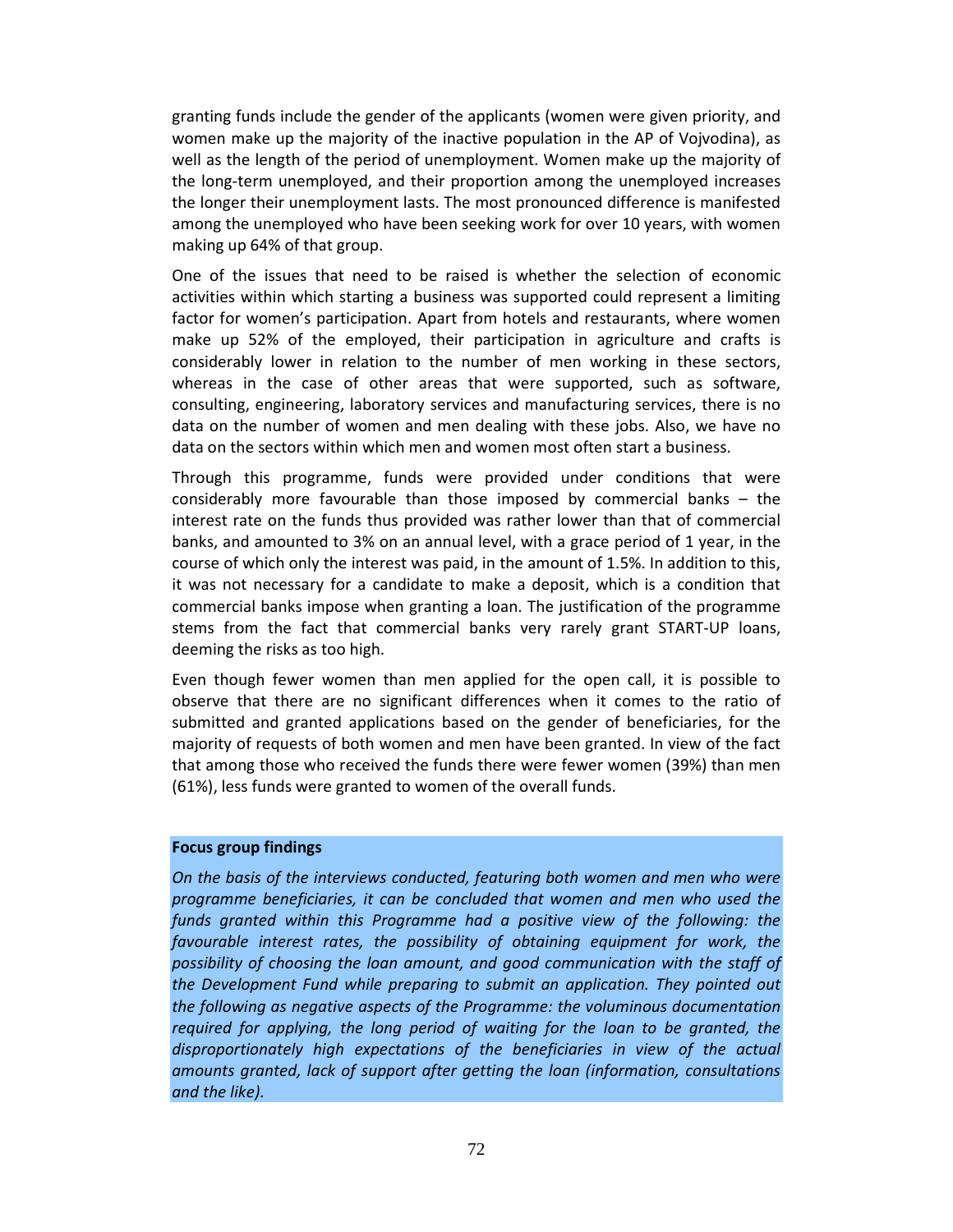granting funds include the gender of the applicants (women were given priority, and women make up the majority of the inactive population in the AP of Vojvodina), as well as the length of the period of unemployment. Women make up the majority of the long-term unemployed, and their proportion among the unemployed increases the longer their unemployment lasts. The most pronounced difference is manifested among the unemployed who have been seeking work for over 10 years, with women making up 64% of that group.

One of the issues that need to be raised is whether the selection of economic activities within which starting a business was supported could represent a limiting factor for women's participation. Apart from hotels and restaurants, where women make up 52% of the employed, their participation in agriculture and crafts is considerably lower in relation to the number of men working in these sectors, whereas in the case of other areas that were supported, such as software, consulting, engineering, laboratory services and manufacturing services, there is no data on the number of women and men dealing with these jobs. Also, we have no data on the sectors within which men and women most often start a business.

Through this programme, funds were provided under conditions that were considerably more favourable than those imposed by commercial banks – the interest rate on the funds thus provided was rather lower than that of commercial banks, and amounted to 3% on an annual level, with a grace period of 1 year, in the course of which only the interest was paid, in the amount of 1.5%. In addition to this, it was not necessary for a candidate to make a deposit, which is a condition that commercial banks impose when granting a loan. The justification of the programme stems from the fact that commercial banks very rarely grant START-UP loans, deeming the risks as too high.

Even though fewer women than men applied for the open call, it is possible to observe that there are no significant differences when it comes to the ratio of submitted and granted applications based on the gender of beneficiaries, for the majority of requests of both women and men have been granted. In view of the fact that among those who received the funds there were fewer women (39%) than men (61%), less funds were granted to women of the overall funds.

**Focus group findings**

*On the basis of the interviews conducted, featuring both women and men who were programme beneficiaries, it can be concluded that women and men who used the funds granted within this Programme had a positive view of the following: the favourable interest rates, the possibility of obtaining equipment for work, the possibility of choosing the loan amount, and good communication with the staff of the Development Fund while preparing to submit an application. They pointed out the following as negative aspects of the Programme: the voluminous documentation required for applying, the long period of waiting for the loan to be granted, the disproportionately high expectations of the beneficiaries in view of the actual amounts granted, lack of support after getting the loan (information, consultations and the like).*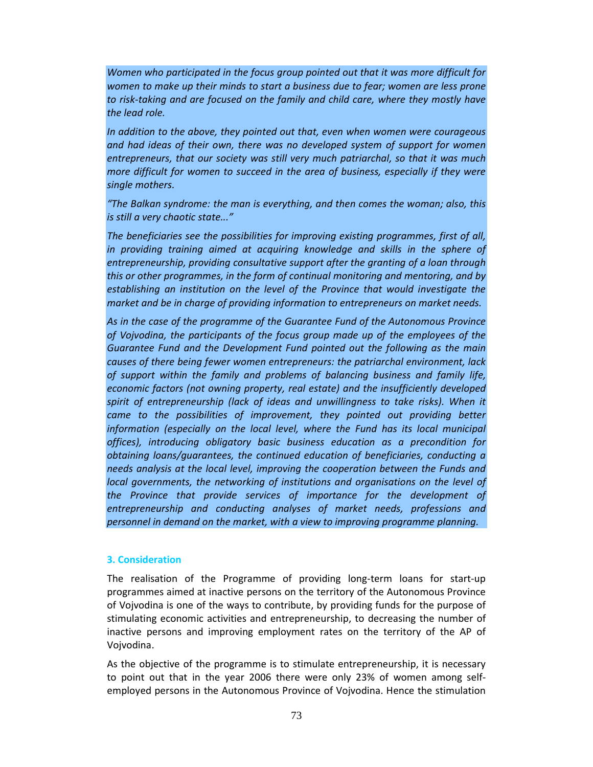*Women who participated in the focus group pointed out that it was more difficult for women to make up their minds to start a business due to fear; women are less prone to risk-taking and are focused on the family and child care, where they mostly have the lead role.*

*In addition to the above, they pointed out that, even when women were courageous and had ideas of their own, there was no developed system of support for women entrepreneurs, that our society was still very much patriarchal, so that it was much more difficult for women to succeed in the area of business, especially if they were single mothers.*

*"The Balkan syndrome: the man is everything, and then comes the woman; also, this is still a very chaotic state..."*

*The beneficiaries see the possibilities for improving existing programmes, first of all, in providing training aimed at acquiring knowledge and skills in the sphere of entrepreneurship, providing consultative support after the granting of a loan through this or other programmes, in the form of continual monitoring and mentoring, and by establishing an institution on the level of the Province that would investigate the market and be in charge of providing information to entrepreneurs on market needs.*

*As in the case of the programme of the Guarantee Fund of the Autonomous Province of Vojvodina, the participants of the focus group made up of the employees of the Guarantee Fund and the Development Fund pointed out the following as the main causes of there being fewer women entrepreneurs: the patriarchal environment, lack of support within the family and problems of balancing business and family life, economic factors (not owning property, real estate) and the insufficiently developed spirit of entrepreneurship (lack of ideas and unwillingness to take risks). When it came to the possibilities of improvement, they pointed out providing better information (especially on the local level, where the Fund has its local municipal offices), introducing obligatory basic business education as a precondition for obtaining loans/guarantees, the continued education of beneficiaries, conducting a needs analysis at the local level, improving the cooperation between the Funds and local governments, the networking of institutions and organisations on the level of the Province that provide services of importance for the development of entrepreneurship and conducting analyses of market needs, professions and personnel in demand on the market, with a view to improving programme planning.*

### 3. Consideration

The realisation of the Programme of providing long-term loans for start-up programmes aimed at inactive persons on the territory of the Autonomous Province of Vojvodina is one of the ways to contribute, by providing funds for the purpose of stimulating economic activities and entrepreneurship, to decreasing the number of inactive persons and improving employment rates on the territory of the AP of Vojvodina.

As the objective of the programme is to stimulate entrepreneurship, it is necessary to point out that in the year 2006 there were only 23% of women among self-employed persons in the Autonomous Province of Vojvodina. Hence the stimulation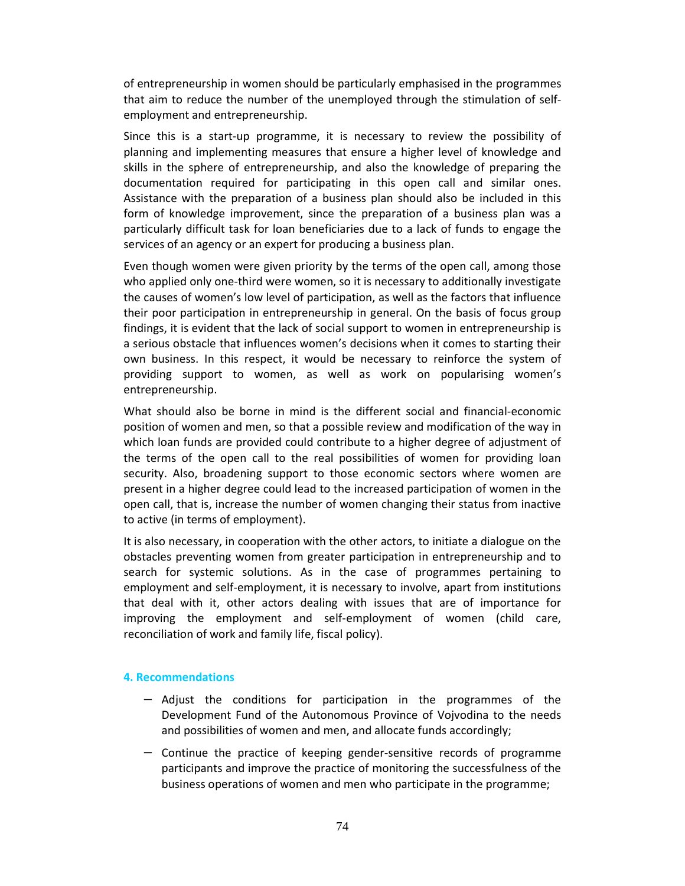of entrepreneurship in women should be particularly emphasised in the programmes that aim to reduce the number of the unemployed through the stimulation of self-employment and entrepreneurship.

Since this is a start-up programme, it is necessary to review the possibility of planning and implementing measures that ensure a higher level of knowledge and skills in the sphere of entrepreneurship, and also the knowledge of preparing the documentation required for participating in this open call and similar ones. Assistance with the preparation of a business plan should also be included in this form of knowledge improvement, since the preparation of a business plan was a particularly difficult task for loan beneficiaries due to a lack of funds to engage the services of an agency or an expert for producing a business plan.

Even though women were given priority by the terms of the open call, among those who applied only one-third were women, so it is necessary to additionally investigate the causes of women's low level of participation, as well as the factors that influence their poor participation in entrepreneurship in general. On the basis of focus group findings, it is evident that the lack of social support to women in entrepreneurship is a serious obstacle that influences women's decisions when it comes to starting their own business. In this respect, it would be necessary to reinforce the system of providing support to women, as well as work on popularising women's entrepreneurship.

What should also be borne in mind is the different social and financial-economic position of women and men, so that a possible review and modification of the way in which loan funds are provided could contribute to a higher degree of adjustment of the terms of the open call to the real possibilities of women for providing loan security. Also, broadening support to those economic sectors where women are present in a higher degree could lead to the increased participation of women in the open call, that is, increase the number of women changing their status from inactive to active (in terms of employment).

It is also necessary, in cooperation with the other actors, to initiate a dialogue on the obstacles preventing women from greater participation in entrepreneurship and to search for systemic solutions. As in the case of programmes pertaining to employment and self-employment, it is necessary to involve, apart from institutions that deal with it, other actors dealing with issues that are of importance for improving the employment and self-employment of women (child care, reconciliation of work and family life, fiscal policy).

### 4. Recommendations

- Adjust the conditions for participation in the programmes of the Development Fund of the Autonomous Province of Vojvodina to the needs and possibilities of women and men, and allocate funds accordingly;
- Continue the practice of keeping gender-sensitive records of programme participants and improve the practice of monitoring the successfulness of the business operations of women and men who participate in the programme;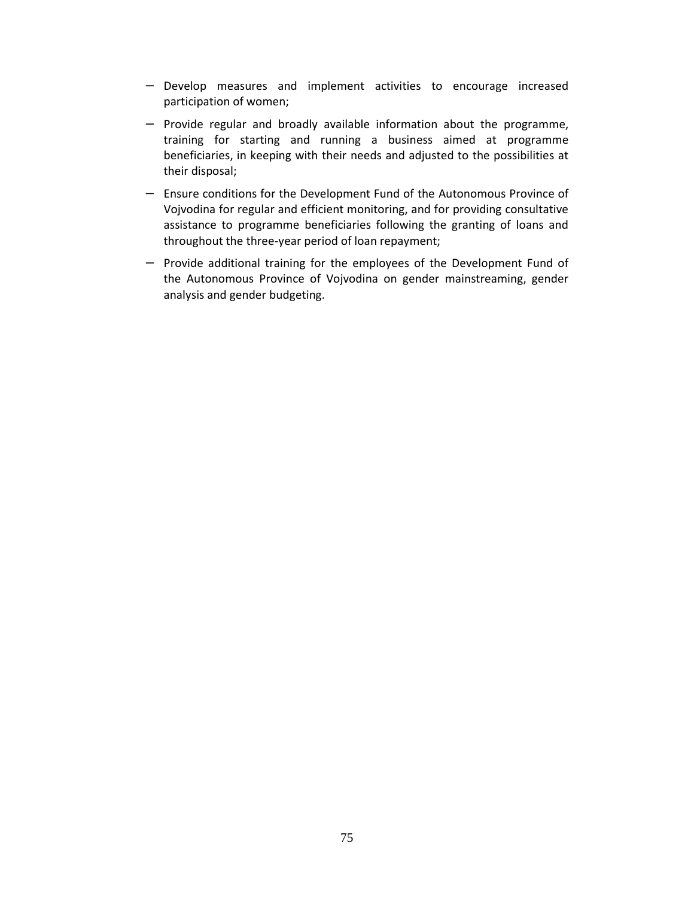- Develop measures and implement activities to encourage increased participation of women;
- Provide regular and broadly available information about the programme, training for starting and running a business aimed at programme beneficiaries, in keeping with their needs and adjusted to the possibilities at their disposal;
- Ensure conditions for the Development Fund of the Autonomous Province of Vojvodina for regular and efficient monitoring, and for providing consultative assistance to programme beneficiaries following the granting of loans and throughout the three-year period of loan repayment;
- Provide additional training for the employees of the Development Fund of the Autonomous Province of Vojvodina on gender mainstreaming, gender analysis and gender budgeting.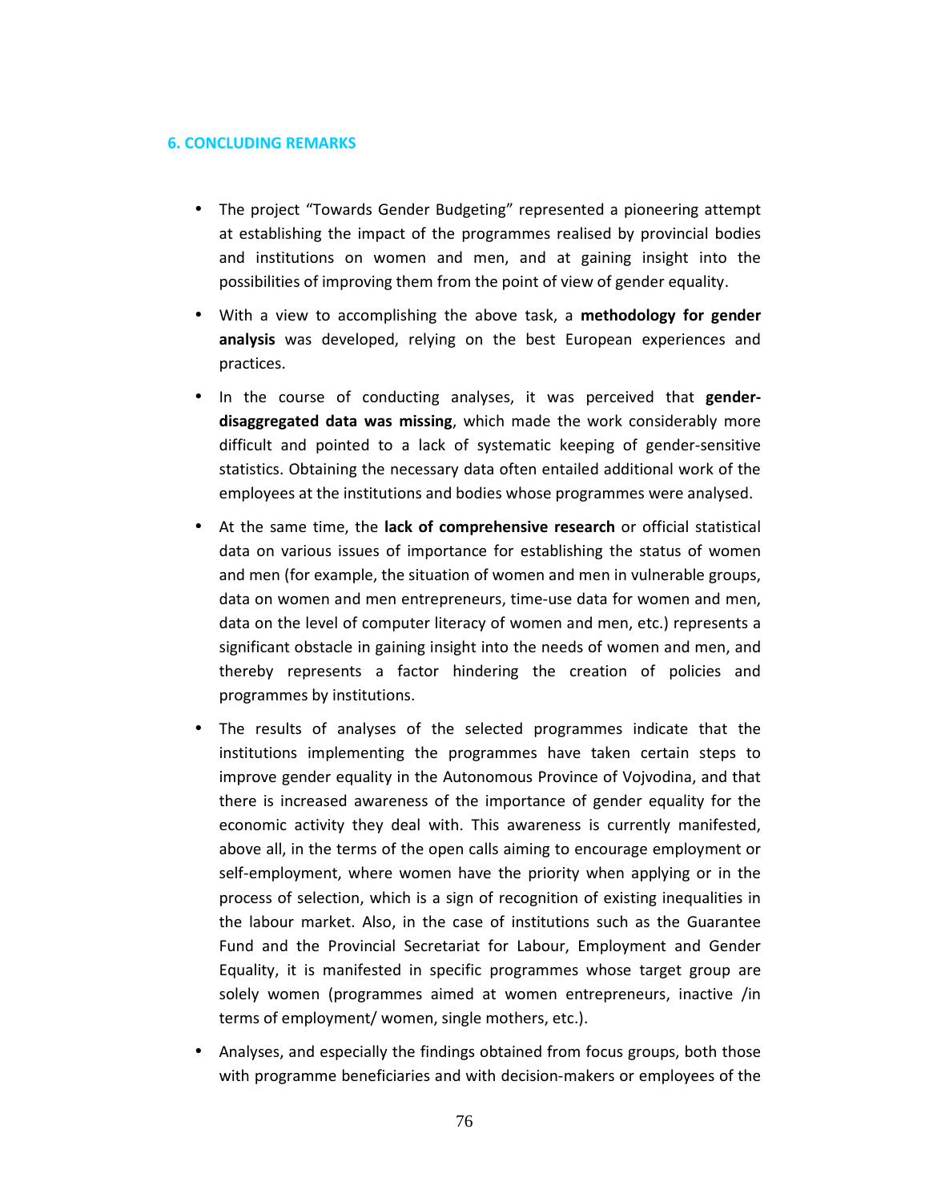## 6. CONCLUDING REMARKS

- The project "Towards Gender Budgeting" represented a pioneering attempt at establishing the impact of the programmes realised by provincial bodies and institutions on women and men, and at gaining insight into the possibilities of improving them from the point of view of gender equality.
- With a view to accomplishing the above task, a **methodology for gender analysis** was developed, relying on the best European experiences and practices.
- In the course of conducting analyses, it was perceived that **gender-disaggregated data was missing**, which made the work considerably more difficult and pointed to a lack of systematic keeping of gender-sensitive statistics. Obtaining the necessary data often entailed additional work of the employees at the institutions and bodies whose programmes were analysed.
- At the same time, the **lack of comprehensive research** or official statistical data on various issues of importance for establishing the status of women and men (for example, the situation of women and men in vulnerable groups, data on women and men entrepreneurs, time-use data for women and men, data on the level of computer literacy of women and men, etc.) represents a significant obstacle in gaining insight into the needs of women and men, and thereby represents a factor hindering the creation of policies and programmes by institutions.
- The results of analyses of the selected programmes indicate that the institutions implementing the programmes have taken certain steps to improve gender equality in the Autonomous Province of Vojvodina, and that there is increased awareness of the importance of gender equality for the economic activity they deal with. This awareness is currently manifested, above all, in the terms of the open calls aiming to encourage employment or self-employment, where women have the priority when applying or in the process of selection, which is a sign of recognition of existing inequalities in the labour market. Also, in the case of institutions such as the Guarantee Fund and the Provincial Secretariat for Labour, Employment and Gender Equality, it is manifested in specific programmes whose target group are solely women (programmes aimed at women entrepreneurs, inactive /in terms of employment/ women, single mothers, etc.).
- Analyses, and especially the findings obtained from focus groups, both those with programme beneficiaries and with decision-makers or employees of the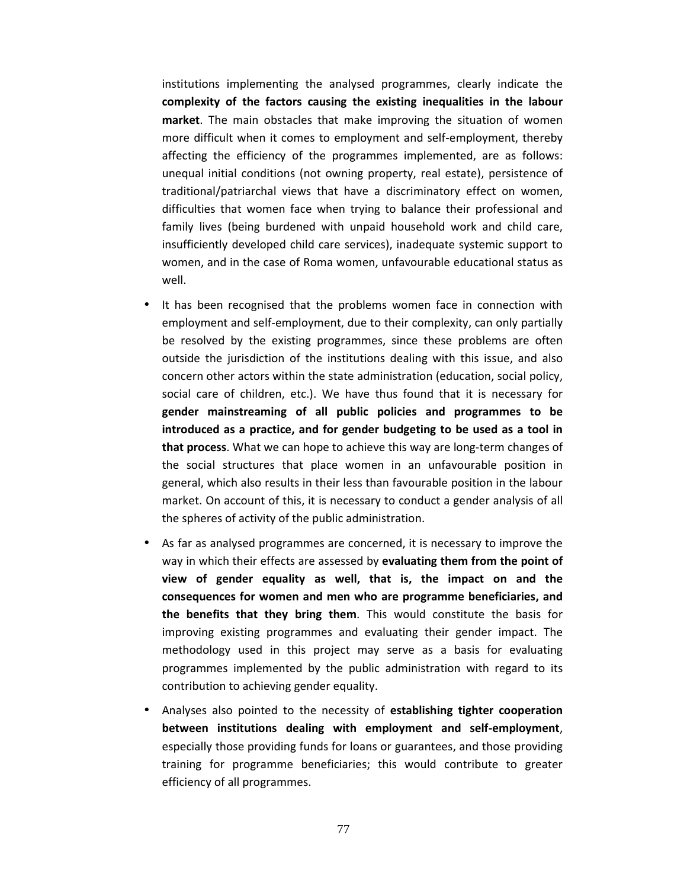institutions implementing the analysed programmes, clearly indicate the **complexity of the factors causing the existing inequalities in the labour market**. The main obstacles that make improving the situation of women more difficult when it comes to employment and self-employment, thereby affecting the efficiency of the programmes implemented, are as follows: unequal initial conditions (not owning property, real estate), persistence of traditional/patriarchal views that have a discriminatory effect on women, difficulties that women face when trying to balance their professional and family lives (being burdened with unpaid household work and child care, insufficiently developed child care services), inadequate systemic support to women, and in the case of Roma women, unfavourable educational status as well.

- It has been recognised that the problems women face in connection with employment and self-employment, due to their complexity, can only partially be resolved by the existing programmes, since these problems are often outside the jurisdiction of the institutions dealing with this issue, and also concern other actors within the state administration (education, social policy, social care of children, etc.). We have thus found that it is necessary for **gender mainstreaming of all public policies and programmes to be introduced as a practice, and for gender budgeting to be used as a tool in that process**. What we can hope to achieve this way are long-term changes of the social structures that place women in an unfavourable position in general, which also results in their less than favourable position in the labour market. On account of this, it is necessary to conduct a gender analysis of all the spheres of activity of the public administration.
- As far as analysed programmes are concerned, it is necessary to improve the way in which their effects are assessed by **evaluating them from the point of view of gender equality as well, that is, the impact on and the consequences for women and men who are programme beneficiaries, and the benefits that they bring them**. This would constitute the basis for improving existing programmes and evaluating their gender impact. The methodology used in this project may serve as a basis for evaluating programmes implemented by the public administration with regard to its contribution to achieving gender equality.
- Analyses also pointed to the necessity of **establishing tighter cooperation between institutions dealing with employment and self-employment**, especially those providing funds for loans or guarantees, and those providing training for programme beneficiaries; this would contribute to greater efficiency of all programmes.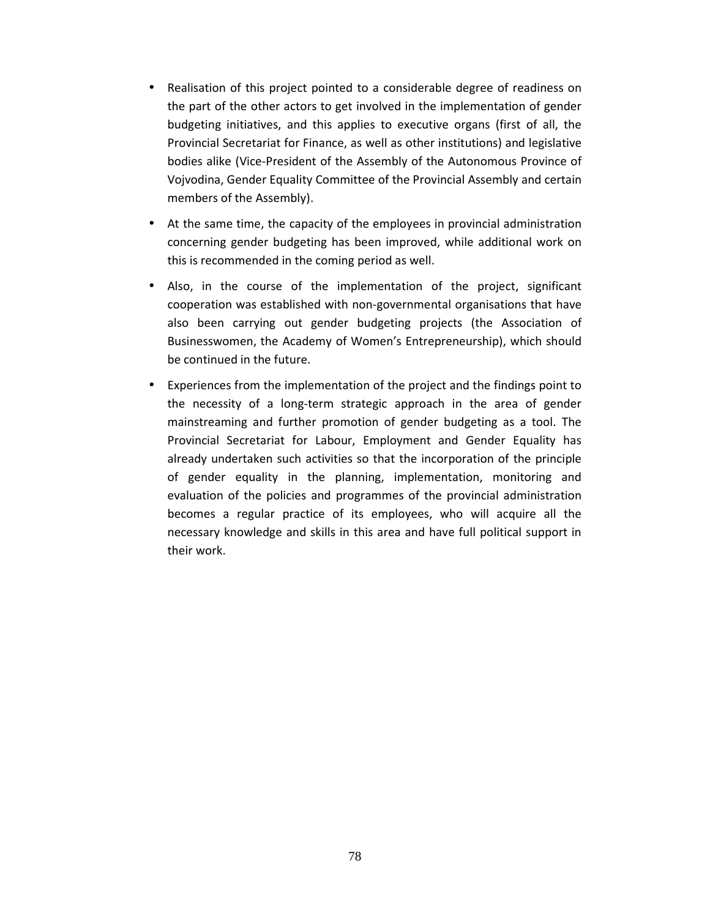- Realisation of this project pointed to a considerable degree of readiness on the part of the other actors to get involved in the implementation of gender budgeting initiatives, and this applies to executive organs (first of all, the Provincial Secretariat for Finance, as well as other institutions) and legislative bodies alike (Vice-President of the Assembly of the Autonomous Province of Vojvodina, Gender Equality Committee of the Provincial Assembly and certain members of the Assembly).
- At the same time, the capacity of the employees in provincial administration concerning gender budgeting has been improved, while additional work on this is recommended in the coming period as well.
- Also, in the course of the implementation of the project, significant cooperation was established with non-governmental organisations that have also been carrying out gender budgeting projects (the Association of Businesswomen, the Academy of Women's Entrepreneurship), which should be continued in the future.
- Experiences from the implementation of the project and the findings point to the necessity of a long-term strategic approach in the area of gender mainstreaming and further promotion of gender budgeting as a tool. The Provincial Secretariat for Labour, Employment and Gender Equality has already undertaken such activities so that the incorporation of the principle of gender equality in the planning, implementation, monitoring and evaluation of the policies and programmes of the provincial administration becomes a regular practice of its employees, who will acquire all the necessary knowledge and skills in this area and have full political support in their work.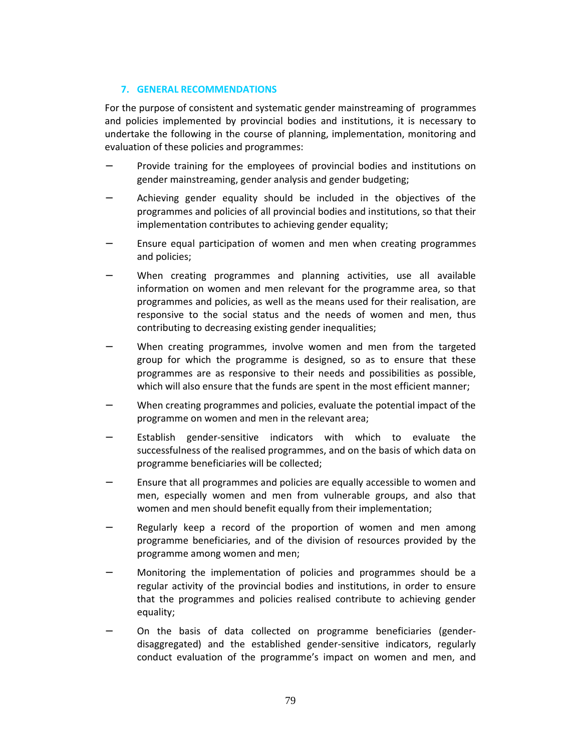## 7. GENERAL RECOMMENDATIONS

For the purpose of consistent and systematic gender mainstreaming of programmes and policies implemented by provincial bodies and institutions, it is necessary to undertake the following in the course of planning, implementation, monitoring and evaluation of these policies and programmes:

- Provide training for the employees of provincial bodies and institutions on gender mainstreaming, gender analysis and gender budgeting;
- Achieving gender equality should be included in the objectives of the programmes and policies of all provincial bodies and institutions, so that their implementation contributes to achieving gender equality;
- Ensure equal participation of women and men when creating programmes and policies;
- When creating programmes and planning activities, use all available information on women and men relevant for the programme area, so that programmes and policies, as well as the means used for their realisation, are responsive to the social status and the needs of women and men, thus contributing to decreasing existing gender inequalities;
- When creating programmes, involve women and men from the targeted group for which the programme is designed, so as to ensure that these programmes are as responsive to their needs and possibilities as possible, which will also ensure that the funds are spent in the most efficient manner;
- When creating programmes and policies, evaluate the potential impact of the programme on women and men in the relevant area;
- Establish gender-sensitive indicators with which to evaluate the successfulness of the realised programmes, and on the basis of which data on programme beneficiaries will be collected;
- Ensure that all programmes and policies are equally accessible to women and men, especially women and men from vulnerable groups, and also that women and men should benefit equally from their implementation;
- Regularly keep a record of the proportion of women and men among programme beneficiaries, and of the division of resources provided by the programme among women and men;
- Monitoring the implementation of policies and programmes should be a regular activity of the provincial bodies and institutions, in order to ensure that the programmes and policies realised contribute to achieving gender equality;
- On the basis of data collected on programme beneficiaries (gender-disaggregated) and the established gender-sensitive indicators, regularly conduct evaluation of the programme's impact on women and men, and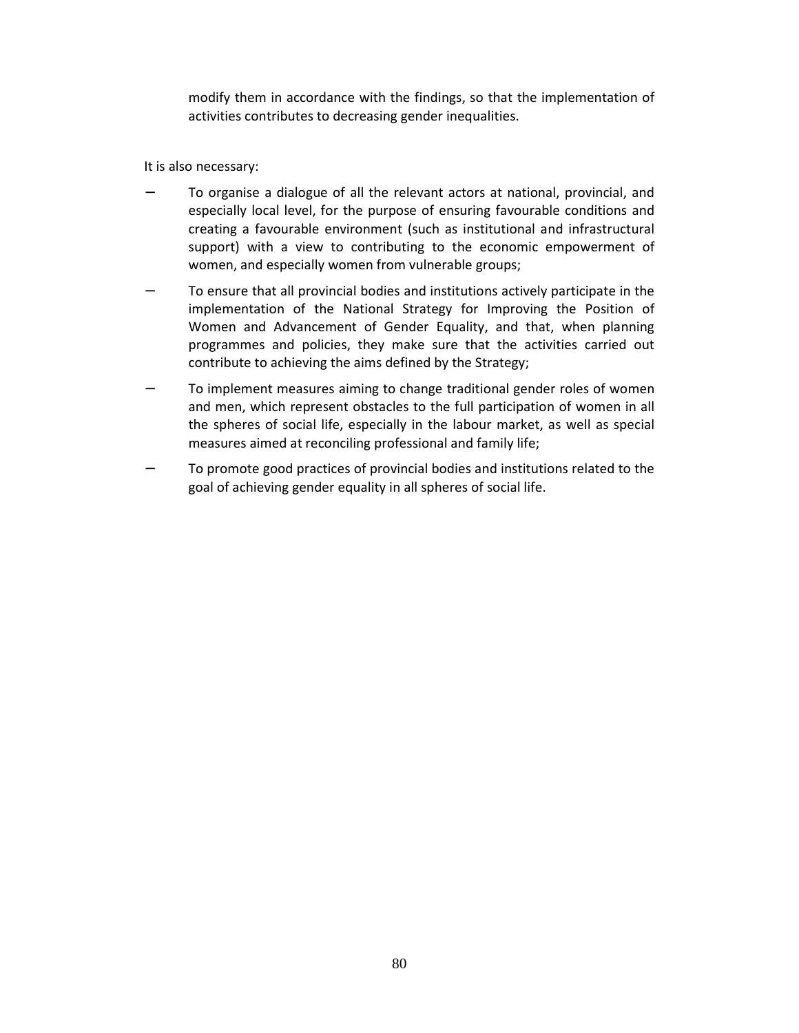modify them in accordance with the findings, so that the implementation of activities contributes to decreasing gender inequalities.

It is also necessary:

- To organise a dialogue of all the relevant actors at national, provincial, and especially local level, for the purpose of ensuring favourable conditions and creating a favourable environment (such as institutional and infrastructural support) with a view to contributing to the economic empowerment of women, and especially women from vulnerable groups;
- To ensure that all provincial bodies and institutions actively participate in the implementation of the National Strategy for Improving the Position of Women and Advancement of Gender Equality, and that, when planning programmes and policies, they make sure that the activities carried out contribute to achieving the aims defined by the Strategy;
- To implement measures aiming to change traditional gender roles of women and men, which represent obstacles to the full participation of women in all the spheres of social life, especially in the labour market, as well as special measures aimed at reconciling professional and family life;
- To promote good practices of provincial bodies and institutions related to the goal of achieving gender equality in all spheres of social life.